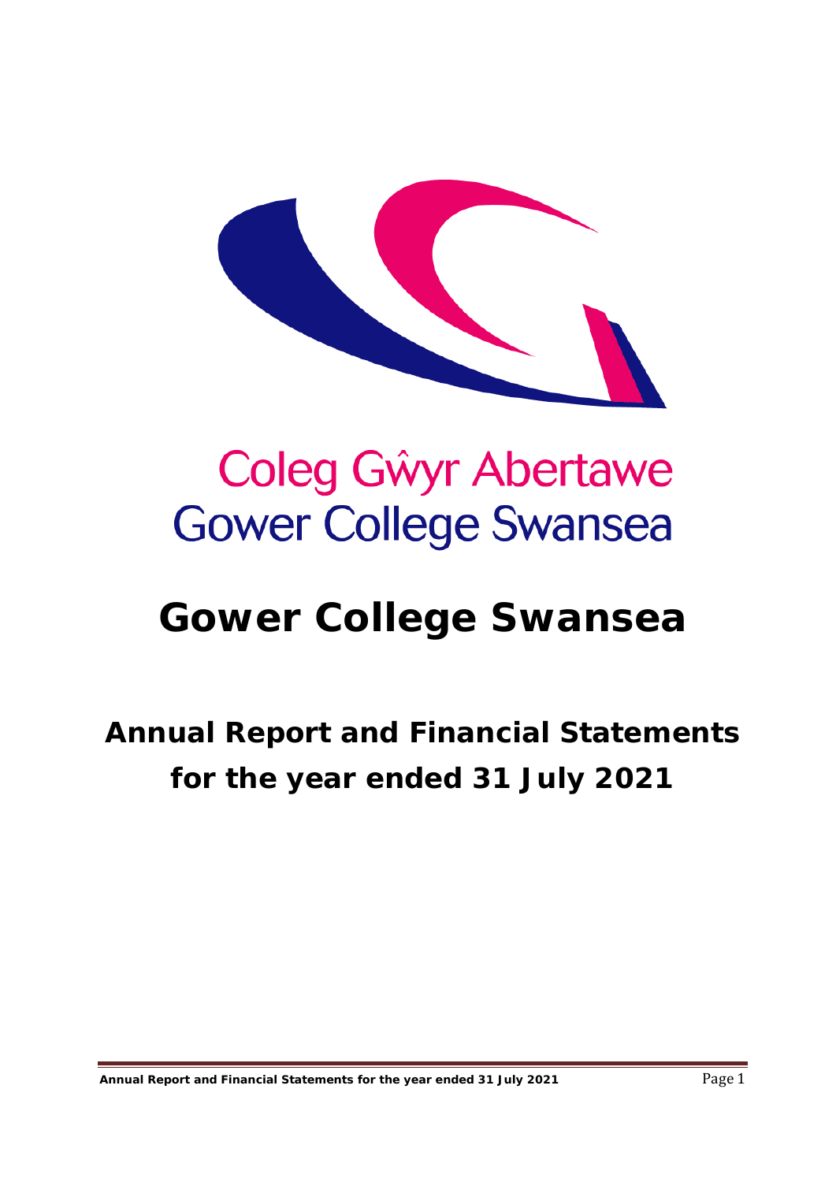Coleg Gŵyr Abertawe
Gower College Swansea

# Gower College Swansea

## Annual Report and Financial Statements for the year ended 31 July 2021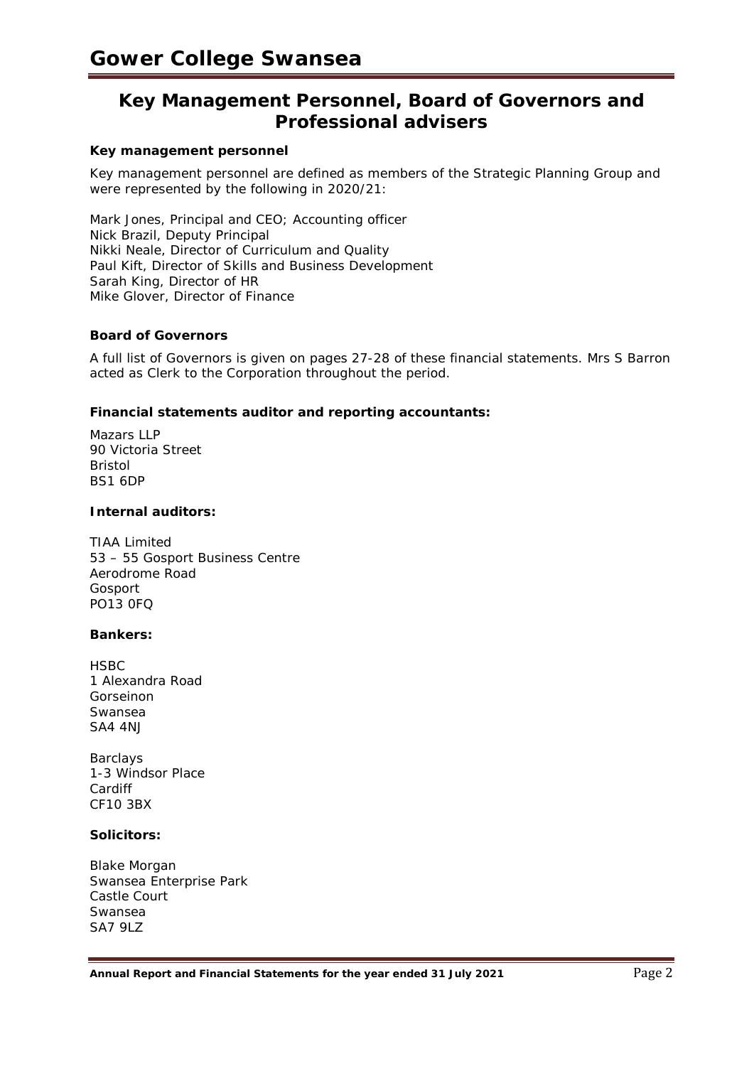## Key Management Personnel, Board of Governors and Professional advisers

**Key management personnel**

Key management personnel are defined as members of the Strategic Planning Group and were represented by the following in 2020/21:

Mark Jones, Principal and CEO; Accounting officer
Nick Brazil, Deputy Principal
Nikki Neale, Director of Curriculum and Quality
Paul Kift, Director of Skills and Business Development
Sarah King, Director of HR
Mike Glover, Director of Finance

**Board of Governors**

A full list of Governors is given on pages 27-28 of these financial statements. Mrs S Barron acted as Clerk to the Corporation throughout the period.

**Financial statements auditor and reporting accountants:**

Mazars LLP
90 Victoria Street
Bristol
BS1 6DP

**Internal auditors:**

TIAA Limited
53 – 55 Gosport Business Centre
Aerodrome Road
Gosport
PO13 0FQ

**Bankers:**

HSBC
1 Alexandra Road
Gorseinon
Swansea
SA4 4NJ

Barclays
1-3 Windsor Place
Cardiff
CF10 3BX

**Solicitors:**

Blake Morgan
Swansea Enterprise Park
Castle Court
Swansea
SA7 9LZ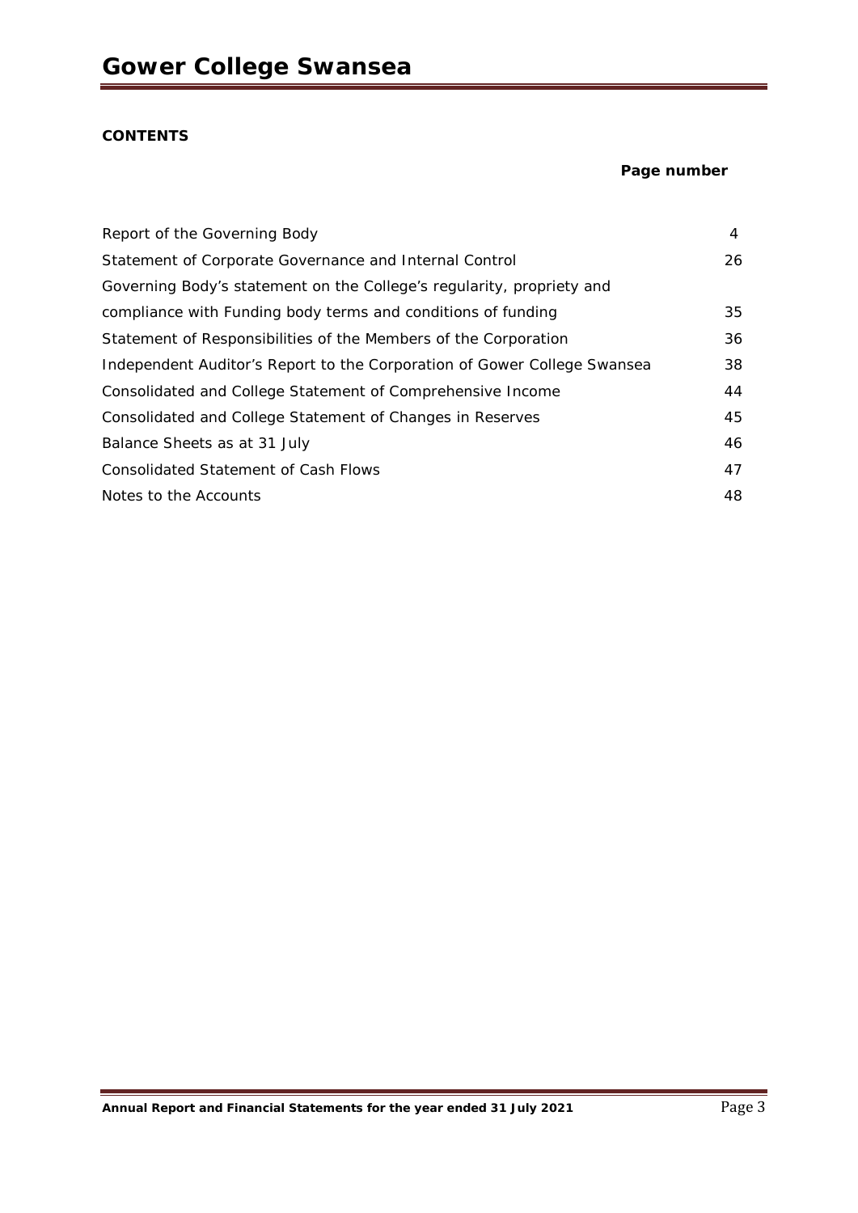**CONTENTS**

| | Page number |
|---|---|
| Report of the Governing Body | 4 |
| Statement of Corporate Governance and Internal Control | 26 |
| Governing Body's statement on the College's regularity, propriety and compliance with Funding body terms and conditions of funding | 35 |
| Statement of Responsibilities of the Members of the Corporation | 36 |
| Independent Auditor's Report to the Corporation of Gower College Swansea | 38 |
| Consolidated and College Statement of Comprehensive Income | 44 |
| Consolidated and College Statement of Changes in Reserves | 45 |
| Balance Sheets as at 31 July | 46 |
| Consolidated Statement of Cash Flows | 47 |
| Notes to the Accounts | 48 |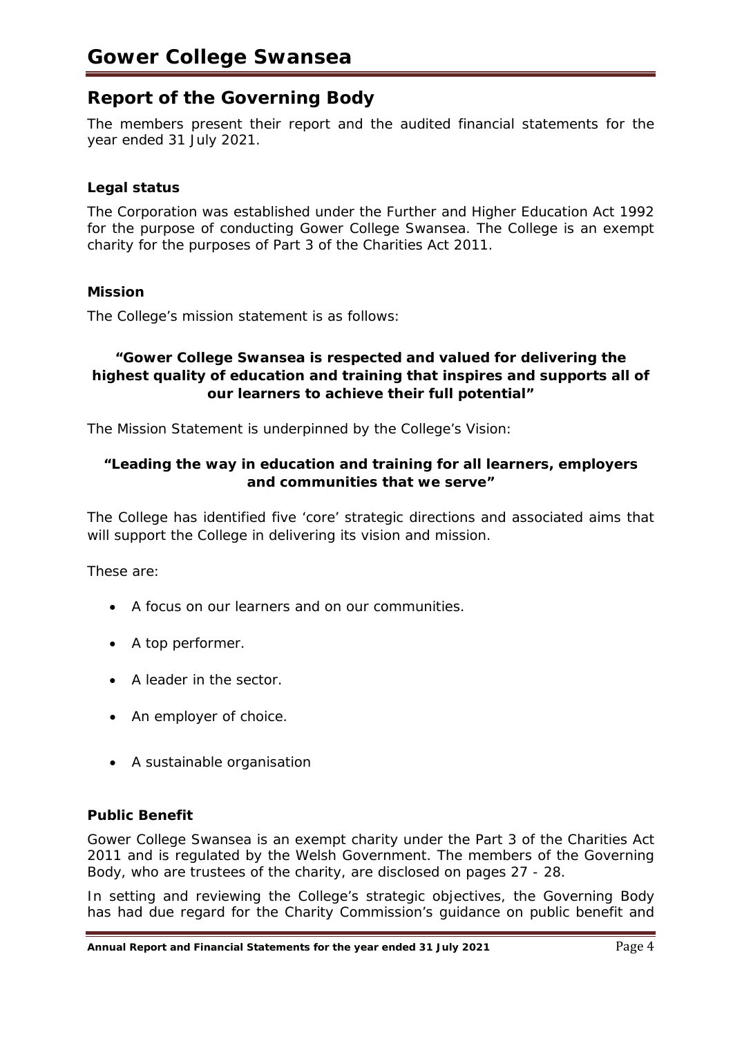## Report of the Governing Body

The members present their report and the audited financial statements for the year ended 31 July 2021.

### Legal status

The Corporation was established under the Further and Higher Education Act 1992 for the purpose of conducting Gower College Swansea. The College is an exempt charity for the purposes of Part 3 of the Charities Act 2011.

### Mission

The College's mission statement is as follows:

**"Gower College Swansea is respected and valued for delivering the highest quality of education and training that inspires and supports all of our learners to achieve their full potential"**

The Mission Statement is underpinned by the College's Vision:

**"Leading the way in education and training for all learners, employers and communities that we serve"**

The College has identified five 'core' strategic directions and associated aims that will support the College in delivering its vision and mission.

These are:

- A focus on our learners and on our communities.
- A top performer.
- A leader in the sector.
- An employer of choice.
- A sustainable organisation

### Public Benefit

Gower College Swansea is an exempt charity under the Part 3 of the Charities Act 2011 and is regulated by the Welsh Government. The members of the Governing Body, who are trustees of the charity, are disclosed on pages 27 - 28.

In setting and reviewing the College's strategic objectives, the Governing Body has had due regard for the Charity Commission's guidance on public benefit and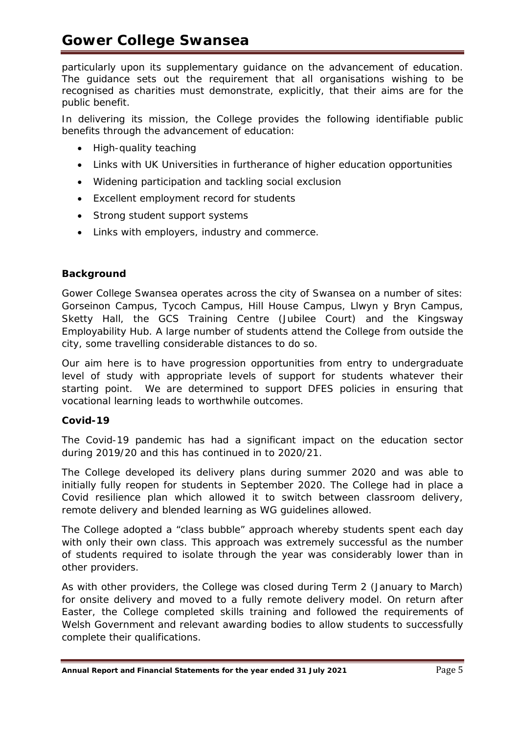particularly upon its supplementary guidance on the advancement of education. The guidance sets out the requirement that all organisations wishing to be recognised as charities must demonstrate, explicitly, that their aims are for the public benefit.

In delivering its mission, the College provides the following identifiable public benefits through the advancement of education:

- High-quality teaching
- Links with UK Universities in furtherance of higher education opportunities
- Widening participation and tackling social exclusion
- Excellent employment record for students
- Strong student support systems
- Links with employers, industry and commerce.

**Background**

Gower College Swansea operates across the city of Swansea on a number of sites: Gorseinon Campus, Tycoch Campus, Hill House Campus, Llwyn y Bryn Campus, Sketty Hall, the GCS Training Centre (Jubilee Court) and the Kingsway Employability Hub. A large number of students attend the College from outside the city, some travelling considerable distances to do so.

Our aim here is to have progression opportunities from entry to undergraduate level of study with appropriate levels of support for students whatever their starting point. We are determined to support DFES policies in ensuring that vocational learning leads to worthwhile outcomes.

**Covid-19**

The Covid-19 pandemic has had a significant impact on the education sector during 2019/20 and this has continued in to 2020/21.

The College developed its delivery plans during summer 2020 and was able to initially fully reopen for students in September 2020. The College had in place a Covid resilience plan which allowed it to switch between classroom delivery, remote delivery and blended learning as WG guidelines allowed.

The College adopted a "class bubble" approach whereby students spent each day with only their own class. This approach was extremely successful as the number of students required to isolate through the year was considerably lower than in other providers.

As with other providers, the College was closed during Term 2 (January to March) for onsite delivery and moved to a fully remote delivery model. On return after Easter, the College completed skills training and followed the requirements of Welsh Government and relevant awarding bodies to allow students to successfully complete their qualifications.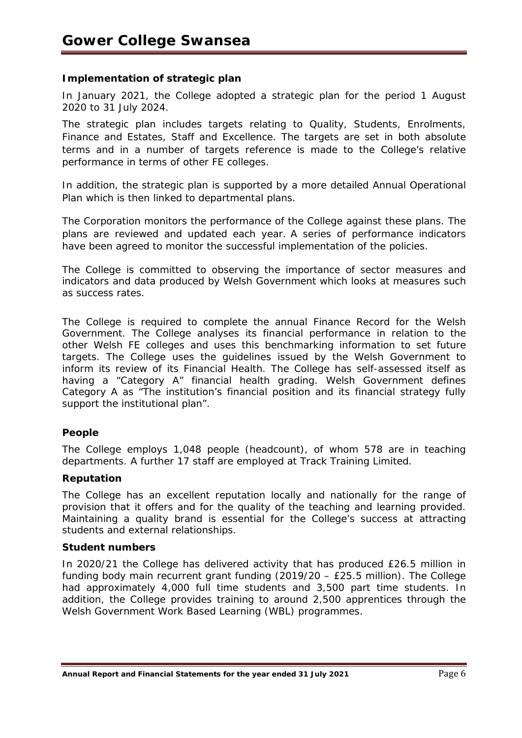### Implementation of strategic plan

In January 2021, the College adopted a strategic plan for the period 1 August 2020 to 31 July 2024.

The strategic plan includes targets relating to Quality, Students, Enrolments, Finance and Estates, Staff and Excellence. The targets are set in both absolute terms and in a number of targets reference is made to the College's relative performance in terms of other FE colleges.

In addition, the strategic plan is supported by a more detailed Annual Operational Plan which is then linked to departmental plans.

The Corporation monitors the performance of the College against these plans. The plans are reviewed and updated each year. A series of performance indicators have been agreed to monitor the successful implementation of the policies.

The College is committed to observing the importance of sector measures and indicators and data produced by Welsh Government which looks at measures such as success rates.

The College is required to complete the annual Finance Record for the Welsh Government. The College analyses its financial performance in relation to the other Welsh FE colleges and uses this benchmarking information to set future targets. The College uses the guidelines issued by the Welsh Government to inform its review of its Financial Health. The College has self-assessed itself as having a "Category A" financial health grading. Welsh Government defines Category A as "The institution's financial position and its financial strategy fully support the institutional plan".

### People

The College employs 1,048 people (headcount), of whom 578 are in teaching departments. A further 17 staff are employed at Track Training Limited.

### Reputation

The College has an excellent reputation locally and nationally for the range of provision that it offers and for the quality of the teaching and learning provided. Maintaining a quality brand is essential for the College's success at attracting students and external relationships.

### Student numbers

In 2020/21 the College has delivered activity that has produced £26.5 million in funding body main recurrent grant funding (2019/20 – £25.5 million). The College had approximately 4,000 full time students and 3,500 part time students. In addition, the College provides training to around 2,500 apprentices through the Welsh Government Work Based Learning (WBL) programmes.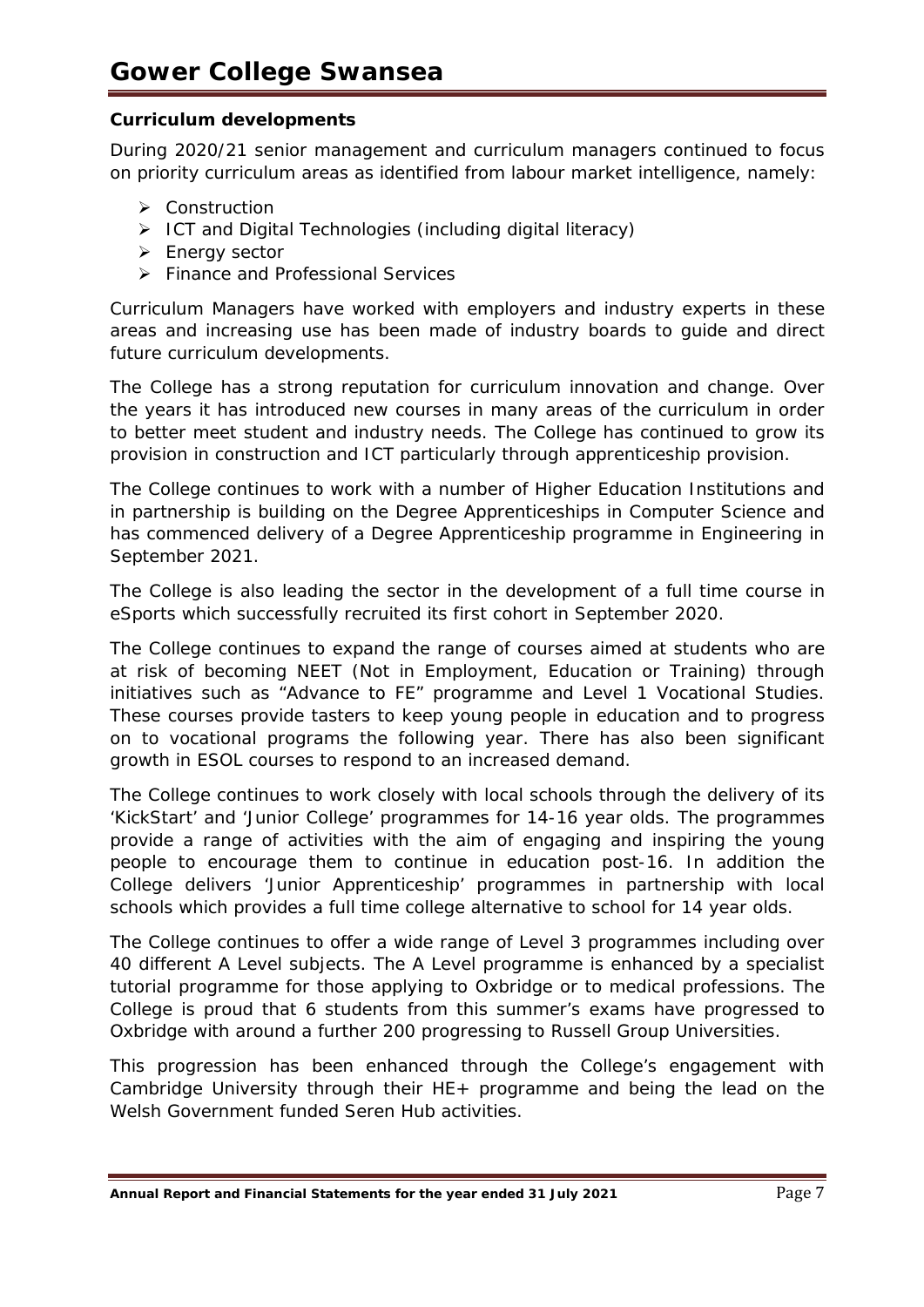**Curriculum developments**

During 2020/21 senior management and curriculum managers continued to focus on priority curriculum areas as identified from labour market intelligence, namely:

- Construction
- ICT and Digital Technologies (including digital literacy)
- Energy sector
- Finance and Professional Services

Curriculum Managers have worked with employers and industry experts in these areas and increasing use has been made of industry boards to guide and direct future curriculum developments.

The College has a strong reputation for curriculum innovation and change. Over the years it has introduced new courses in many areas of the curriculum in order to better meet student and industry needs. The College has continued to grow its provision in construction and ICT particularly through apprenticeship provision.

The College continues to work with a number of Higher Education Institutions and in partnership is building on the Degree Apprenticeships in Computer Science and has commenced delivery of a Degree Apprenticeship programme in Engineering in September 2021.

The College is also leading the sector in the development of a full time course in eSports which successfully recruited its first cohort in September 2020.

The College continues to expand the range of courses aimed at students who are at risk of becoming NEET (Not in Employment, Education or Training) through initiatives such as "Advance to FE" programme and Level 1 Vocational Studies. These courses provide tasters to keep young people in education and to progress on to vocational programs the following year. There has also been significant growth in ESOL courses to respond to an increased demand.

The College continues to work closely with local schools through the delivery of its 'KickStart' and 'Junior College' programmes for 14-16 year olds. The programmes provide a range of activities with the aim of engaging and inspiring the young people to encourage them to continue in education post-16. In addition the College delivers 'Junior Apprenticeship' programmes in partnership with local schools which provides a full time college alternative to school for 14 year olds.

The College continues to offer a wide range of Level 3 programmes including over 40 different A Level subjects. The A Level programme is enhanced by a specialist tutorial programme for those applying to Oxbridge or to medical professions. The College is proud that 6 students from this summer's exams have progressed to Oxbridge with around a further 200 progressing to Russell Group Universities.

This progression has been enhanced through the College's engagement with Cambridge University through their HE+ programme and being the lead on the Welsh Government funded Seren Hub activities.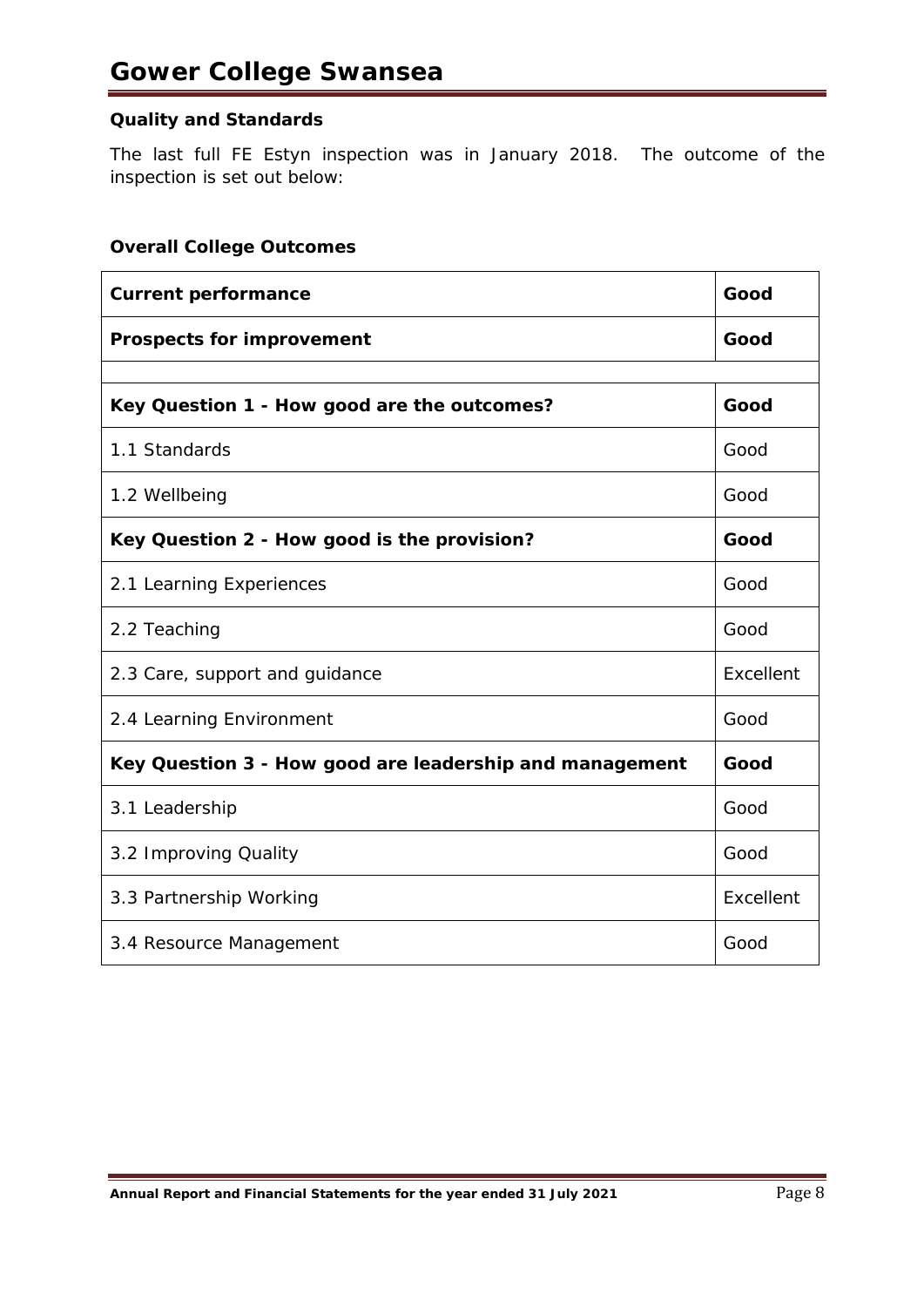### Quality and Standards

The last full FE Estyn inspection was in January 2018. The outcome of the inspection is set out below:

### Overall College Outcomes

| **Current performance** | **Good** |
|---|---|
| **Prospects for improvement** | **Good** |
| | |
| **Key Question 1 - How good are the outcomes?** | **Good** |
| 1.1 Standards | Good |
| 1.2 Wellbeing | Good |
| **Key Question 2 - How good is the provision?** | **Good** |
| 2.1 Learning Experiences | Good |
| 2.2 Teaching | Good |
| 2.3 Care, support and guidance | Excellent |
| 2.4 Learning Environment | Good |
| **Key Question 3 - How good are leadership and management** | **Good** |
| 3.1 Leadership | Good |
| 3.2 Improving Quality | Good |
| 3.3 Partnership Working | Excellent |
| 3.4 Resource Management | Good |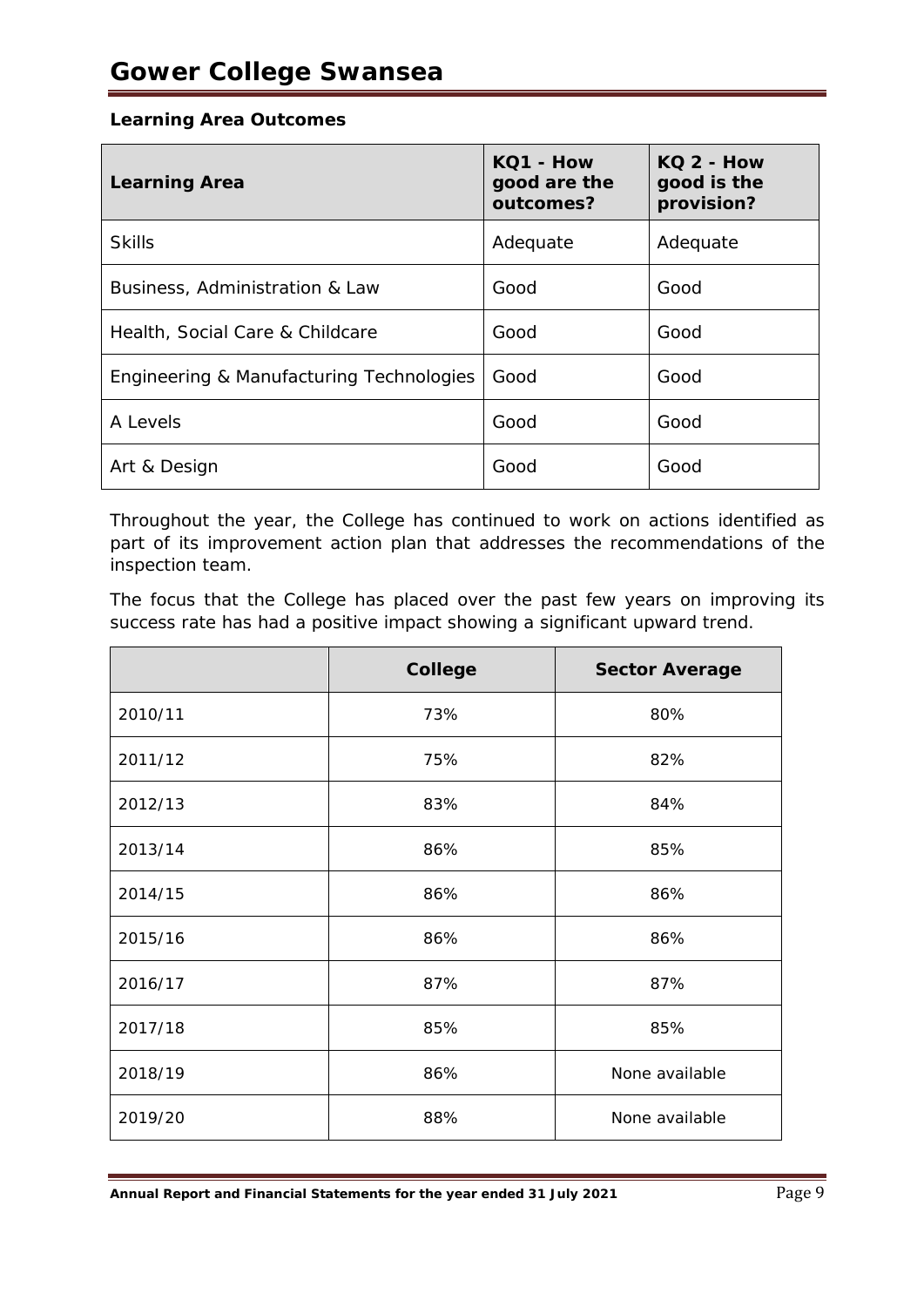**Learning Area Outcomes**

| Learning Area | KQ1 - How good are the outcomes? | KQ 2 - How good is the provision? |
|---|---|---|
| Skills | Adequate | Adequate |
| Business, Administration & Law | Good | Good |
| Health, Social Care & Childcare | Good | Good |
| Engineering & Manufacturing Technologies | Good | Good |
| A Levels | Good | Good |
| Art & Design | Good | Good |

Throughout the year, the College has continued to work on actions identified as part of its improvement action plan that addresses the recommendations of the inspection team.

The focus that the College has placed over the past few years on improving its success rate has had a positive impact showing a significant upward trend.

| | College | Sector Average |
|---|---|---|
| 2010/11 | 73% | 80% |
| 2011/12 | 75% | 82% |
| 2012/13 | 83% | 84% |
| 2013/14 | 86% | 85% |
| 2014/15 | 86% | 86% |
| 2015/16 | 86% | 86% |
| 2016/17 | 87% | 87% |
| 2017/18 | 85% | 85% |
| 2018/19 | 86% | None available |
| 2019/20 | 88% | None available |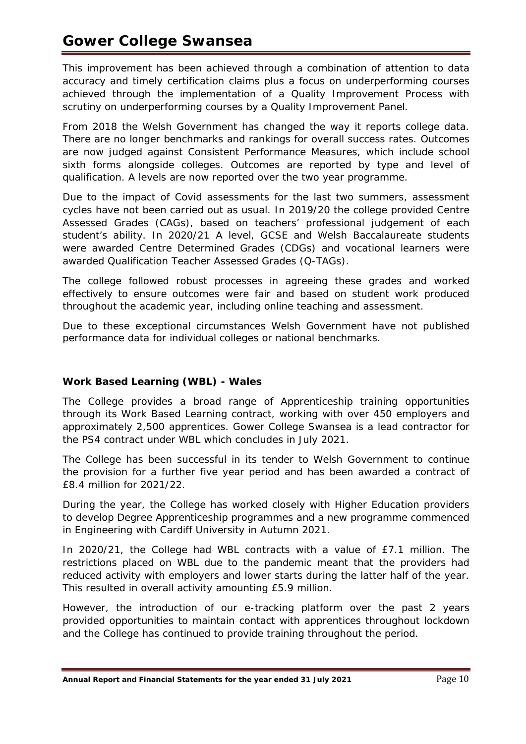This improvement has been achieved through a combination of attention to data accuracy and timely certification claims plus a focus on underperforming courses achieved through the implementation of a Quality Improvement Process with scrutiny on underperforming courses by a Quality Improvement Panel.

From 2018 the Welsh Government has changed the way it reports college data. There are no longer benchmarks and rankings for overall success rates. Outcomes are now judged against Consistent Performance Measures, which include school sixth forms alongside colleges. Outcomes are reported by type and level of qualification. A levels are now reported over the two year programme.

Due to the impact of Covid assessments for the last two summers, assessment cycles have not been carried out as usual. In 2019/20 the college provided Centre Assessed Grades (CAGs), based on teachers' professional judgement of each student's ability. In 2020/21 A level, GCSE and Welsh Baccalaureate students were awarded Centre Determined Grades (CDGs) and vocational learners were awarded Qualification Teacher Assessed Grades (Q-TAGs).

The college followed robust processes in agreeing these grades and worked effectively to ensure outcomes were fair and based on student work produced throughout the academic year, including online teaching and assessment.

Due to these exceptional circumstances Welsh Government have not published performance data for individual colleges or national benchmarks.

### Work Based Learning (WBL) - Wales

The College provides a broad range of Apprenticeship training opportunities through its Work Based Learning contract, working with over 450 employers and approximately 2,500 apprentices. Gower College Swansea is a lead contractor for the PS4 contract under WBL which concludes in July 2021.

The College has been successful in its tender to Welsh Government to continue the provision for a further five year period and has been awarded a contract of £8.4 million for 2021/22.

During the year, the College has worked closely with Higher Education providers to develop Degree Apprenticeship programmes and a new programme commenced in Engineering with Cardiff University in Autumn 2021.

In 2020/21, the College had WBL contracts with a value of £7.1 million. The restrictions placed on WBL due to the pandemic meant that the providers had reduced activity with employers and lower starts during the latter half of the year. This resulted in overall activity amounting £5.9 million.

However, the introduction of our e-tracking platform over the past 2 years provided opportunities to maintain contact with apprentices throughout lockdown and the College has continued to provide training throughout the period.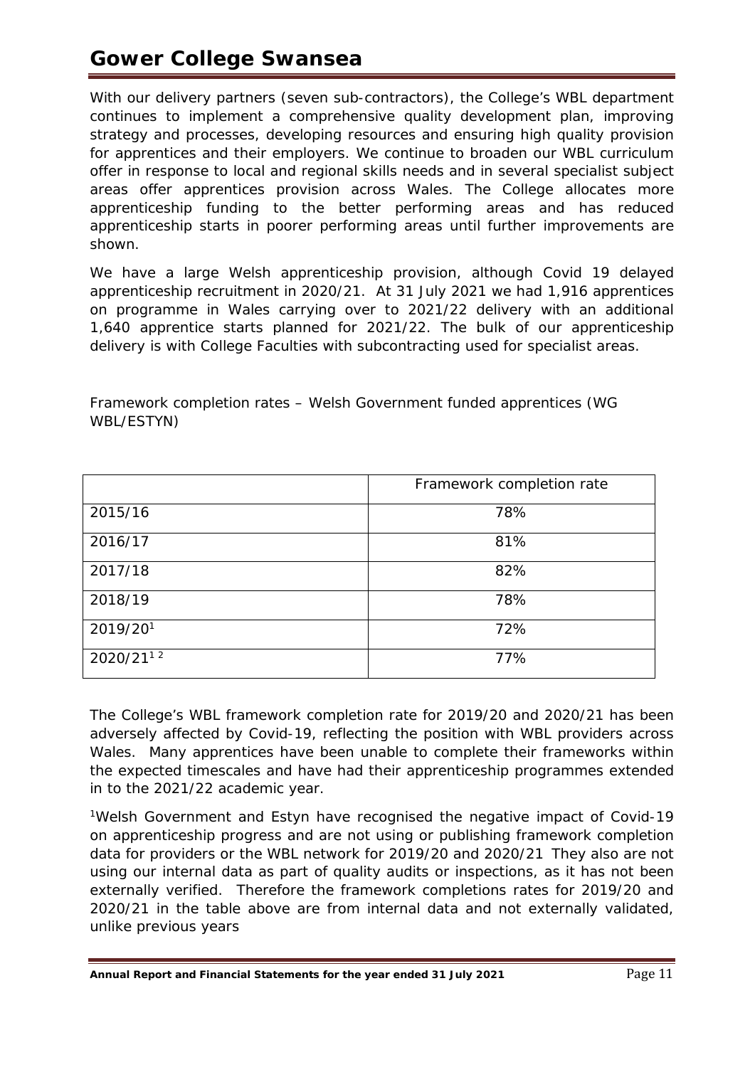With our delivery partners (seven sub-contractors), the College's WBL department continues to implement a comprehensive quality development plan, improving strategy and processes, developing resources and ensuring high quality provision for apprentices and their employers. We continue to broaden our WBL curriculum offer in response to local and regional skills needs and in several specialist subject areas offer apprentices provision across Wales. The College allocates more apprenticeship funding to the better performing areas and has reduced apprenticeship starts in poorer performing areas until further improvements are shown.

We have a large Welsh apprenticeship provision, although Covid 19 delayed apprenticeship recruitment in 2020/21. At 31 July 2021 we had 1,916 apprentices on programme in Wales carrying over to 2021/22 delivery with an additional 1,640 apprentice starts planned for 2021/22. The bulk of our apprenticeship delivery is with College Faculties with subcontracting used for specialist areas.

Framework completion rates – Welsh Government funded apprentices (WG WBL/ESTYN)

| | Framework completion rate |
|---|---|
| 2015/16 | 78% |
| 2016/17 | 81% |
| 2017/18 | 82% |
| 2018/19 | 78% |
| 2019/20[1] | 72% |
| 2020/21[1 2] | 77% |

The College's WBL framework completion rate for 2019/20 and 2020/21 has been adversely affected by Covid-19, reflecting the position with WBL providers across Wales. Many apprentices have been unable to complete their frameworks within the expected timescales and have had their apprenticeship programmes extended in to the 2021/22 academic year.

[1]Welsh Government and Estyn have recognised the negative impact of Covid-19 on apprenticeship progress and are not using or publishing framework completion data for providers or the WBL network for 2019/20 and 2020/21 They also are not using our internal data as part of quality audits or inspections, as it has not been externally verified. Therefore the framework completions rates for 2019/20 and 2020/21 in the table above are from internal data and not externally validated, unlike previous years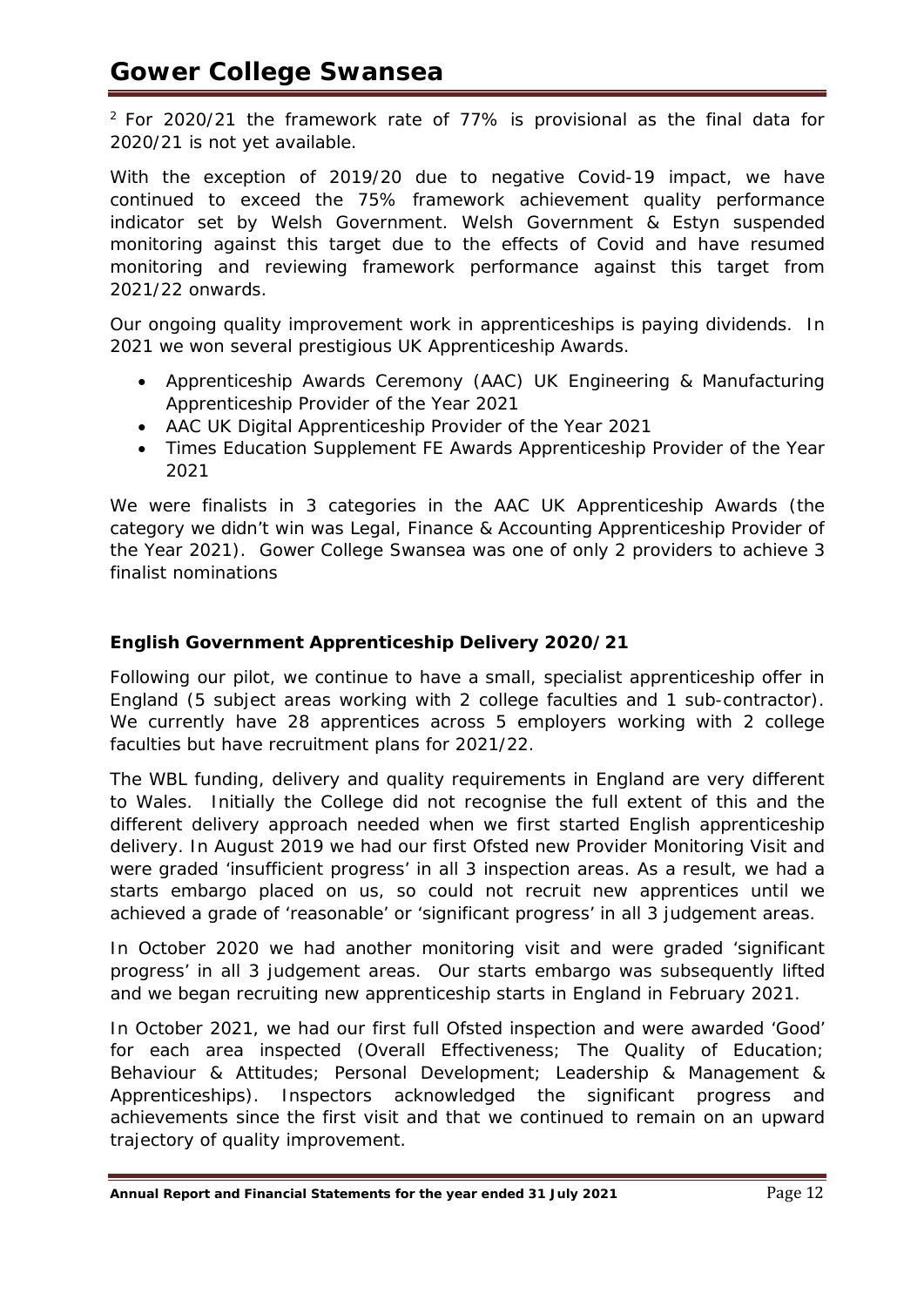[2] For 2020/21 the framework rate of 77% is provisional as the final data for 2020/21 is not yet available.

With the exception of 2019/20 due to negative Covid-19 impact, we have continued to exceed the 75% framework achievement quality performance indicator set by Welsh Government. Welsh Government & Estyn suspended monitoring against this target due to the effects of Covid and have resumed monitoring and reviewing framework performance against this target from 2021/22 onwards.

Our ongoing quality improvement work in apprenticeships is paying dividends. In 2021 we won several prestigious UK Apprenticeship Awards.

- Apprenticeship Awards Ceremony (AAC) UK Engineering & Manufacturing Apprenticeship Provider of the Year 2021
- AAC UK Digital Apprenticeship Provider of the Year 2021
- Times Education Supplement FE Awards Apprenticeship Provider of the Year 2021

We were finalists in 3 categories in the AAC UK Apprenticeship Awards (the category we didn't win was Legal, Finance & Accounting Apprenticeship Provider of the Year 2021). Gower College Swansea was one of only 2 providers to achieve 3 finalist nominations

**English Government Apprenticeship Delivery 2020/21**

Following our pilot, we continue to have a small, specialist apprenticeship offer in England (5 subject areas working with 2 college faculties and 1 sub-contractor). We currently have 28 apprentices across 5 employers working with 2 college faculties but have recruitment plans for 2021/22.

The WBL funding, delivery and quality requirements in England are very different to Wales. Initially the College did not recognise the full extent of this and the different delivery approach needed when we first started English apprenticeship delivery. In August 2019 we had our first Ofsted new Provider Monitoring Visit and were graded 'insufficient progress' in all 3 inspection areas. As a result, we had a starts embargo placed on us, so could not recruit new apprentices until we achieved a grade of 'reasonable' or 'significant progress' in all 3 judgement areas.

In October 2020 we had another monitoring visit and were graded 'significant progress' in all 3 judgement areas. Our starts embargo was subsequently lifted and we began recruiting new apprenticeship starts in England in February 2021.

In October 2021, we had our first full Ofsted inspection and were awarded 'Good' for each area inspected (Overall Effectiveness; The Quality of Education; Behaviour & Attitudes; Personal Development; Leadership & Management & Apprenticeships). Inspectors acknowledged the significant progress and achievements since the first visit and that we continued to remain on an upward trajectory of quality improvement.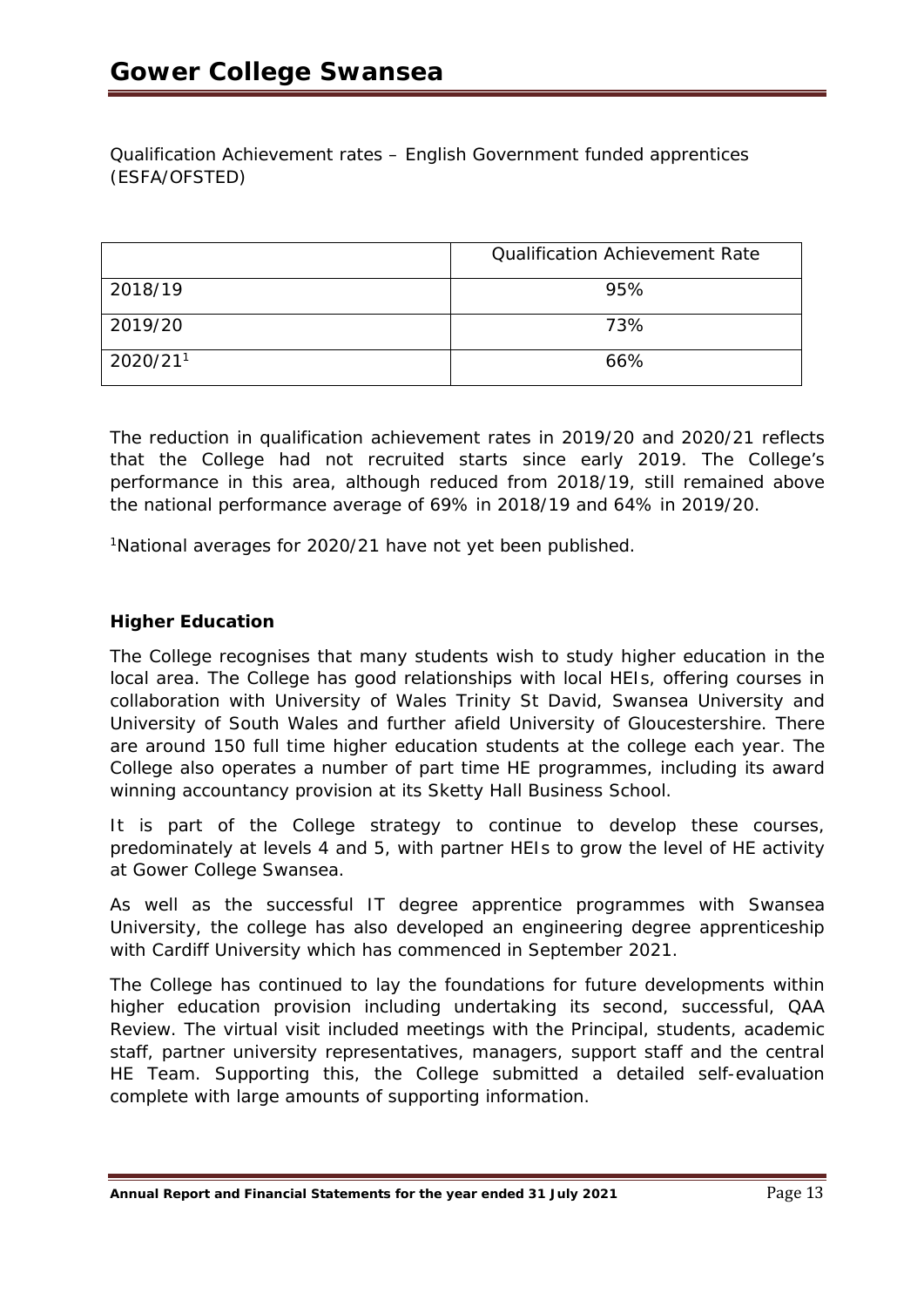Qualification Achievement rates – English Government funded apprentices (ESFA/OFSTED)

| | Qualification Achievement Rate |
|---|---|
| 2018/19 | 95% |
| 2019/20 | 73% |
| 2020/21[1] | 66% |

The reduction in qualification achievement rates in 2019/20 and 2020/21 reflects that the College had not recruited starts since early 2019. The College's performance in this area, although reduced from 2018/19, still remained above the national performance average of 69% in 2018/19 and 64% in 2019/20.

[1]National averages for 2020/21 have not yet been published.

**Higher Education**

The College recognises that many students wish to study higher education in the local area. The College has good relationships with local HEIs, offering courses in collaboration with University of Wales Trinity St David, Swansea University and University of South Wales and further afield University of Gloucestershire. There are around 150 full time higher education students at the college each year. The College also operates a number of part time HE programmes, including its award winning accountancy provision at its Sketty Hall Business School.

It is part of the College strategy to continue to develop these courses, predominately at levels 4 and 5, with partner HEIs to grow the level of HE activity at Gower College Swansea.

As well as the successful IT degree apprentice programmes with Swansea University, the college has also developed an engineering degree apprenticeship with Cardiff University which has commenced in September 2021.

The College has continued to lay the foundations for future developments within higher education provision including undertaking its second, successful, QAA Review. The virtual visit included meetings with the Principal, students, academic staff, partner university representatives, managers, support staff and the central HE Team. Supporting this, the College submitted a detailed self-evaluation complete with large amounts of supporting information.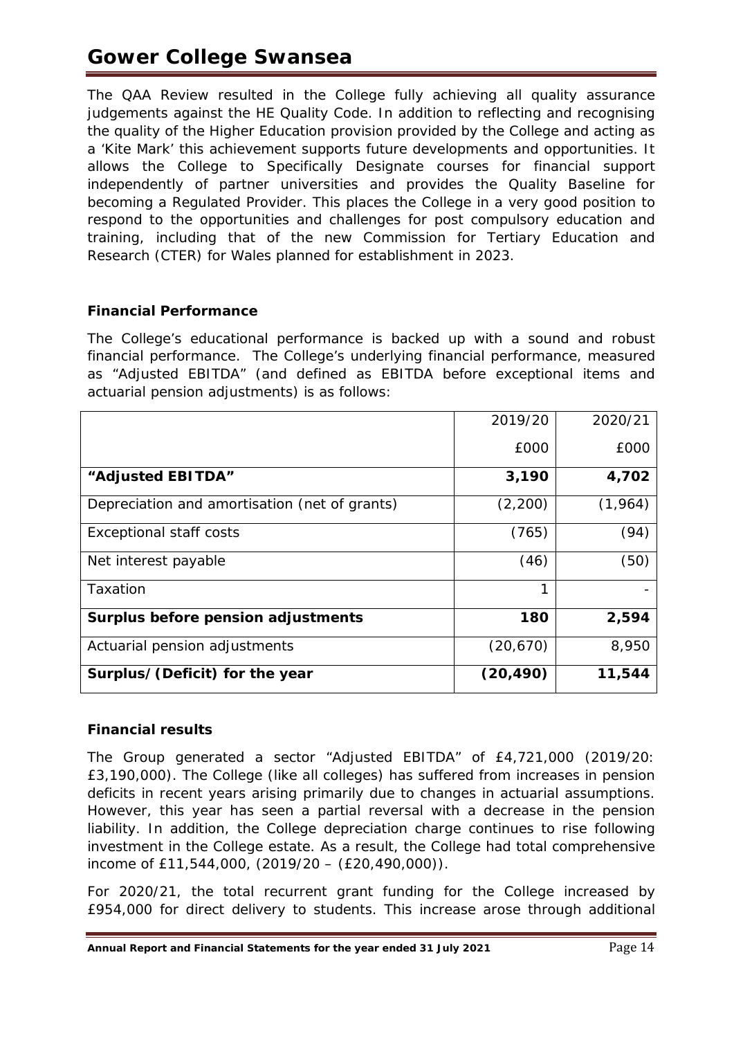The QAA Review resulted in the College fully achieving all quality assurance judgements against the HE Quality Code. In addition to reflecting and recognising the quality of the Higher Education provision provided by the College and acting as a 'Kite Mark' this achievement supports future developments and opportunities. It allows the College to Specifically Designate courses for financial support independently of partner universities and provides the Quality Baseline for becoming a Regulated Provider. This places the College in a very good position to respond to the opportunities and challenges for post compulsory education and training, including that of the new Commission for Tertiary Education and Research (CTER) for Wales planned for establishment in 2023.

### Financial Performance

The College's educational performance is backed up with a sound and robust financial performance. The College's underlying financial performance, measured as "Adjusted EBITDA" (and defined as EBITDA before exceptional items and actuarial pension adjustments) is as follows:

| | 2019/20 | 2020/21 |
|---|---|---|
| | £000 | £000 |
| **"Adjusted EBITDA"** | **3,190** | **4,702** |
| Depreciation and amortisation (net of grants) | (2,200) | (1,964) |
| Exceptional staff costs | (765) | (94) |
| Net interest payable | (46) | (50) |
| Taxation | 1 | - |
| **Surplus before pension adjustments** | **180** | **2,594** |
| Actuarial pension adjustments | (20,670) | 8,950 |
| **Surplus/(Deficit) for the year** | **(20,490)** | **11,544** |

### Financial results

The Group generated a sector "Adjusted EBITDA" of £4,721,000 (2019/20: £3,190,000). The College (like all colleges) has suffered from increases in pension deficits in recent years arising primarily due to changes in actuarial assumptions. However, this year has seen a partial reversal with a decrease in the pension liability. In addition, the College depreciation charge continues to rise following investment in the College estate. As a result, the College had total comprehensive income of £11,544,000, (2019/20 – (£20,490,000)).

For 2020/21, the total recurrent grant funding for the College increased by £954,000 for direct delivery to students. This increase arose through additional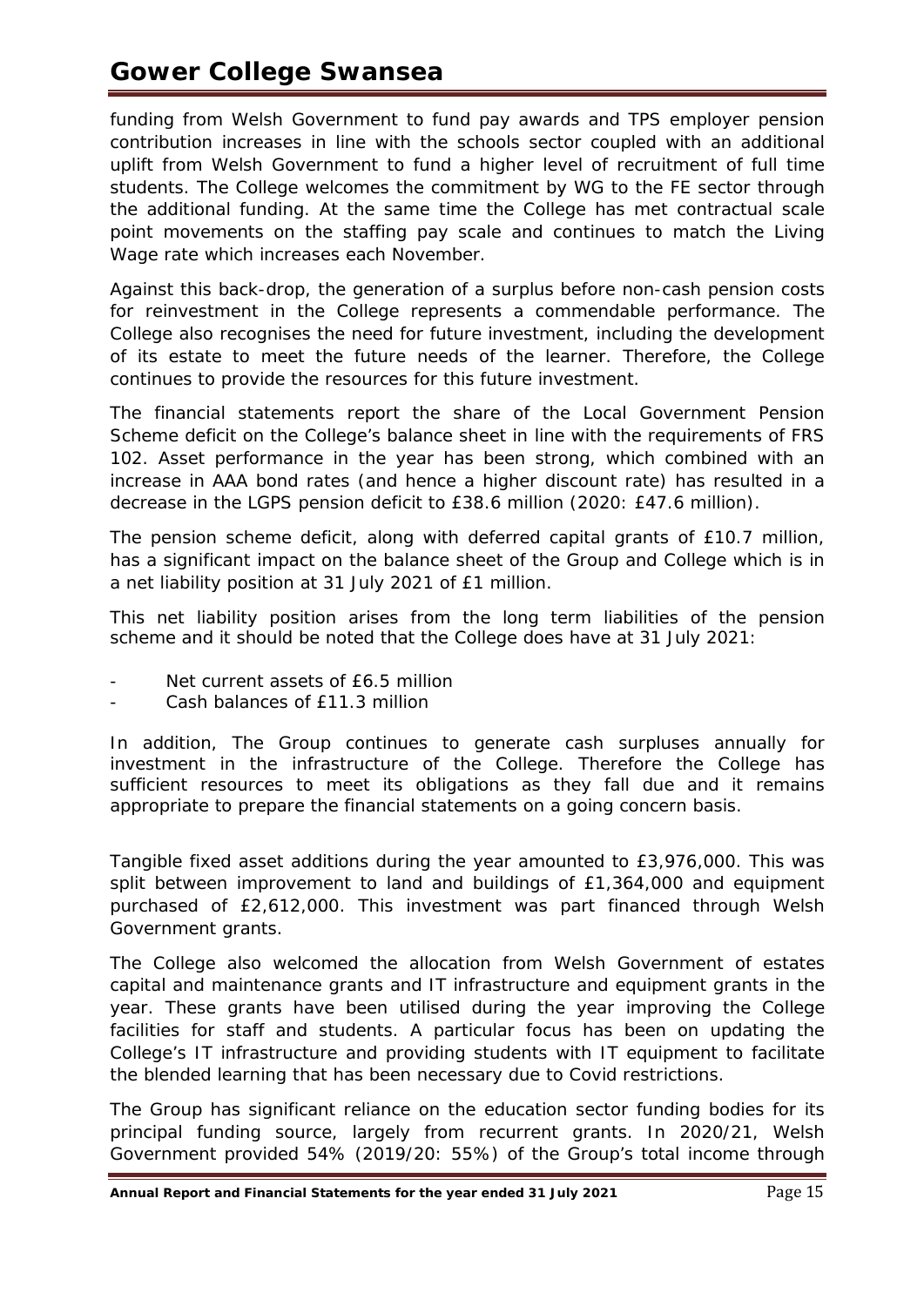funding from Welsh Government to fund pay awards and TPS employer pension contribution increases in line with the schools sector coupled with an additional uplift from Welsh Government to fund a higher level of recruitment of full time students. The College welcomes the commitment by WG to the FE sector through the additional funding. At the same time the College has met contractual scale point movements on the staffing pay scale and continues to match the Living Wage rate which increases each November.

Against this back-drop, the generation of a surplus before non-cash pension costs for reinvestment in the College represents a commendable performance. The College also recognises the need for future investment, including the development of its estate to meet the future needs of the learner. Therefore, the College continues to provide the resources for this future investment.

The financial statements report the share of the Local Government Pension Scheme deficit on the College's balance sheet in line with the requirements of FRS 102. Asset performance in the year has been strong, which combined with an increase in AAA bond rates (and hence a higher discount rate) has resulted in a decrease in the LGPS pension deficit to £38.6 million (2020: £47.6 million).

The pension scheme deficit, along with deferred capital grants of £10.7 million, has a significant impact on the balance sheet of the Group and College which is in a net liability position at 31 July 2021 of £1 million.

This net liability position arises from the long term liabilities of the pension scheme and it should be noted that the College does have at 31 July 2021:

- Net current assets of £6.5 million
- Cash balances of £11.3 million

In addition, The Group continues to generate cash surpluses annually for investment in the infrastructure of the College. Therefore the College has sufficient resources to meet its obligations as they fall due and it remains appropriate to prepare the financial statements on a going concern basis.

Tangible fixed asset additions during the year amounted to £3,976,000. This was split between improvement to land and buildings of £1,364,000 and equipment purchased of £2,612,000. This investment was part financed through Welsh Government grants.

The College also welcomed the allocation from Welsh Government of estates capital and maintenance grants and IT infrastructure and equipment grants in the year. These grants have been utilised during the year improving the College facilities for staff and students. A particular focus has been on updating the College's IT infrastructure and providing students with IT equipment to facilitate the blended learning that has been necessary due to Covid restrictions.

The Group has significant reliance on the education sector funding bodies for its principal funding source, largely from recurrent grants. In 2020/21, Welsh Government provided 54% (2019/20: 55%) of the Group's total income through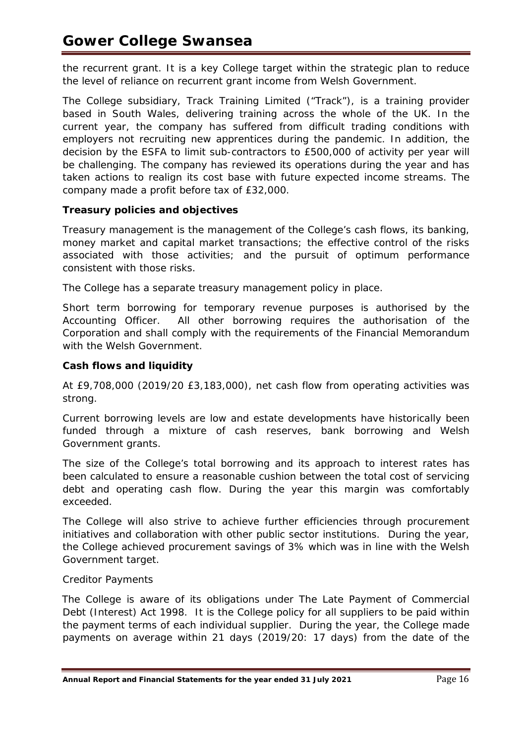the recurrent grant. It is a key College target within the strategic plan to reduce the level of reliance on recurrent grant income from Welsh Government.

The College subsidiary, Track Training Limited ("Track"), is a training provider based in South Wales, delivering training across the whole of the UK. In the current year, the company has suffered from difficult trading conditions with employers not recruiting new apprentices during the pandemic. In addition, the decision by the ESFA to limit sub-contractors to £500,000 of activity per year will be challenging. The company has reviewed its operations during the year and has taken actions to realign its cost base with future expected income streams. The company made a profit before tax of £32,000.

**Treasury policies and objectives**

Treasury management is the management of the College's cash flows, its banking, money market and capital market transactions; the effective control of the risks associated with those activities; and the pursuit of optimum performance consistent with those risks.

The College has a separate treasury management policy in place.

Short term borrowing for temporary revenue purposes is authorised by the Accounting Officer. All other borrowing requires the authorisation of the Corporation and shall comply with the requirements of the Financial Memorandum with the Welsh Government.

**Cash flows and liquidity**

At £9,708,000 (2019/20 £3,183,000), net cash flow from operating activities was strong.

Current borrowing levels are low and estate developments have historically been funded through a mixture of cash reserves, bank borrowing and Welsh Government grants.

The size of the College's total borrowing and its approach to interest rates has been calculated to ensure a reasonable cushion between the total cost of servicing debt and operating cash flow. During the year this margin was comfortably exceeded.

The College will also strive to achieve further efficiencies through procurement initiatives and collaboration with other public sector institutions. During the year, the College achieved procurement savings of 3% which was in line with the Welsh Government target.

Creditor Payments

The College is aware of its obligations under The Late Payment of Commercial Debt (Interest) Act 1998. It is the College policy for all suppliers to be paid within the payment terms of each individual supplier. During the year, the College made payments on average within 21 days (2019/20: 17 days) from the date of the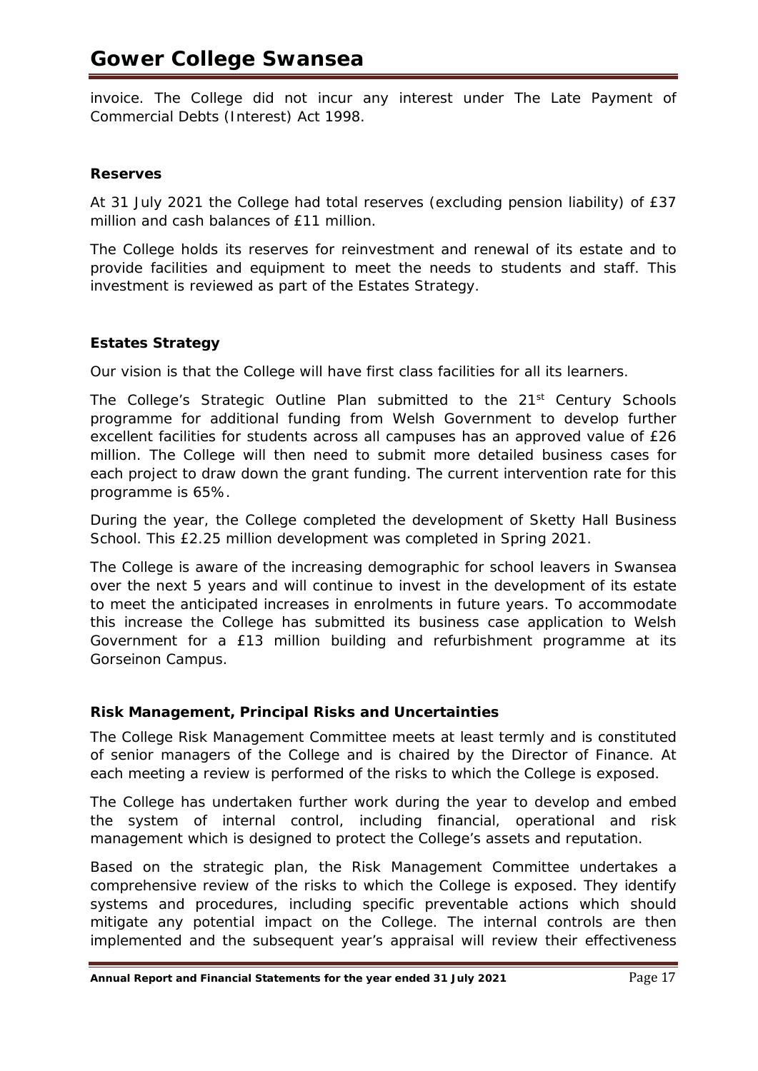invoice. The College did not incur any interest under The Late Payment of Commercial Debts (Interest) Act 1998.

### Reserves

At 31 July 2021 the College had total reserves (excluding pension liability) of £37 million and cash balances of £11 million.

The College holds its reserves for reinvestment and renewal of its estate and to provide facilities and equipment to meet the needs to students and staff. This investment is reviewed as part of the Estates Strategy.

### Estates Strategy

Our vision is that the College will have first class facilities for all its learners.

The College's Strategic Outline Plan submitted to the 21st Century Schools programme for additional funding from Welsh Government to develop further excellent facilities for students across all campuses has an approved value of £26 million. The College will then need to submit more detailed business cases for each project to draw down the grant funding. The current intervention rate for this programme is 65%.

During the year, the College completed the development of Sketty Hall Business School. This £2.25 million development was completed in Spring 2021.

The College is aware of the increasing demographic for school leavers in Swansea over the next 5 years and will continue to invest in the development of its estate to meet the anticipated increases in enrolments in future years. To accommodate this increase the College has submitted its business case application to Welsh Government for a £13 million building and refurbishment programme at its Gorseinon Campus.

### Risk Management, Principal Risks and Uncertainties

The College Risk Management Committee meets at least termly and is constituted of senior managers of the College and is chaired by the Director of Finance. At each meeting a review is performed of the risks to which the College is exposed.

The College has undertaken further work during the year to develop and embed the system of internal control, including financial, operational and risk management which is designed to protect the College's assets and reputation.

Based on the strategic plan, the Risk Management Committee undertakes a comprehensive review of the risks to which the College is exposed. They identify systems and procedures, including specific preventable actions which should mitigate any potential impact on the College. The internal controls are then implemented and the subsequent year's appraisal will review their effectiveness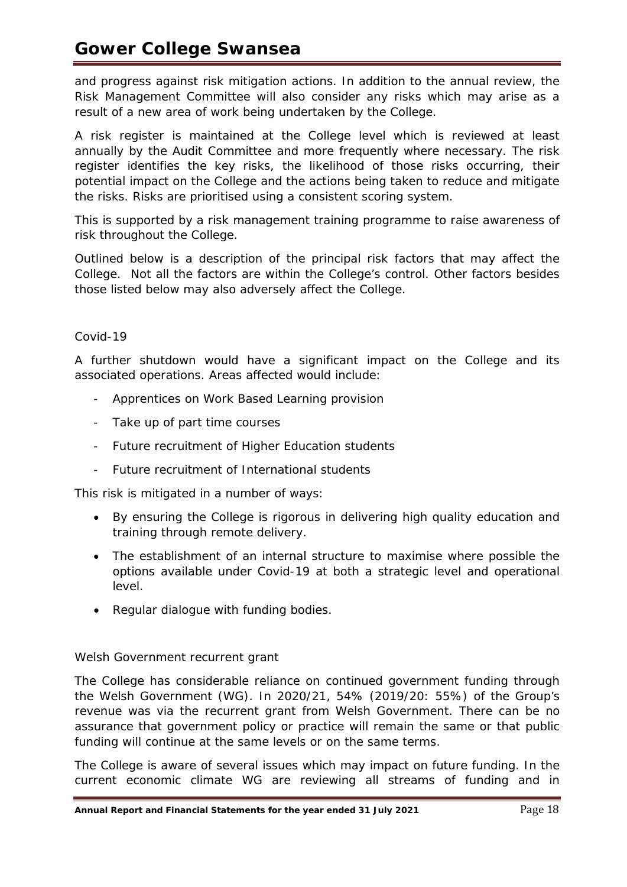and progress against risk mitigation actions. In addition to the annual review, the Risk Management Committee will also consider any risks which may arise as a result of a new area of work being undertaken by the College.

A risk register is maintained at the College level which is reviewed at least annually by the Audit Committee and more frequently where necessary. The risk register identifies the key risks, the likelihood of those risks occurring, their potential impact on the College and the actions being taken to reduce and mitigate the risks. Risks are prioritised using a consistent scoring system.

This is supported by a risk management training programme to raise awareness of risk throughout the College.

Outlined below is a description of the principal risk factors that may affect the College. Not all the factors are within the College's control. Other factors besides those listed below may also adversely affect the College.

*Covid-19*

A further shutdown would have a significant impact on the College and its associated operations. Areas affected would include:

- Apprentices on Work Based Learning provision
- Take up of part time courses
- Future recruitment of Higher Education students
- Future recruitment of International students

This risk is mitigated in a number of ways:

- By ensuring the College is rigorous in delivering high quality education and training through remote delivery.
- The establishment of an internal structure to maximise where possible the options available under Covid-19 at both a strategic level and operational level.
- Regular dialogue with funding bodies.

*Welsh Government recurrent grant*

The College has considerable reliance on continued government funding through the Welsh Government (WG). In 2020/21, 54% (2019/20: 55%) of the Group's revenue was via the recurrent grant from Welsh Government. There can be no assurance that government policy or practice will remain the same or that public funding will continue at the same levels or on the same terms.

The College is aware of several issues which may impact on future funding. In the current economic climate WG are reviewing all streams of funding and in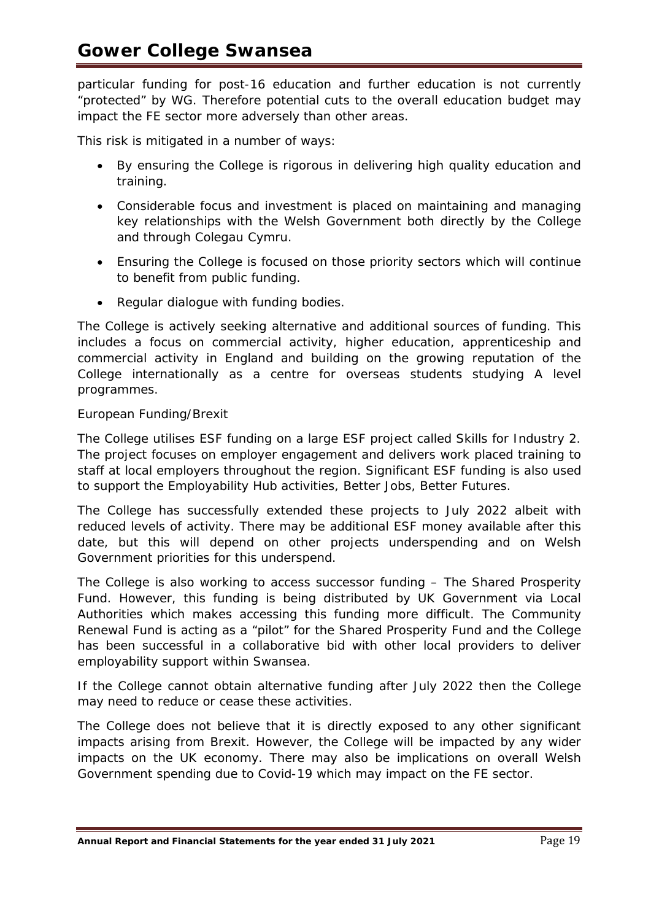particular funding for post-16 education and further education is not currently "protected" by WG. Therefore potential cuts to the overall education budget may impact the FE sector more adversely than other areas.

This risk is mitigated in a number of ways:

- By ensuring the College is rigorous in delivering high quality education and training.
- Considerable focus and investment is placed on maintaining and managing key relationships with the Welsh Government both directly by the College and through Colegau Cymru.
- Ensuring the College is focused on those priority sectors which will continue to benefit from public funding.
- Regular dialogue with funding bodies.

The College is actively seeking alternative and additional sources of funding. This includes a focus on commercial activity, higher education, apprenticeship and commercial activity in England and building on the growing reputation of the College internationally as a centre for overseas students studying A level programmes.

*European Funding/Brexit*

The College utilises ESF funding on a large ESF project called Skills for Industry 2. The project focuses on employer engagement and delivers work placed training to staff at local employers throughout the region. Significant ESF funding is also used to support the Employability Hub activities, Better Jobs, Better Futures.

The College has successfully extended these projects to July 2022 albeit with reduced levels of activity. There may be additional ESF money available after this date, but this will depend on other projects underspending and on Welsh Government priorities for this underspend.

The College is also working to access successor funding – The Shared Prosperity Fund. However, this funding is being distributed by UK Government via Local Authorities which makes accessing this funding more difficult. The Community Renewal Fund is acting as a "pilot" for the Shared Prosperity Fund and the College has been successful in a collaborative bid with other local providers to deliver employability support within Swansea.

If the College cannot obtain alternative funding after July 2022 then the College may need to reduce or cease these activities.

The College does not believe that it is directly exposed to any other significant impacts arising from Brexit. However, the College will be impacted by any wider impacts on the UK economy. There may also be implications on overall Welsh Government spending due to Covid-19 which may impact on the FE sector.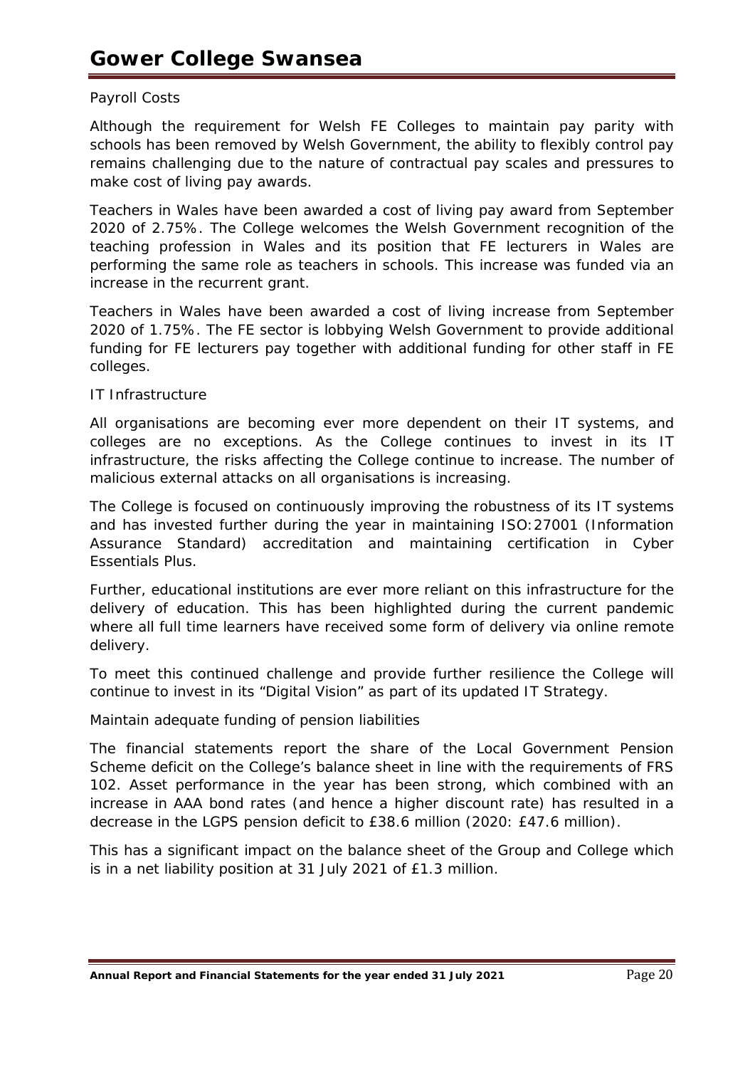Payroll Costs

Although the requirement for Welsh FE Colleges to maintain pay parity with schools has been removed by Welsh Government, the ability to flexibly control pay remains challenging due to the nature of contractual pay scales and pressures to make cost of living pay awards.

Teachers in Wales have been awarded a cost of living pay award from September 2020 of 2.75%. The College welcomes the Welsh Government recognition of the teaching profession in Wales and its position that FE lecturers in Wales are performing the same role as teachers in schools. This increase was funded via an increase in the recurrent grant.

Teachers in Wales have been awarded a cost of living increase from September 2020 of 1.75%. The FE sector is lobbying Welsh Government to provide additional funding for FE lecturers pay together with additional funding for other staff in FE colleges.

IT Infrastructure

All organisations are becoming ever more dependent on their IT systems, and colleges are no exceptions. As the College continues to invest in its IT infrastructure, the risks affecting the College continue to increase. The number of malicious external attacks on all organisations is increasing.

The College is focused on continuously improving the robustness of its IT systems and has invested further during the year in maintaining ISO:27001 (Information Assurance Standard) accreditation and maintaining certification in Cyber Essentials Plus.

Further, educational institutions are ever more reliant on this infrastructure for the delivery of education. This has been highlighted during the current pandemic where all full time learners have received some form of delivery via online remote delivery.

To meet this continued challenge and provide further resilience the College will continue to invest in its "Digital Vision" as part of its updated IT Strategy.

Maintain adequate funding of pension liabilities

The financial statements report the share of the Local Government Pension Scheme deficit on the College's balance sheet in line with the requirements of FRS 102. Asset performance in the year has been strong, which combined with an increase in AAA bond rates (and hence a higher discount rate) has resulted in a decrease in the LGPS pension deficit to £38.6 million (2020: £47.6 million).

This has a significant impact on the balance sheet of the Group and College which is in a net liability position at 31 July 2021 of £1.3 million.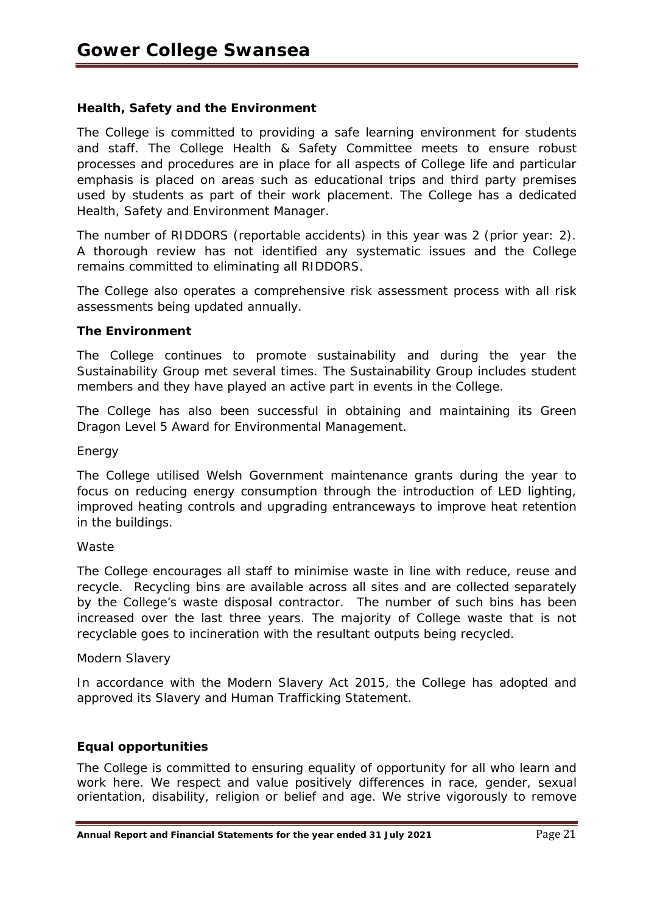**Health, Safety and the Environment**

The College is committed to providing a safe learning environment for students and staff. The College Health & Safety Committee meets to ensure robust processes and procedures are in place for all aspects of College life and particular emphasis is placed on areas such as educational trips and third party premises used by students as part of their work placement. The College has a dedicated Health, Safety and Environment Manager.

The number of RIDDORS (reportable accidents) in this year was 2 (prior year: 2). A thorough review has not identified any systematic issues and the College remains committed to eliminating all RIDDORS.

The College also operates a comprehensive risk assessment process with all risk assessments being updated annually.

**The Environment**

The College continues to promote sustainability and during the year the Sustainability Group met several times. The Sustainability Group includes student members and they have played an active part in events in the College.

The College has also been successful in obtaining and maintaining its Green Dragon Level 5 Award for Environmental Management.

Energy

The College utilised Welsh Government maintenance grants during the year to focus on reducing energy consumption through the introduction of LED lighting, improved heating controls and upgrading entranceways to improve heat retention in the buildings.

Waste

The College encourages all staff to minimise waste in line with reduce, reuse and recycle. Recycling bins are available across all sites and are collected separately by the College's waste disposal contractor. The number of such bins has been increased over the last three years. The majority of College waste that is not recyclable goes to incineration with the resultant outputs being recycled.

Modern Slavery

In accordance with the Modern Slavery Act 2015, the College has adopted and approved its Slavery and Human Trafficking Statement.

**Equal opportunities**

The College is committed to ensuring equality of opportunity for all who learn and work here. We respect and value positively differences in race, gender, sexual orientation, disability, religion or belief and age. We strive vigorously to remove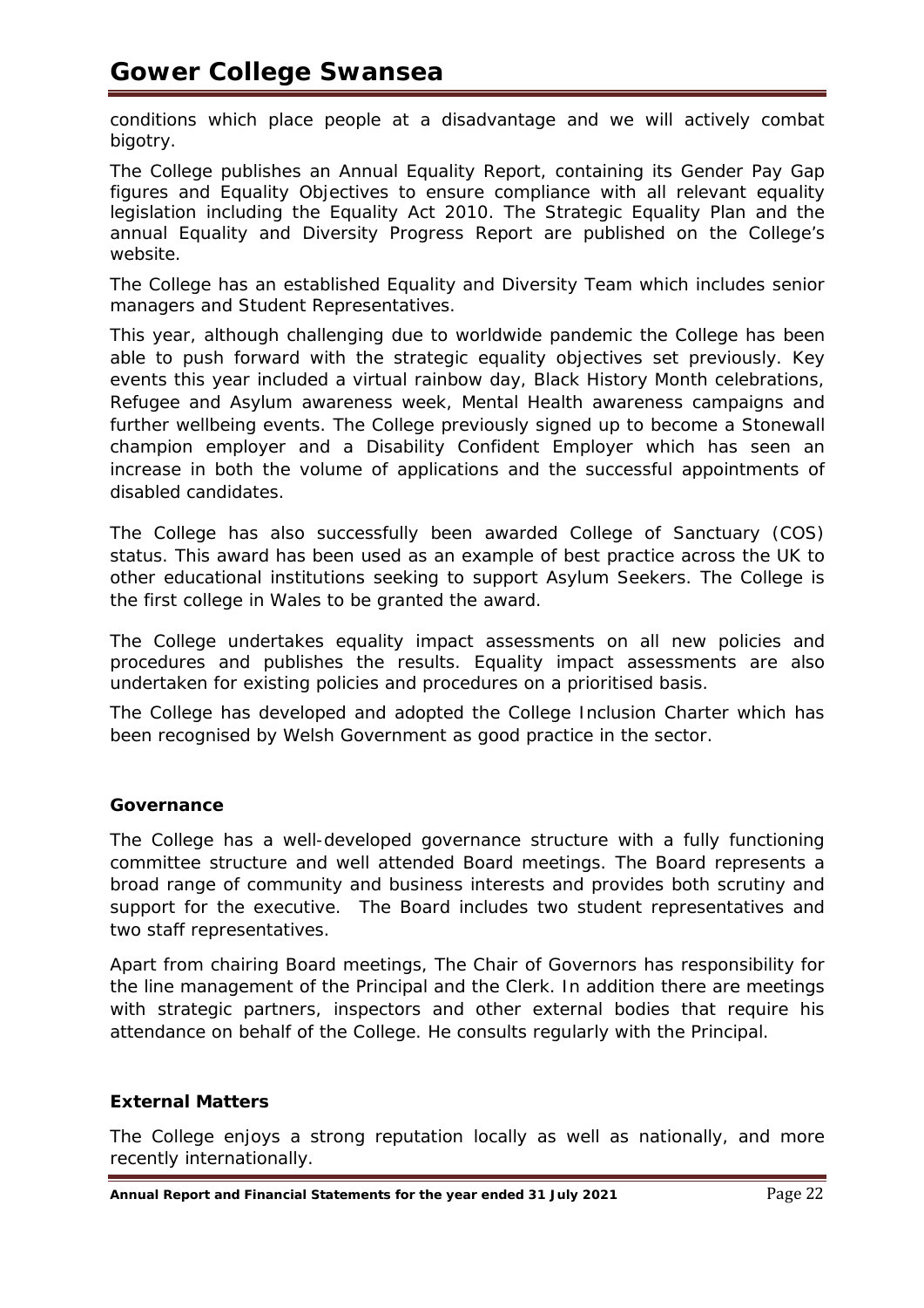conditions which place people at a disadvantage and we will actively combat bigotry.

The College publishes an Annual Equality Report, containing its Gender Pay Gap figures and Equality Objectives to ensure compliance with all relevant equality legislation including the Equality Act 2010. The Strategic Equality Plan and the annual Equality and Diversity Progress Report are published on the College's website.

The College has an established Equality and Diversity Team which includes senior managers and Student Representatives.

This year, although challenging due to worldwide pandemic the College has been able to push forward with the strategic equality objectives set previously. Key events this year included a virtual rainbow day, Black History Month celebrations, Refugee and Asylum awareness week, Mental Health awareness campaigns and further wellbeing events. The College previously signed up to become a Stonewall champion employer and a Disability Confident Employer which has seen an increase in both the volume of applications and the successful appointments of disabled candidates.

The College has also successfully been awarded College of Sanctuary (COS) status. This award has been used as an example of best practice across the UK to other educational institutions seeking to support Asylum Seekers. The College is the first college in Wales to be granted the award.

The College undertakes equality impact assessments on all new policies and procedures and publishes the results. Equality impact assessments are also undertaken for existing policies and procedures on a prioritised basis.

The College has developed and adopted the College Inclusion Charter which has been recognised by Welsh Government as good practice in the sector.

**Governance**

The College has a well-developed governance structure with a fully functioning committee structure and well attended Board meetings. The Board represents a broad range of community and business interests and provides both scrutiny and support for the executive. The Board includes two student representatives and two staff representatives.

Apart from chairing Board meetings, The Chair of Governors has responsibility for the line management of the Principal and the Clerk. In addition there are meetings with strategic partners, inspectors and other external bodies that require his attendance on behalf of the College. He consults regularly with the Principal.

**External Matters**

The College enjoys a strong reputation locally as well as nationally, and more recently internationally.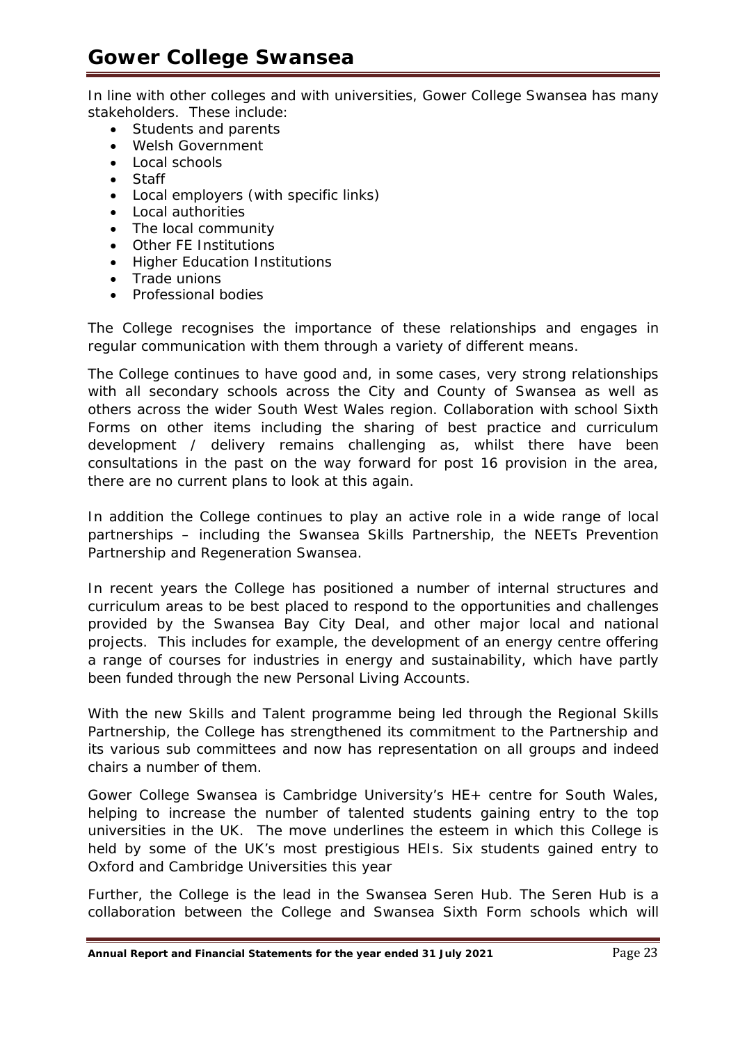In line with other colleges and with universities, Gower College Swansea has many stakeholders. These include:

- Students and parents
- Welsh Government
- Local schools
- Staff
- Local employers (with specific links)
- Local authorities
- The local community
- Other FE Institutions
- Higher Education Institutions
- Trade unions
- Professional bodies

The College recognises the importance of these relationships and engages in regular communication with them through a variety of different means.

The College continues to have good and, in some cases, very strong relationships with all secondary schools across the City and County of Swansea as well as others across the wider South West Wales region. Collaboration with school Sixth Forms on other items including the sharing of best practice and curriculum development / delivery remains challenging as, whilst there have been consultations in the past on the way forward for post 16 provision in the area, there are no current plans to look at this again.

In addition the College continues to play an active role in a wide range of local partnerships – including the Swansea Skills Partnership, the NEETs Prevention Partnership and Regeneration Swansea.

In recent years the College has positioned a number of internal structures and curriculum areas to be best placed to respond to the opportunities and challenges provided by the Swansea Bay City Deal, and other major local and national projects. This includes for example, the development of an energy centre offering a range of courses for industries in energy and sustainability, which have partly been funded through the new Personal Living Accounts.

With the new Skills and Talent programme being led through the Regional Skills Partnership, the College has strengthened its commitment to the Partnership and its various sub committees and now has representation on all groups and indeed chairs a number of them.

Gower College Swansea is Cambridge University's HE+ centre for South Wales, helping to increase the number of talented students gaining entry to the top universities in the UK. The move underlines the esteem in which this College is held by some of the UK's most prestigious HEIs. Six students gained entry to Oxford and Cambridge Universities this year

Further, the College is the lead in the Swansea Seren Hub. The Seren Hub is a collaboration between the College and Swansea Sixth Form schools which will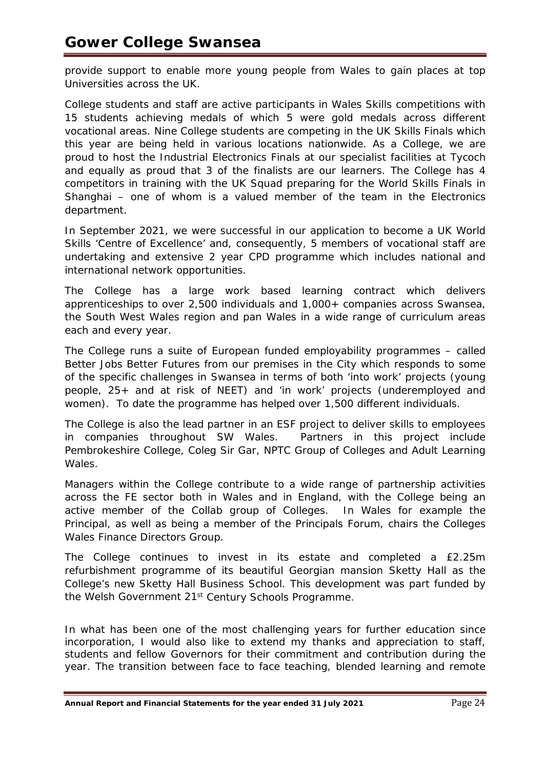provide support to enable more young people from Wales to gain places at top Universities across the UK.

College students and staff are active participants in Wales Skills competitions with 15 students achieving medals of which 5 were gold medals across different vocational areas. Nine College students are competing in the UK Skills Finals which this year are being held in various locations nationwide. As a College, we are proud to host the Industrial Electronics Finals at our specialist facilities at Tycoch and equally as proud that 3 of the finalists are our learners. The College has 4 competitors in training with the UK Squad preparing for the World Skills Finals in Shanghai – one of whom is a valued member of the team in the Electronics department.

In September 2021, we were successful in our application to become a UK World Skills 'Centre of Excellence' and, consequently, 5 members of vocational staff are undertaking and extensive 2 year CPD programme which includes national and international network opportunities.

The College has a large work based learning contract which delivers apprenticeships to over 2,500 individuals and 1,000+ companies across Swansea, the South West Wales region and pan Wales in a wide range of curriculum areas each and every year.

The College runs a suite of European funded employability programmes – called Better Jobs Better Futures from our premises in the City which responds to some of the specific challenges in Swansea in terms of both 'into work' projects (young people, 25+ and at risk of NEET) and 'in work' projects (underemployed and women). To date the programme has helped over 1,500 different individuals.

The College is also the lead partner in an ESF project to deliver skills to employees in companies throughout SW Wales. Partners in this project include Pembrokeshire College, Coleg Sir Gar, NPTC Group of Colleges and Adult Learning Wales.

Managers within the College contribute to a wide range of partnership activities across the FE sector both in Wales and in England, with the College being an active member of the Collab group of Colleges. In Wales for example the Principal, as well as being a member of the Principals Forum, chairs the Colleges Wales Finance Directors Group.

The College continues to invest in its estate and completed a £2.25m refurbishment programme of its beautiful Georgian mansion Sketty Hall as the College's new Sketty Hall Business School. This development was part funded by the Welsh Government 21st Century Schools Programme.

In what has been one of the most challenging years for further education since incorporation, I would also like to extend my thanks and appreciation to staff, students and fellow Governors for their commitment and contribution during the year. The transition between face to face teaching, blended learning and remote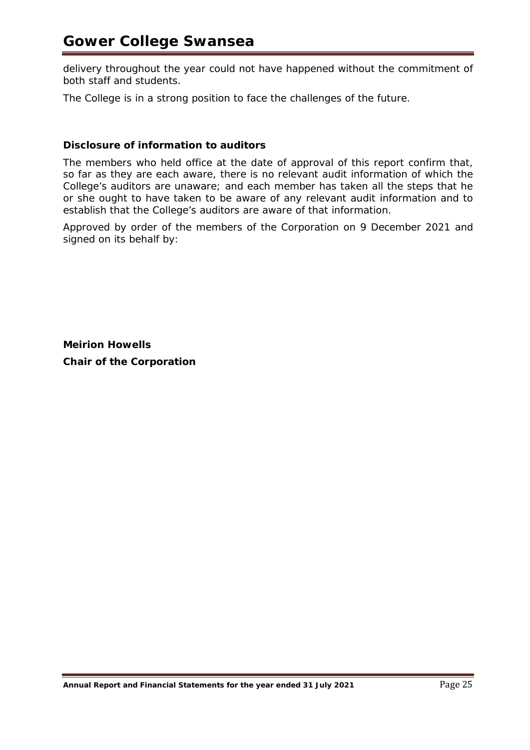delivery throughout the year could not have happened without the commitment of both staff and students.

The College is in a strong position to face the challenges of the future.

**Disclosure of information to auditors**

The members who held office at the date of approval of this report confirm that, so far as they are each aware, there is no relevant audit information of which the College's auditors are unaware; and each member has taken all the steps that he or she ought to have taken to be aware of any relevant audit information and to establish that the College's auditors are aware of that information.

Approved by order of the members of the Corporation on 9 December 2021 and signed on its behalf by:

**Meirion Howells**

**Chair of the Corporation**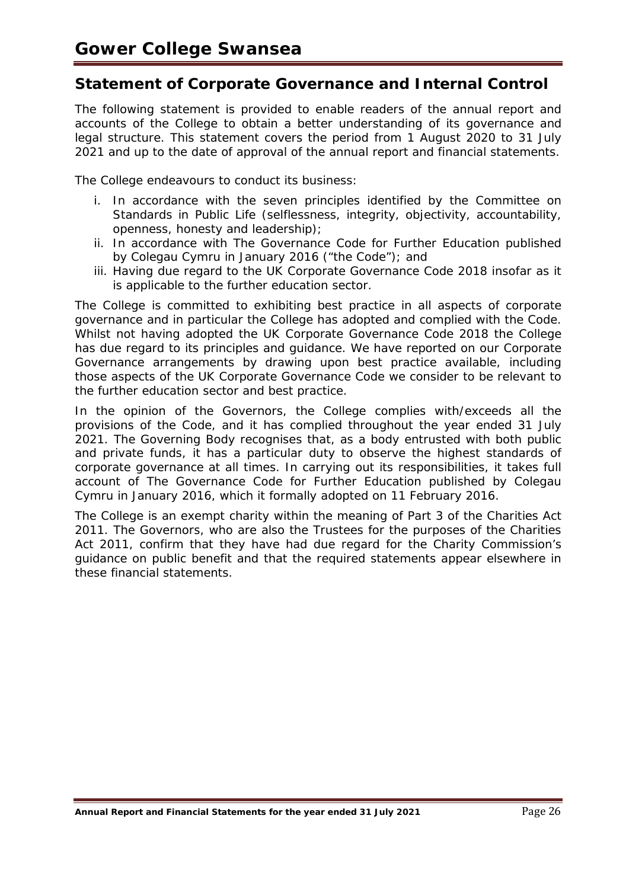# Gower College Swansea

## Statement of Corporate Governance and Internal Control

The following statement is provided to enable readers of the annual report and accounts of the College to obtain a better understanding of its governance and legal structure. This statement covers the period from 1 August 2020 to 31 July 2021 and up to the date of approval of the annual report and financial statements.

The College endeavours to conduct its business:

i. In accordance with the seven principles identified by the Committee on Standards in Public Life (selflessness, integrity, objectivity, accountability, openness, honesty and leadership);
ii. In accordance with The Governance Code for Further Education published by Colegau Cymru in January 2016 ("the Code"); and
iii. Having due regard to the UK Corporate Governance Code 2018 insofar as it is applicable to the further education sector.

The College is committed to exhibiting best practice in all aspects of corporate governance and in particular the College has adopted and complied with the Code. Whilst not having adopted the UK Corporate Governance Code 2018 the College has due regard to its principles and guidance. We have reported on our Corporate Governance arrangements by drawing upon best practice available, including those aspects of the UK Corporate Governance Code we consider to be relevant to the further education sector and best practice.

In the opinion of the Governors, the College complies with/exceeds all the provisions of the Code, and it has complied throughout the year ended 31 July 2021. The Governing Body recognises that, as a body entrusted with both public and private funds, it has a particular duty to observe the highest standards of corporate governance at all times. In carrying out its responsibilities, it takes full account of The Governance Code for Further Education published by Colegau Cymru in January 2016, which it formally adopted on 11 February 2016.

The College is an exempt charity within the meaning of Part 3 of the Charities Act 2011. The Governors, who are also the Trustees for the purposes of the Charities Act 2011, confirm that they have had due regard for the Charity Commission's guidance on public benefit and that the required statements appear elsewhere in these financial statements.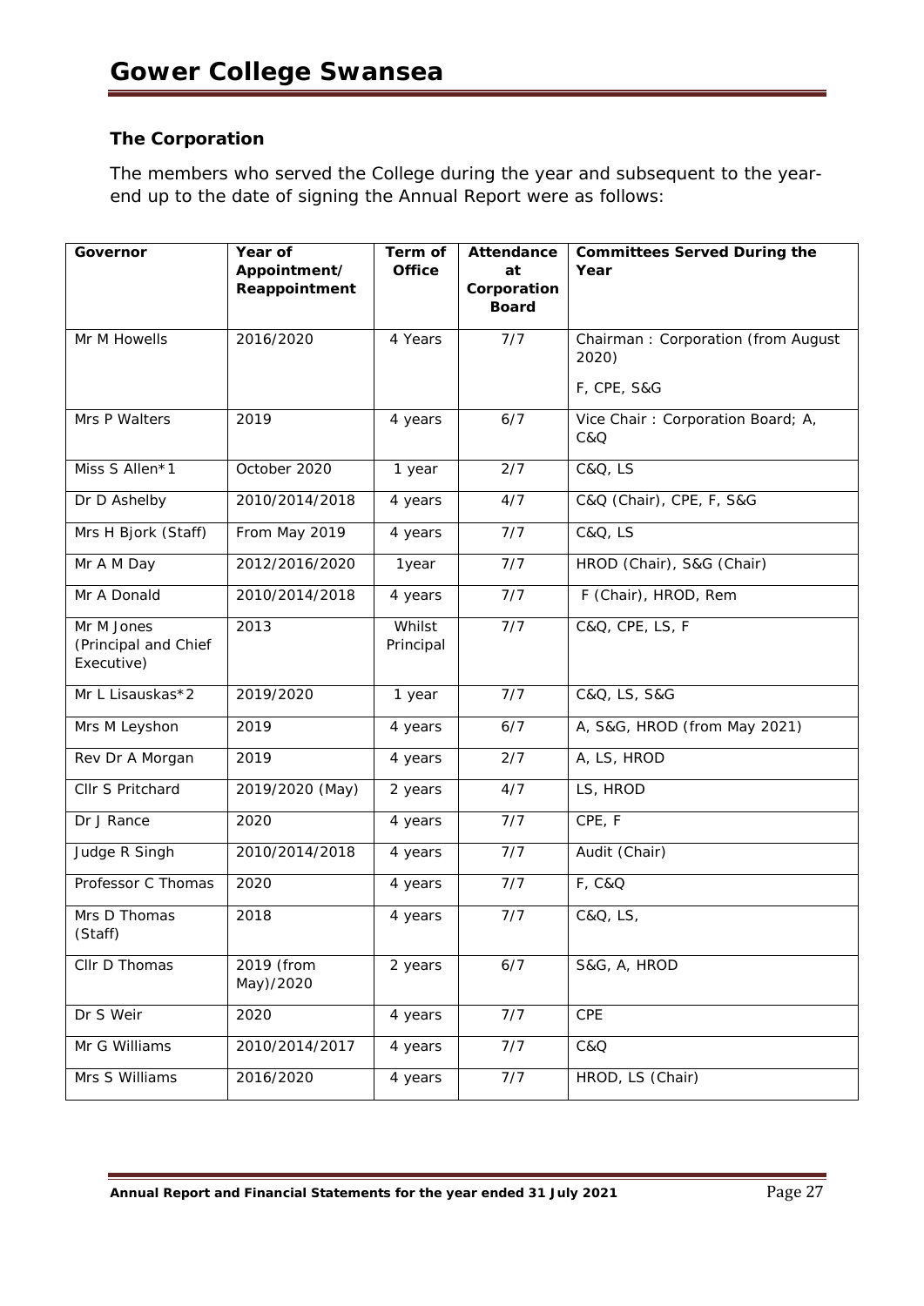### The Corporation

The members who served the College during the year and subsequent to the year-end up to the date of signing the Annual Report were as follows:

| Governor | Year of Appointment/ Reappointment | Term of Office | Attendance at Corporation Board | Committees Served During the Year |
|---|---|---|---|---|
| Mr M Howells | 2016/2020 | 4 Years | 7/7 | Chairman : Corporation (from August 2020)<br>F, CPE, S&G |
| Mrs P Walters | 2019 | 4 years | 6/7 | Vice Chair : Corporation Board; A, C&Q |
| Miss S Allen*1 | October 2020 | 1 year | 2/7 | C&Q, LS |
| Dr D Ashelby | 2010/2014/2018 | 4 years | 4/7 | C&Q (Chair), CPE, F, S&G |
| Mrs H Bjork (Staff) | From May 2019 | 4 years | 7/7 | C&Q, LS |
| Mr A M Day | 2012/2016/2020 | 1year | 7/7 | HROD (Chair), S&G (Chair) |
| Mr A Donald | 2010/2014/2018 | 4 years | 7/7 | F (Chair), HROD, Rem |
| Mr M Jones (Principal and Chief Executive) | 2013 | Whilst Principal | 7/7 | C&Q, CPE, LS, F |
| Mr L Lisauskas*2 | 2019/2020 | 1 year | 7/7 | C&Q, LS, S&G |
| Mrs M Leyshon | 2019 | 4 years | 6/7 | A, S&G, HROD (from May 2021) |
| Rev Dr A Morgan | 2019 | 4 years | 2/7 | A, LS, HROD |
| Cllr S Pritchard | 2019/2020 (May) | 2 years | 4/7 | LS, HROD |
| Dr J Rance | 2020 | 4 years | 7/7 | CPE, F |
| Judge R Singh | 2010/2014/2018 | 4 years | 7/7 | Audit (Chair) |
| Professor C Thomas | 2020 | 4 years | 7/7 | F, C&Q |
| Mrs D Thomas (Staff) | 2018 | 4 years | 7/7 | C&Q, LS, |
| Cllr D Thomas | 2019 (from May)/2020 | 2 years | 6/7 | S&G, A, HROD |
| Dr S Weir | 2020 | 4 years | 7/7 | CPE |
| Mr G Williams | 2010/2014/2017 | 4 years | 7/7 | C&Q |
| Mrs S Williams | 2016/2020 | 4 years | 7/7 | HROD, LS (Chair) |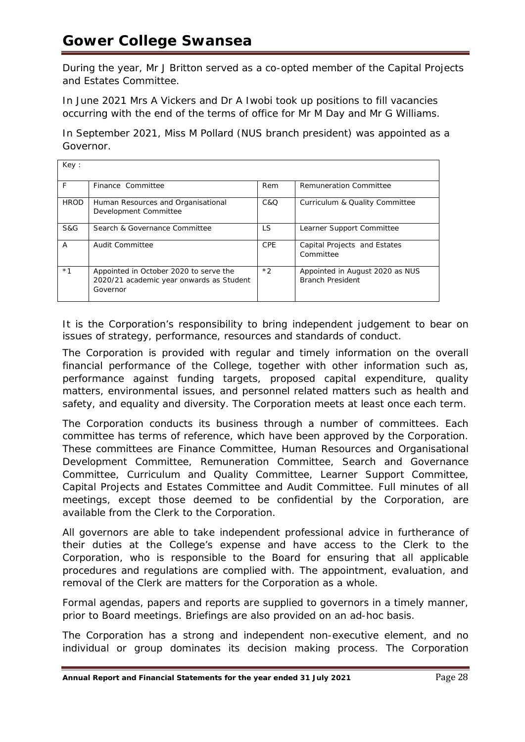During the year, Mr J Britton served as a co-opted member of the Capital Projects and Estates Committee.

In June 2021 Mrs A Vickers and Dr A Iwobi took up positions to fill vacancies occurring with the end of the terms of office for Mr M Day and Mr G Williams.

In September 2021, Miss M Pollard (NUS branch president) was appointed as a Governor.

| Key : | | | |
|---|---|---|---|
| F | Finance Committee | Rem | Remuneration Committee |
| HROD | Human Resources and Organisational Development Committee | C&Q | Curriculum & Quality Committee |
| S&G | Search & Governance Committee | LS | Learner Support Committee |
| A | Audit Committee | CPE | Capital Projects and Estates Committee |
| *1 | Appointed in October 2020 to serve the 2020/21 academic year onwards as Student Governor | *2 | Appointed in August 2020 as NUS Branch President |

It is the Corporation's responsibility to bring independent judgement to bear on issues of strategy, performance, resources and standards of conduct.

The Corporation is provided with regular and timely information on the overall financial performance of the College, together with other information such as, performance against funding targets, proposed capital expenditure, quality matters, environmental issues, and personnel related matters such as health and safety, and equality and diversity. The Corporation meets at least once each term.

The Corporation conducts its business through a number of committees. Each committee has terms of reference, which have been approved by the Corporation. These committees are Finance Committee, Human Resources and Organisational Development Committee, Remuneration Committee, Search and Governance Committee, Curriculum and Quality Committee, Learner Support Committee, Capital Projects and Estates Committee and Audit Committee. Full minutes of all meetings, except those deemed to be confidential by the Corporation, are available from the Clerk to the Corporation.

All governors are able to take independent professional advice in furtherance of their duties at the College's expense and have access to the Clerk to the Corporation, who is responsible to the Board for ensuring that all applicable procedures and regulations are complied with. The appointment, evaluation, and removal of the Clerk are matters for the Corporation as a whole.

Formal agendas, papers and reports are supplied to governors in a timely manner, prior to Board meetings. Briefings are also provided on an ad-hoc basis.

The Corporation has a strong and independent non-executive element, and no individual or group dominates its decision making process. The Corporation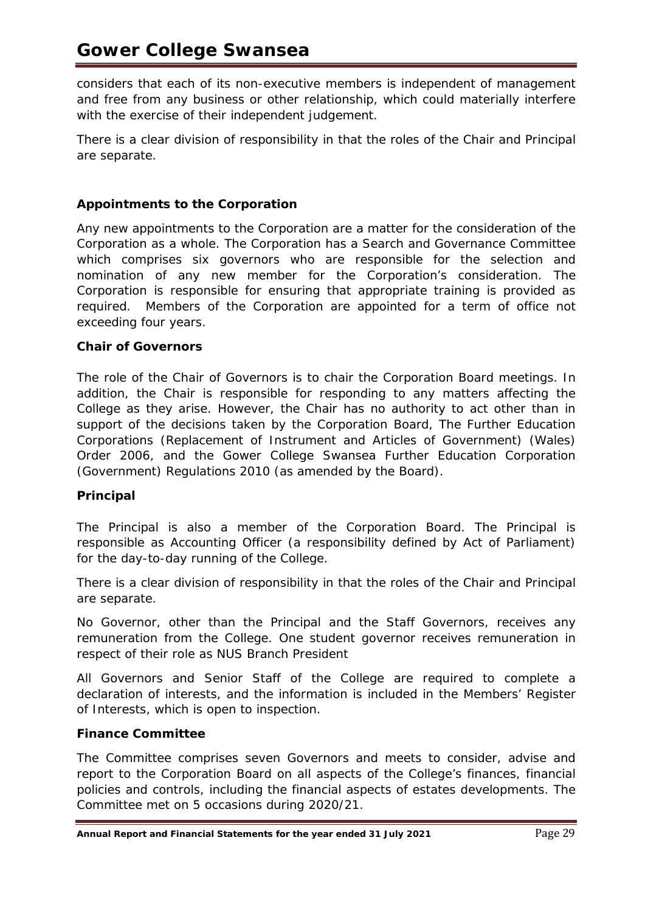considers that each of its non-executive members is independent of management and free from any business or other relationship, which could materially interfere with the exercise of their independent judgement.

There is a clear division of responsibility in that the roles of the Chair and Principal are separate.

### Appointments to the Corporation

Any new appointments to the Corporation are a matter for the consideration of the Corporation as a whole. The Corporation has a Search and Governance Committee which comprises six governors who are responsible for the selection and nomination of any new member for the Corporation's consideration. The Corporation is responsible for ensuring that appropriate training is provided as required. Members of the Corporation are appointed for a term of office not exceeding four years.

### Chair of Governors

The role of the Chair of Governors is to chair the Corporation Board meetings. In addition, the Chair is responsible for responding to any matters affecting the College as they arise. However, the Chair has no authority to act other than in support of the decisions taken by the Corporation Board, The Further Education Corporations (Replacement of Instrument and Articles of Government) (Wales) Order 2006, and the Gower College Swansea Further Education Corporation (Government) Regulations 2010 (as amended by the Board).

### Principal

The Principal is also a member of the Corporation Board. The Principal is responsible as Accounting Officer (a responsibility defined by Act of Parliament) for the day-to-day running of the College.

There is a clear division of responsibility in that the roles of the Chair and Principal are separate.

No Governor, other than the Principal and the Staff Governors, receives any remuneration from the College. One student governor receives remuneration in respect of their role as NUS Branch President

All Governors and Senior Staff of the College are required to complete a declaration of interests, and the information is included in the Members' Register of Interests, which is open to inspection.

### Finance Committee

The Committee comprises seven Governors and meets to consider, advise and report to the Corporation Board on all aspects of the College's finances, financial policies and controls, including the financial aspects of estates developments. The Committee met on 5 occasions during 2020/21.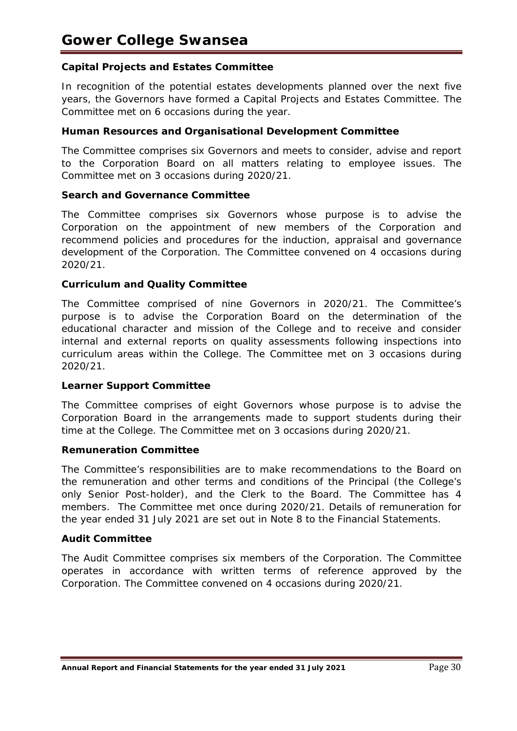### Capital Projects and Estates Committee

In recognition of the potential estates developments planned over the next five years, the Governors have formed a Capital Projects and Estates Committee. The Committee met on 6 occasions during the year.

### Human Resources and Organisational Development Committee

The Committee comprises six Governors and meets to consider, advise and report to the Corporation Board on all matters relating to employee issues. The Committee met on 3 occasions during 2020/21.

### Search and Governance Committee

The Committee comprises six Governors whose purpose is to advise the Corporation on the appointment of new members of the Corporation and recommend policies and procedures for the induction, appraisal and governance development of the Corporation. The Committee convened on 4 occasions during 2020/21.

### Curriculum and Quality Committee

The Committee comprised of nine Governors in 2020/21. The Committee's purpose is to advise the Corporation Board on the determination of the educational character and mission of the College and to receive and consider internal and external reports on quality assessments following inspections into curriculum areas within the College. The Committee met on 3 occasions during 2020/21.

### Learner Support Committee

The Committee comprises of eight Governors whose purpose is to advise the Corporation Board in the arrangements made to support students during their time at the College. The Committee met on 3 occasions during 2020/21.

### Remuneration Committee

The Committee's responsibilities are to make recommendations to the Board on the remuneration and other terms and conditions of the Principal (the College's only Senior Post-holder), and the Clerk to the Board. The Committee has 4 members. The Committee met once during 2020/21. Details of remuneration for the year ended 31 July 2021 are set out in Note 8 to the Financial Statements.

### Audit Committee

The Audit Committee comprises six members of the Corporation. The Committee operates in accordance with written terms of reference approved by the Corporation. The Committee convened on 4 occasions during 2020/21.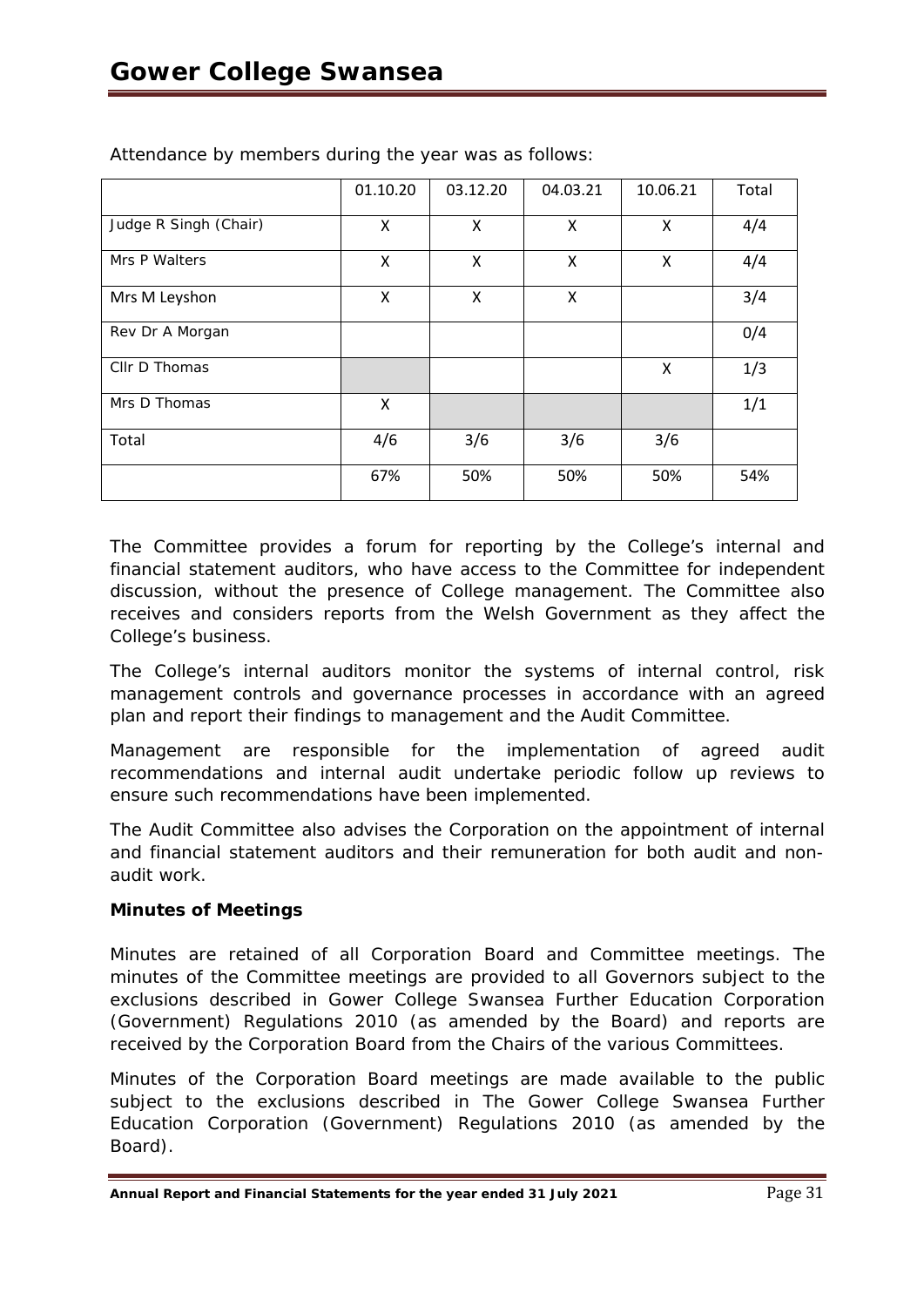Attendance by members during the year was as follows:

| | 01.10.20 | 03.12.20 | 04.03.21 | 10.06.21 | Total |
|---|---|---|---|---|---|
| Judge R Singh (Chair) | X | X | X | X | 4/4 |
| Mrs P Walters | X | X | X | X | 4/4 |
| Mrs M Leyshon | X | X | X | | 3/4 |
| Rev Dr A Morgan | | | | | 0/4 |
| Cllr D Thomas | | | | X | 1/3 |
| Mrs D Thomas | X | | | | 1/1 |
| Total | 4/6 | 3/6 | 3/6 | 3/6 | |
| | 67% | 50% | 50% | 50% | 54% |

The Committee provides a forum for reporting by the College's internal and financial statement auditors, who have access to the Committee for independent discussion, without the presence of College management. The Committee also receives and considers reports from the Welsh Government as they affect the College's business.

The College's internal auditors monitor the systems of internal control, risk management controls and governance processes in accordance with an agreed plan and report their findings to management and the Audit Committee.

Management are responsible for the implementation of agreed audit recommendations and internal audit undertake periodic follow up reviews to ensure such recommendations have been implemented.

The Audit Committee also advises the Corporation on the appointment of internal and financial statement auditors and their remuneration for both audit and non-audit work.

**Minutes of Meetings**

Minutes are retained of all Corporation Board and Committee meetings. The minutes of the Committee meetings are provided to all Governors subject to the exclusions described in Gower College Swansea Further Education Corporation (Government) Regulations 2010 (as amended by the Board) and reports are received by the Corporation Board from the Chairs of the various Committees.

Minutes of the Corporation Board meetings are made available to the public subject to the exclusions described in The Gower College Swansea Further Education Corporation (Government) Regulations 2010 (as amended by the Board).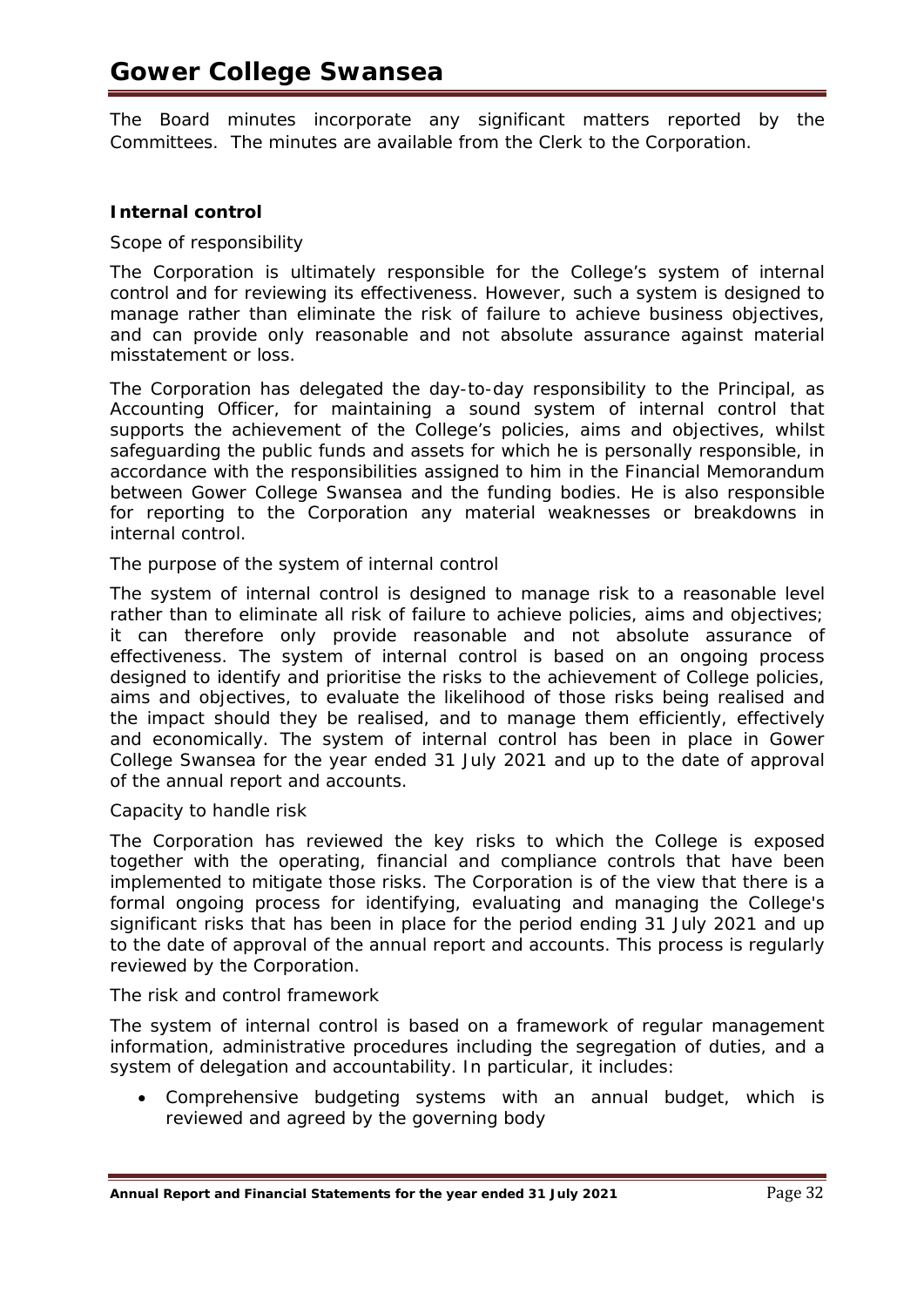The Board minutes incorporate any significant matters reported by the Committees. The minutes are available from the Clerk to the Corporation.

**Internal control**

Scope of responsibility

The Corporation is ultimately responsible for the College's system of internal control and for reviewing its effectiveness. However, such a system is designed to manage rather than eliminate the risk of failure to achieve business objectives, and can provide only reasonable and not absolute assurance against material misstatement or loss.

The Corporation has delegated the day-to-day responsibility to the Principal, as Accounting Officer, for maintaining a sound system of internal control that supports the achievement of the College's policies, aims and objectives, whilst safeguarding the public funds and assets for which he is personally responsible, in accordance with the responsibilities assigned to him in the Financial Memorandum between Gower College Swansea and the funding bodies. He is also responsible for reporting to the Corporation any material weaknesses or breakdowns in internal control.

The purpose of the system of internal control

The system of internal control is designed to manage risk to a reasonable level rather than to eliminate all risk of failure to achieve policies, aims and objectives; it can therefore only provide reasonable and not absolute assurance of effectiveness. The system of internal control is based on an ongoing process designed to identify and prioritise the risks to the achievement of College policies, aims and objectives, to evaluate the likelihood of those risks being realised and the impact should they be realised, and to manage them efficiently, effectively and economically. The system of internal control has been in place in Gower College Swansea for the year ended 31 July 2021 and up to the date of approval of the annual report and accounts.

Capacity to handle risk

The Corporation has reviewed the key risks to which the College is exposed together with the operating, financial and compliance controls that have been implemented to mitigate those risks. The Corporation is of the view that there is a formal ongoing process for identifying, evaluating and managing the College's significant risks that has been in place for the period ending 31 July 2021 and up to the date of approval of the annual report and accounts. This process is regularly reviewed by the Corporation.

The risk and control framework

The system of internal control is based on a framework of regular management information, administrative procedures including the segregation of duties, and a system of delegation and accountability. In particular, it includes:

- Comprehensive budgeting systems with an annual budget, which is reviewed and agreed by the governing body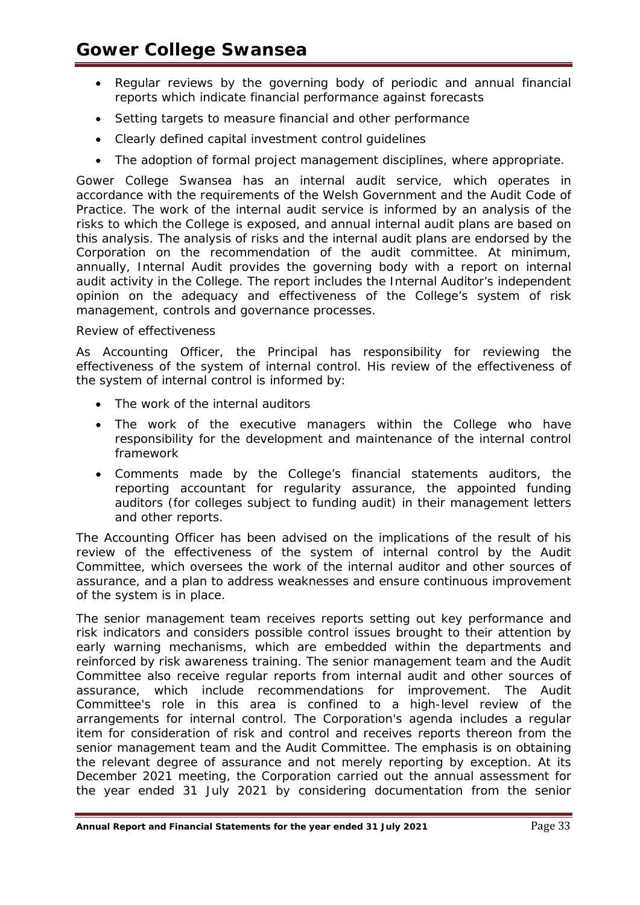- Regular reviews by the governing body of periodic and annual financial reports which indicate financial performance against forecasts
- Setting targets to measure financial and other performance
- Clearly defined capital investment control guidelines
- The adoption of formal project management disciplines, where appropriate.

Gower College Swansea has an internal audit service, which operates in accordance with the requirements of the Welsh Government and the Audit Code of Practice. The work of the internal audit service is informed by an analysis of the risks to which the College is exposed, and annual internal audit plans are based on this analysis. The analysis of risks and the internal audit plans are endorsed by the Corporation on the recommendation of the audit committee. At minimum, annually, Internal Audit provides the governing body with a report on internal audit activity in the College. The report includes the Internal Auditor's independent opinion on the adequacy and effectiveness of the College's system of risk management, controls and governance processes.

*Review of effectiveness*

As Accounting Officer, the Principal has responsibility for reviewing the effectiveness of the system of internal control. His review of the effectiveness of the system of internal control is informed by:

- The work of the internal auditors
- The work of the executive managers within the College who have responsibility for the development and maintenance of the internal control framework
- Comments made by the College's financial statements auditors, the reporting accountant for regularity assurance, the appointed funding auditors (for colleges subject to funding audit) in their management letters and other reports.

The Accounting Officer has been advised on the implications of the result of his review of the effectiveness of the system of internal control by the Audit Committee, which oversees the work of the internal auditor and other sources of assurance, and a plan to address weaknesses and ensure continuous improvement of the system is in place.

The senior management team receives reports setting out key performance and risk indicators and considers possible control issues brought to their attention by early warning mechanisms, which are embedded within the departments and reinforced by risk awareness training. The senior management team and the Audit Committee also receive regular reports from internal audit and other sources of assurance, which include recommendations for improvement. The Audit Committee's role in this area is confined to a high-level review of the arrangements for internal control. The Corporation's agenda includes a regular item for consideration of risk and control and receives reports thereon from the senior management team and the Audit Committee. The emphasis is on obtaining the relevant degree of assurance and not merely reporting by exception. At its December 2021 meeting, the Corporation carried out the annual assessment for the year ended 31 July 2021 by considering documentation from the senior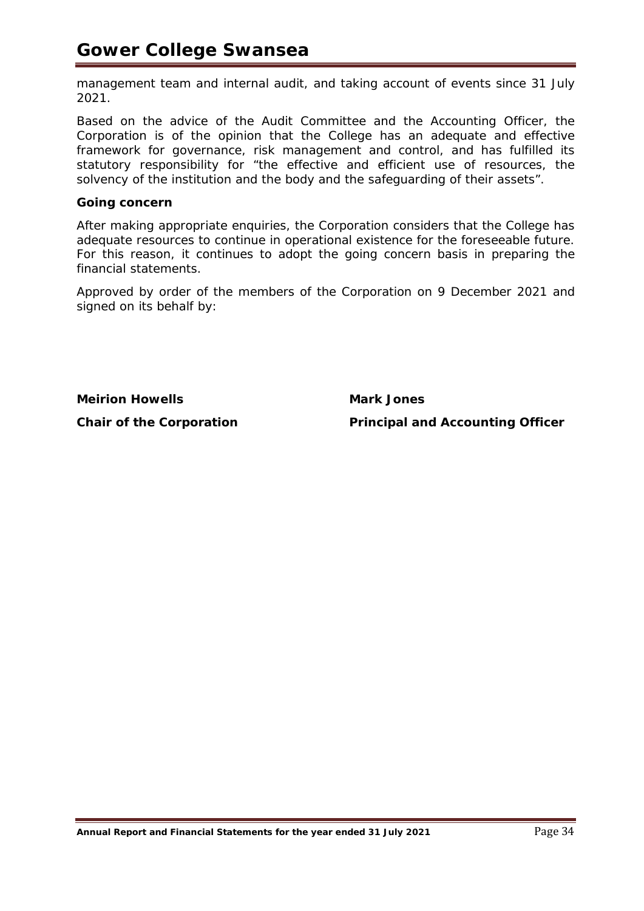management team and internal audit, and taking account of events since 31 July 2021.

Based on the advice of the Audit Committee and the Accounting Officer, the Corporation is of the opinion that the College has an adequate and effective framework for governance, risk management and control, and has fulfilled its statutory responsibility for “the effective and efficient use of resources, the solvency of the institution and the body and the safeguarding of their assets”.

**Going concern**

After making appropriate enquiries, the Corporation considers that the College has adequate resources to continue in operational existence for the foreseeable future. For this reason, it continues to adopt the going concern basis in preparing the financial statements.

Approved by order of the members of the Corporation on 9 December 2021 and signed on its behalf by:

**Meirion Howells**
**Chair of the Corporation**

**Mark Jones**
**Principal and Accounting Officer**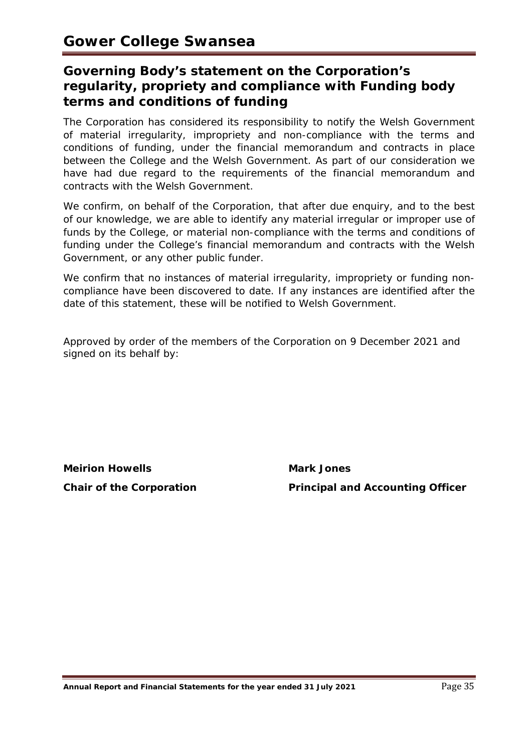# Gower College Swansea

## Governing Body's statement on the Corporation's regularity, propriety and compliance with Funding body terms and conditions of funding

The Corporation has considered its responsibility to notify the Welsh Government of material irregularity, impropriety and non-compliance with the terms and conditions of funding, under the financial memorandum and contracts in place between the College and the Welsh Government. As part of our consideration we have had due regard to the requirements of the financial memorandum and contracts with the Welsh Government.

We confirm, on behalf of the Corporation, that after due enquiry, and to the best of our knowledge, we are able to identify any material irregular or improper use of funds by the College, or material non-compliance with the terms and conditions of funding under the College's financial memorandum and contracts with the Welsh Government, or any other public funder.

We confirm that no instances of material irregularity, impropriety or funding non-compliance have been discovered to date. If any instances are identified after the date of this statement, these will be notified to Welsh Government.

Approved by order of the members of the Corporation on 9 December 2021 and signed on its behalf by:

**Meirion Howells**
**Chair of the Corporation**

**Mark Jones**
**Principal and Accounting Officer**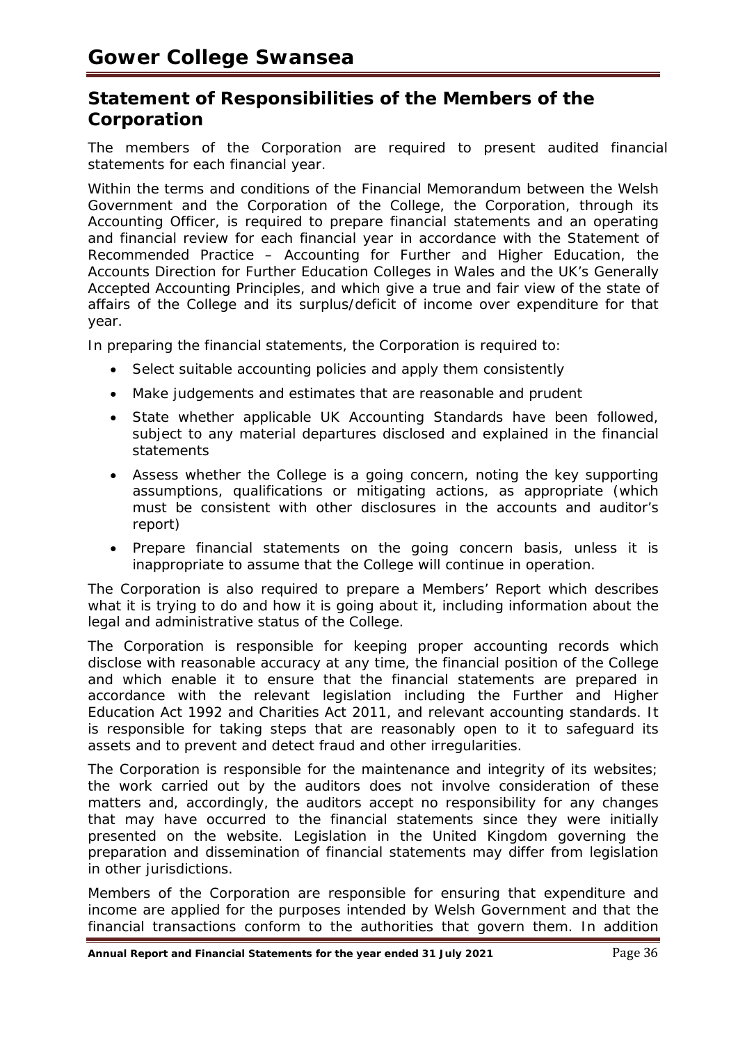## Statement of Responsibilities of the Members of the Corporation

The members of the Corporation are required to present audited financial statements for each financial year.

Within the terms and conditions of the Financial Memorandum between the Welsh Government and the Corporation of the College, the Corporation, through its Accounting Officer, is required to prepare financial statements and an operating and financial review for each financial year in accordance with the Statement of Recommended Practice – Accounting for Further and Higher Education, the Accounts Direction for Further Education Colleges in Wales and the UK's Generally Accepted Accounting Principles, and which give a true and fair view of the state of affairs of the College and its surplus/deficit of income over expenditure for that year.

In preparing the financial statements, the Corporation is required to:

- Select suitable accounting policies and apply them consistently
- Make judgements and estimates that are reasonable and prudent
- State whether applicable UK Accounting Standards have been followed, subject to any material departures disclosed and explained in the financial statements
- Assess whether the College is a going concern, noting the key supporting assumptions, qualifications or mitigating actions, as appropriate (which must be consistent with other disclosures in the accounts and auditor's report)
- Prepare financial statements on the going concern basis, unless it is inappropriate to assume that the College will continue in operation.

The Corporation is also required to prepare a Members' Report which describes what it is trying to do and how it is going about it, including information about the legal and administrative status of the College.

The Corporation is responsible for keeping proper accounting records which disclose with reasonable accuracy at any time, the financial position of the College and which enable it to ensure that the financial statements are prepared in accordance with the relevant legislation including the Further and Higher Education Act 1992 and Charities Act 2011, and relevant accounting standards. It is responsible for taking steps that are reasonably open to it to safeguard its assets and to prevent and detect fraud and other irregularities.

The Corporation is responsible for the maintenance and integrity of its websites; the work carried out by the auditors does not involve consideration of these matters and, accordingly, the auditors accept no responsibility for any changes that may have occurred to the financial statements since they were initially presented on the website. Legislation in the United Kingdom governing the preparation and dissemination of financial statements may differ from legislation in other jurisdictions.

Members of the Corporation are responsible for ensuring that expenditure and income are applied for the purposes intended by Welsh Government and that the financial transactions conform to the authorities that govern them. In addition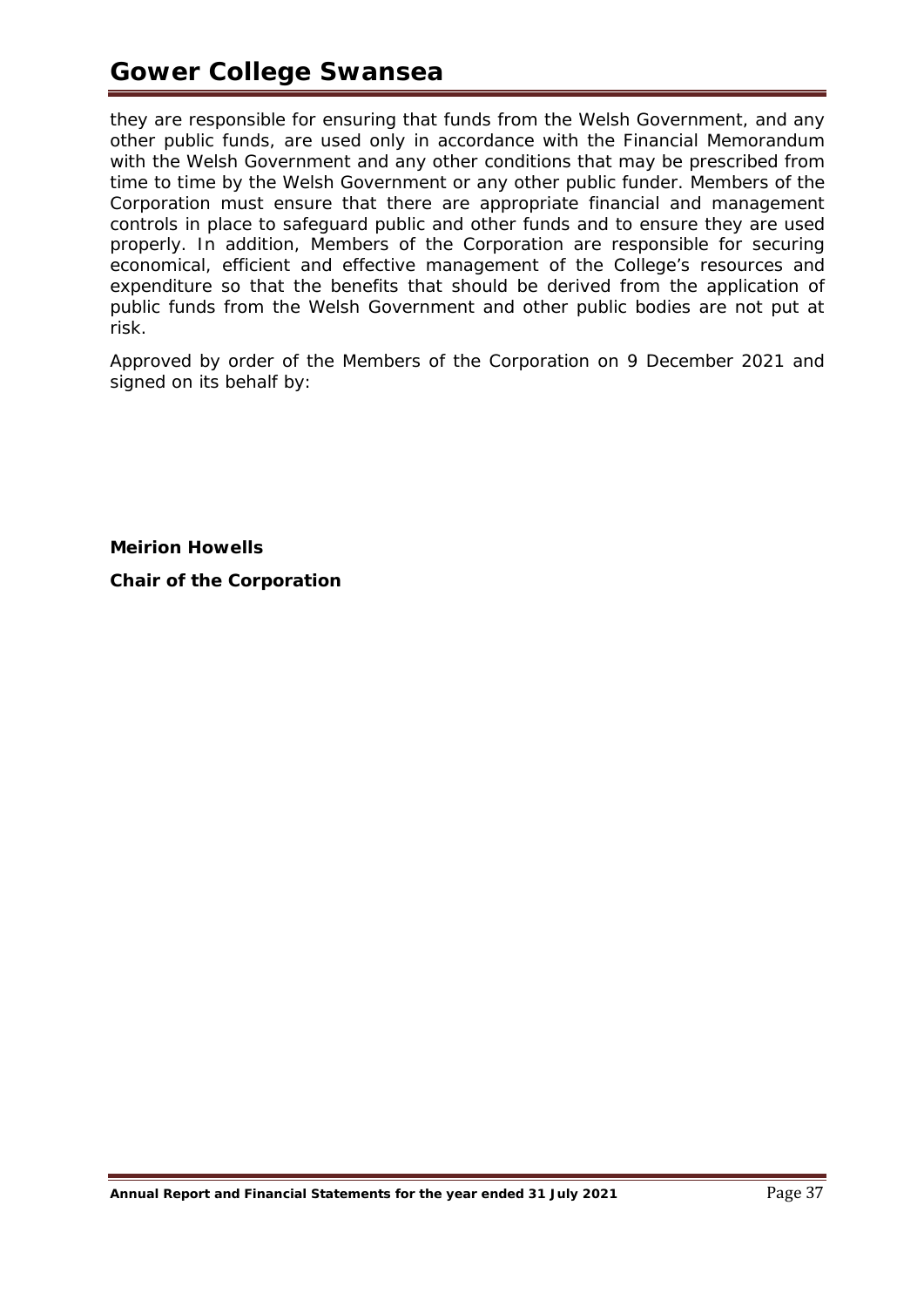they are responsible for ensuring that funds from the Welsh Government, and any other public funds, are used only in accordance with the Financial Memorandum with the Welsh Government and any other conditions that may be prescribed from time to time by the Welsh Government or any other public funder. Members of the Corporation must ensure that there are appropriate financial and management controls in place to safeguard public and other funds and to ensure they are used properly. In addition, Members of the Corporation are responsible for securing economical, efficient and effective management of the College's resources and expenditure so that the benefits that should be derived from the application of public funds from the Welsh Government and other public bodies are not put at risk.

Approved by order of the Members of the Corporation on 9 December 2021 and signed on its behalf by:

**Meirion Howells**

**Chair of the Corporation**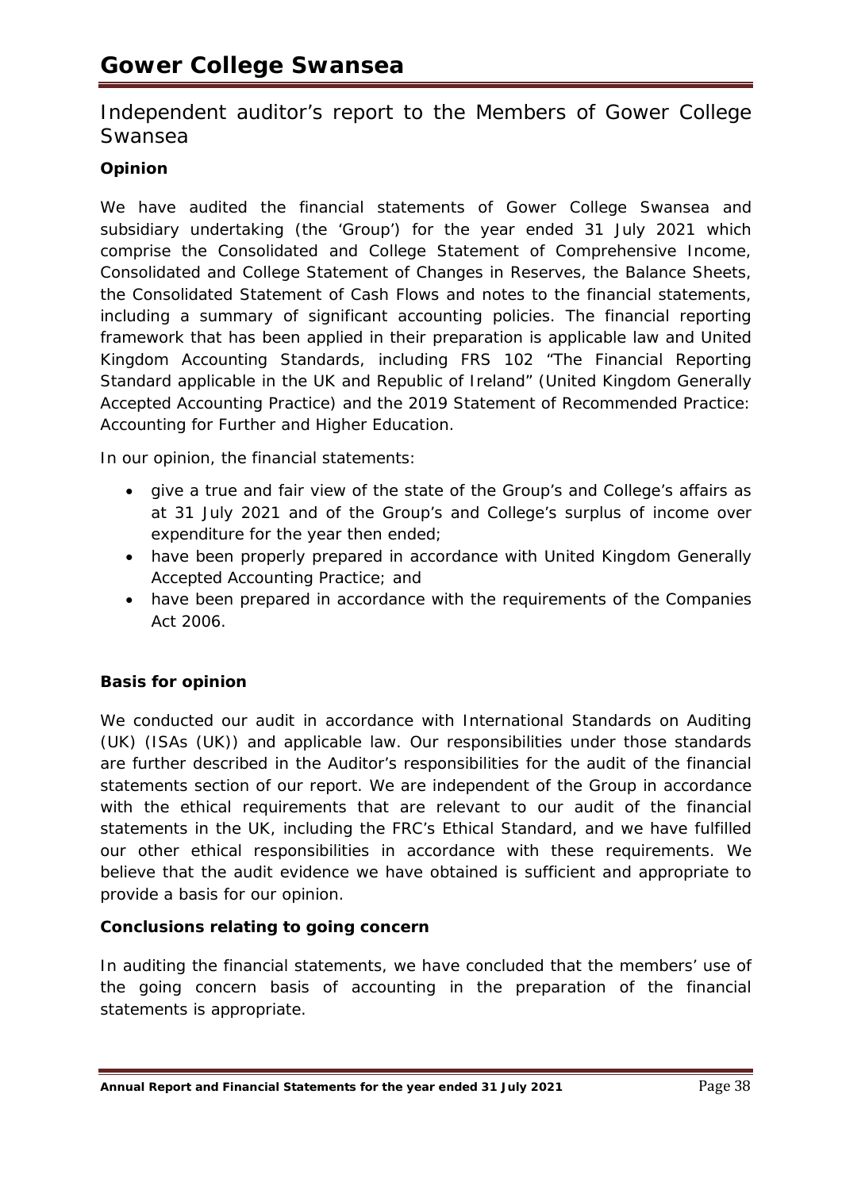## Independent auditor's report to the Members of Gower College Swansea

### Opinion

We have audited the financial statements of Gower College Swansea and subsidiary undertaking (the 'Group') for the year ended 31 July 2021 which comprise the Consolidated and College Statement of Comprehensive Income, Consolidated and College Statement of Changes in Reserves, the Balance Sheets, the Consolidated Statement of Cash Flows and notes to the financial statements, including a summary of significant accounting policies. The financial reporting framework that has been applied in their preparation is applicable law and United Kingdom Accounting Standards, including FRS 102 "The Financial Reporting Standard applicable in the UK and Republic of Ireland" (United Kingdom Generally Accepted Accounting Practice) and the 2019 Statement of Recommended Practice: Accounting for Further and Higher Education.

In our opinion, the financial statements:

- give a true and fair view of the state of the Group's and College's affairs as at 31 July 2021 and of the Group's and College's surplus of income over expenditure for the year then ended;
- have been properly prepared in accordance with United Kingdom Generally Accepted Accounting Practice; and
- have been prepared in accordance with the requirements of the Companies Act 2006.

### Basis for opinion

We conducted our audit in accordance with International Standards on Auditing (UK) (ISAs (UK)) and applicable law. Our responsibilities under those standards are further described in the Auditor's responsibilities for the audit of the financial statements section of our report. We are independent of the Group in accordance with the ethical requirements that are relevant to our audit of the financial statements in the UK, including the FRC's Ethical Standard, and we have fulfilled our other ethical responsibilities in accordance with these requirements. We believe that the audit evidence we have obtained is sufficient and appropriate to provide a basis for our opinion.

### Conclusions relating to going concern

In auditing the financial statements, we have concluded that the members' use of the going concern basis of accounting in the preparation of the financial statements is appropriate.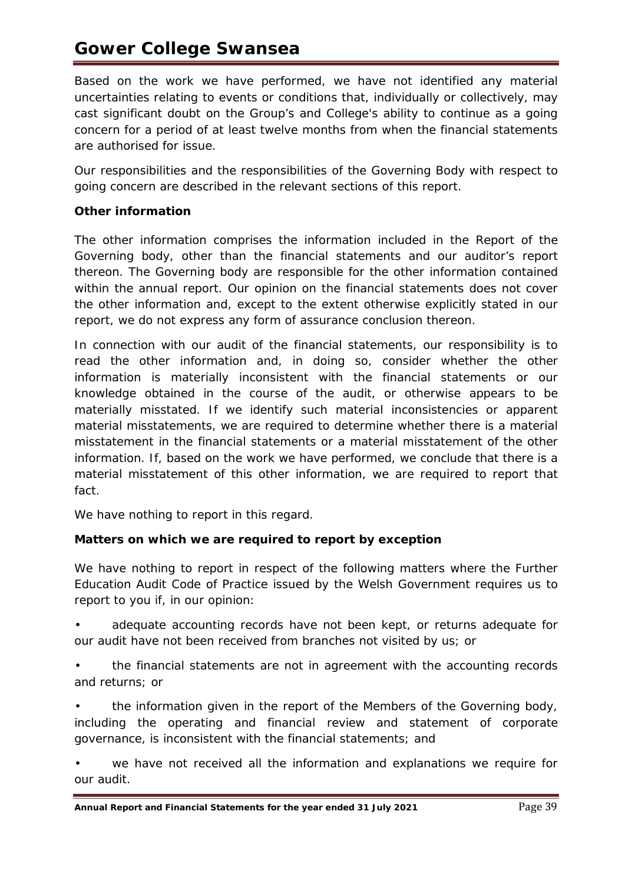Based on the work we have performed, we have not identified any material uncertainties relating to events or conditions that, individually or collectively, may cast significant doubt on the Group's and College's ability to continue as a going concern for a period of at least twelve months from when the financial statements are authorised for issue.

Our responsibilities and the responsibilities of the Governing Body with respect to going concern are described in the relevant sections of this report.

**Other information**

The other information comprises the information included in the Report of the Governing body, other than the financial statements and our auditor's report thereon. The Governing body are responsible for the other information contained within the annual report. Our opinion on the financial statements does not cover the other information and, except to the extent otherwise explicitly stated in our report, we do not express any form of assurance conclusion thereon.

In connection with our audit of the financial statements, our responsibility is to read the other information and, in doing so, consider whether the other information is materially inconsistent with the financial statements or our knowledge obtained in the course of the audit, or otherwise appears to be materially misstated. If we identify such material inconsistencies or apparent material misstatements, we are required to determine whether there is a material misstatement in the financial statements or a material misstatement of the other information. If, based on the work we have performed, we conclude that there is a material misstatement of this other information, we are required to report that fact.

We have nothing to report in this regard.

**Matters on which we are required to report by exception**

We have nothing to report in respect of the following matters where the Further Education Audit Code of Practice issued by the Welsh Government requires us to report to you if, in our opinion:

- adequate accounting records have not been kept, or returns adequate for our audit have not been received from branches not visited by us; or
- the financial statements are not in agreement with the accounting records and returns; or
- the information given in the report of the Members of the Governing body, including the operating and financial review and statement of corporate governance, is inconsistent with the financial statements; and
- we have not received all the information and explanations we require for our audit.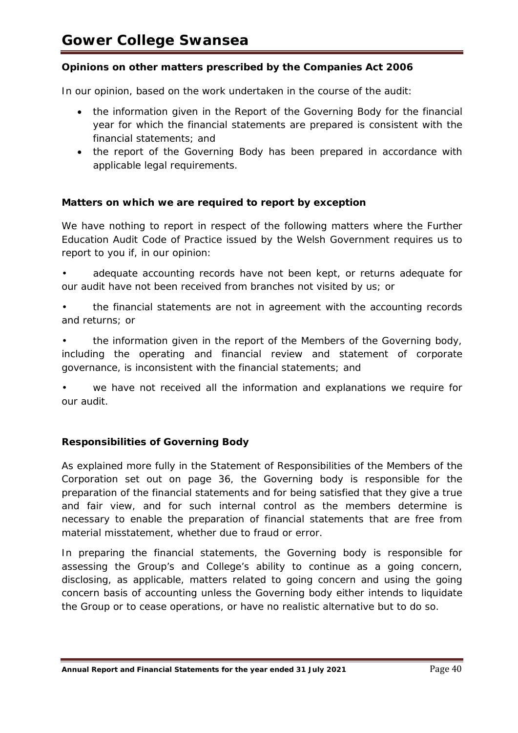**Opinions on other matters prescribed by the Companies Act 2006**

In our opinion, based on the work undertaken in the course of the audit:

- the information given in the Report of the Governing Body for the financial year for which the financial statements are prepared is consistent with the financial statements; and
- the report of the Governing Body has been prepared in accordance with applicable legal requirements.

**Matters on which we are required to report by exception**

We have nothing to report in respect of the following matters where the Further Education Audit Code of Practice issued by the Welsh Government requires us to report to you if, in our opinion:

- adequate accounting records have not been kept, or returns adequate for our audit have not been received from branches not visited by us; or
- the financial statements are not in agreement with the accounting records and returns; or
- the information given in the report of the Members of the Governing body, including the operating and financial review and statement of corporate governance, is inconsistent with the financial statements; and
- we have not received all the information and explanations we require for our audit.

**Responsibilities of Governing Body**

As explained more fully in the Statement of Responsibilities of the Members of the Corporation set out on page 36, the Governing body is responsible for the preparation of the financial statements and for being satisfied that they give a true and fair view, and for such internal control as the members determine is necessary to enable the preparation of financial statements that are free from material misstatement, whether due to fraud or error.

In preparing the financial statements, the Governing body is responsible for assessing the Group's and College's ability to continue as a going concern, disclosing, as applicable, matters related to going concern and using the going concern basis of accounting unless the Governing body either intends to liquidate the Group or to cease operations, or have no realistic alternative but to do so.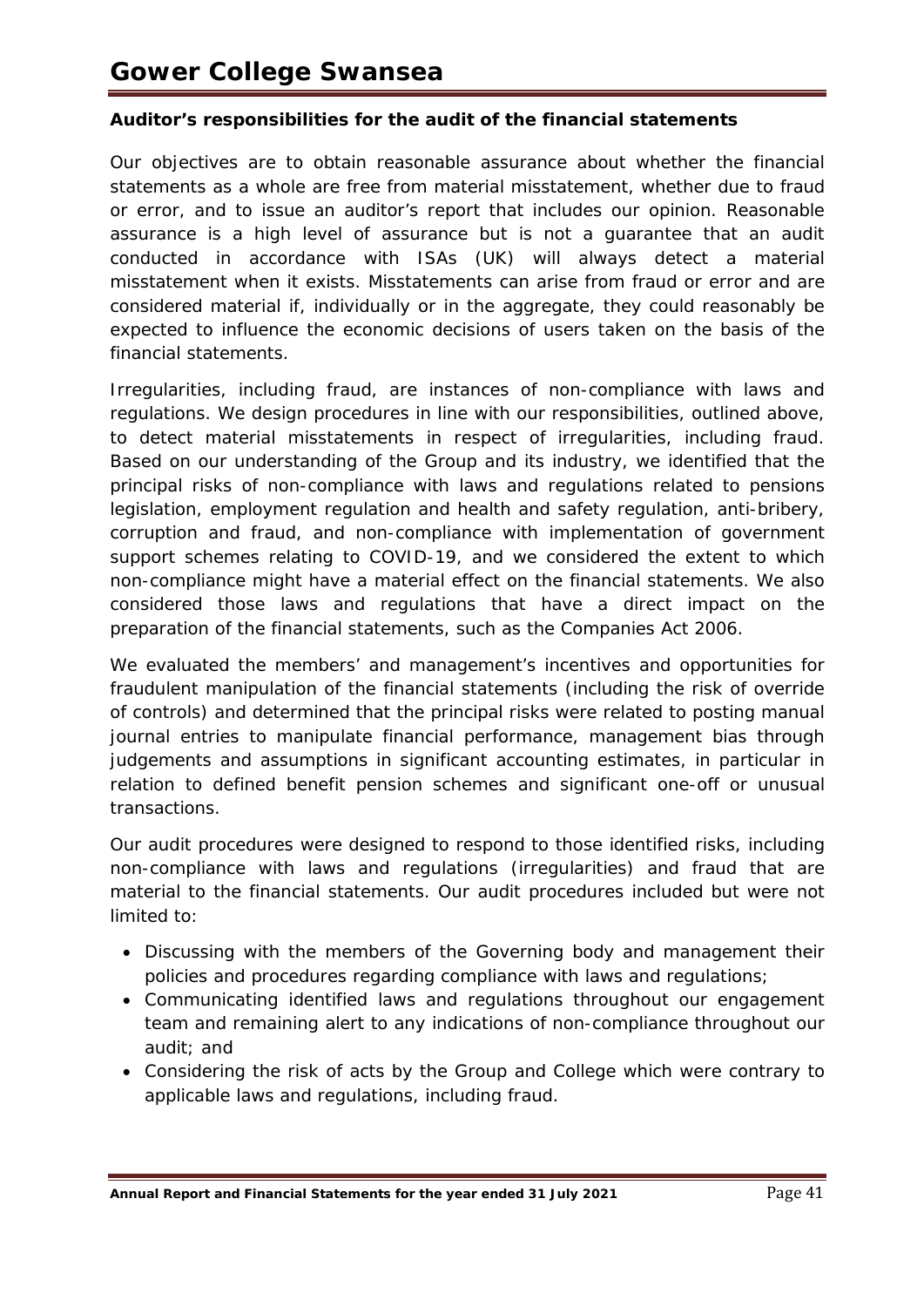### Auditor's responsibilities for the audit of the financial statements

Our objectives are to obtain reasonable assurance about whether the financial statements as a whole are free from material misstatement, whether due to fraud or error, and to issue an auditor's report that includes our opinion. Reasonable assurance is a high level of assurance but is not a guarantee that an audit conducted in accordance with ISAs (UK) will always detect a material misstatement when it exists. Misstatements can arise from fraud or error and are considered material if, individually or in the aggregate, they could reasonably be expected to influence the economic decisions of users taken on the basis of the financial statements.

Irregularities, including fraud, are instances of non-compliance with laws and regulations. We design procedures in line with our responsibilities, outlined above, to detect material misstatements in respect of irregularities, including fraud. Based on our understanding of the Group and its industry, we identified that the principal risks of non-compliance with laws and regulations related to pensions legislation, employment regulation and health and safety regulation, anti-bribery, corruption and fraud, and non-compliance with implementation of government support schemes relating to COVID-19, and we considered the extent to which non-compliance might have a material effect on the financial statements. We also considered those laws and regulations that have a direct impact on the preparation of the financial statements, such as the Companies Act 2006.

We evaluated the members' and management's incentives and opportunities for fraudulent manipulation of the financial statements (including the risk of override of controls) and determined that the principal risks were related to posting manual journal entries to manipulate financial performance, management bias through judgements and assumptions in significant accounting estimates, in particular in relation to defined benefit pension schemes and significant one-off or unusual transactions.

Our audit procedures were designed to respond to those identified risks, including non-compliance with laws and regulations (irregularities) and fraud that are material to the financial statements. Our audit procedures included but were not limited to:

- Discussing with the members of the Governing body and management their policies and procedures regarding compliance with laws and regulations;
- Communicating identified laws and regulations throughout our engagement team and remaining alert to any indications of non-compliance throughout our audit; and
- Considering the risk of acts by the Group and College which were contrary to applicable laws and regulations, including fraud.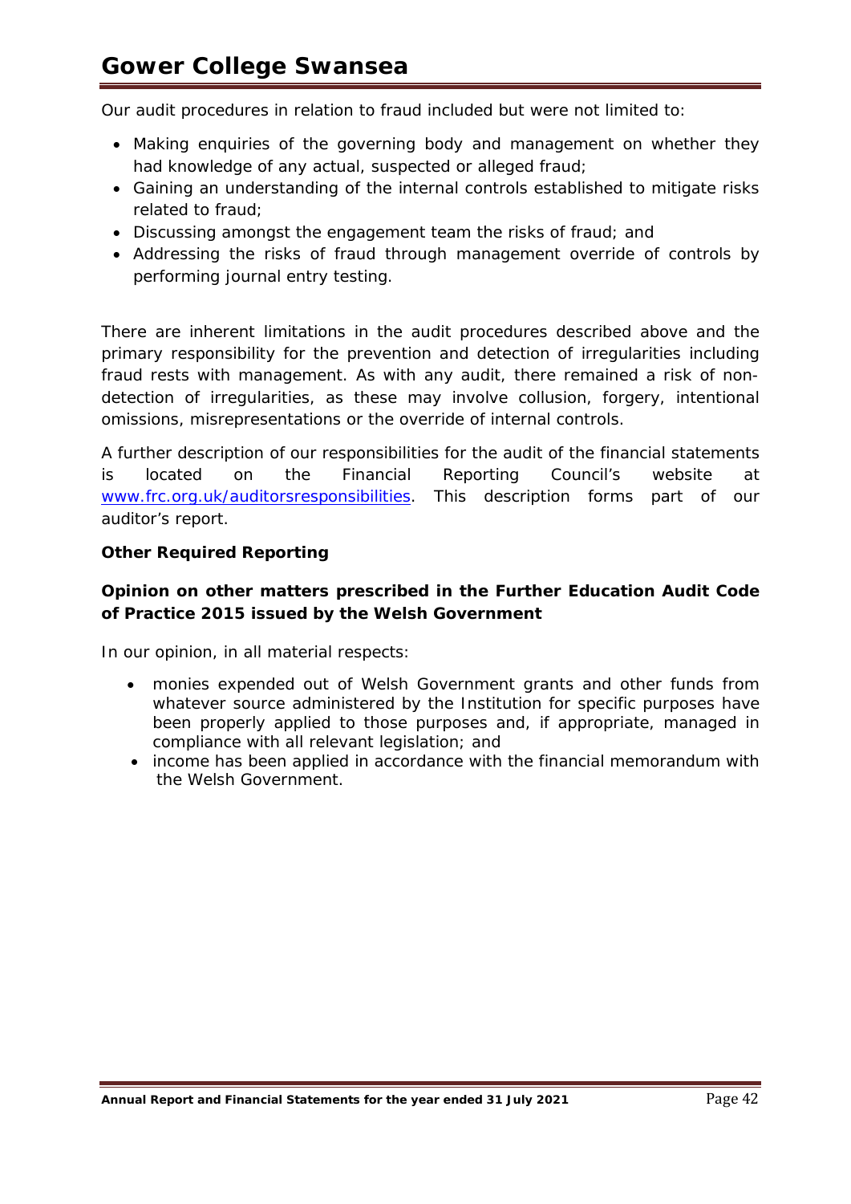Our audit procedures in relation to fraud included but were not limited to:

- Making enquiries of the governing body and management on whether they had knowledge of any actual, suspected or alleged fraud;
- Gaining an understanding of the internal controls established to mitigate risks related to fraud;
- Discussing amongst the engagement team the risks of fraud; and
- Addressing the risks of fraud through management override of controls by performing journal entry testing.

There are inherent limitations in the audit procedures described above and the primary responsibility for the prevention and detection of irregularities including fraud rests with management. As with any audit, there remained a risk of non-detection of irregularities, as these may involve collusion, forgery, intentional omissions, misrepresentations or the override of internal controls.

A further description of our responsibilities for the audit of the financial statements is located on the Financial Reporting Council's website at [www.frc.org.uk/auditorsresponsibilities](http://www.frc.org.uk/auditorsresponsibilities). This description forms part of our auditor's report.

**Other Required Reporting**

**Opinion on other matters prescribed in the Further Education Audit Code of Practice 2015 issued by the Welsh Government**

In our opinion, in all material respects:

- monies expended out of Welsh Government grants and other funds from whatever source administered by the Institution for specific purposes have been properly applied to those purposes and, if appropriate, managed in compliance with all relevant legislation; and
- income has been applied in accordance with the financial memorandum with the Welsh Government.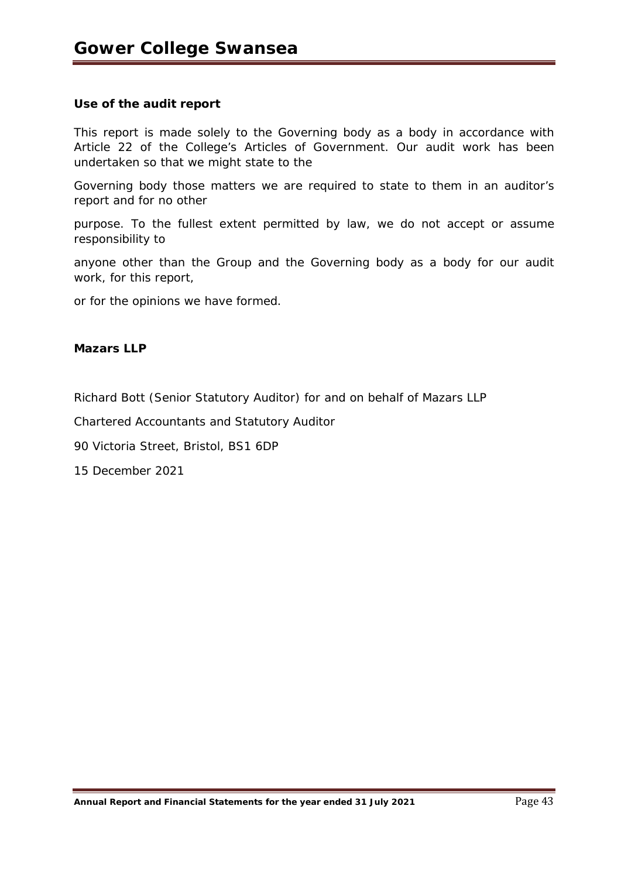### Use of the audit report

This report is made solely to the Governing body as a body in accordance with Article 22 of the College's Articles of Government. Our audit work has been undertaken so that we might state to the

Governing body those matters we are required to state to them in an auditor's report and for no other

purpose. To the fullest extent permitted by law, we do not accept or assume responsibility to

anyone other than the Group and the Governing body as a body for our audit work, for this report,

or for the opinions we have formed.

**Mazars LLP**

Richard Bott (Senior Statutory Auditor) for and on behalf of Mazars LLP

Chartered Accountants and Statutory Auditor

90 Victoria Street, Bristol, BS1 6DP

15 December 2021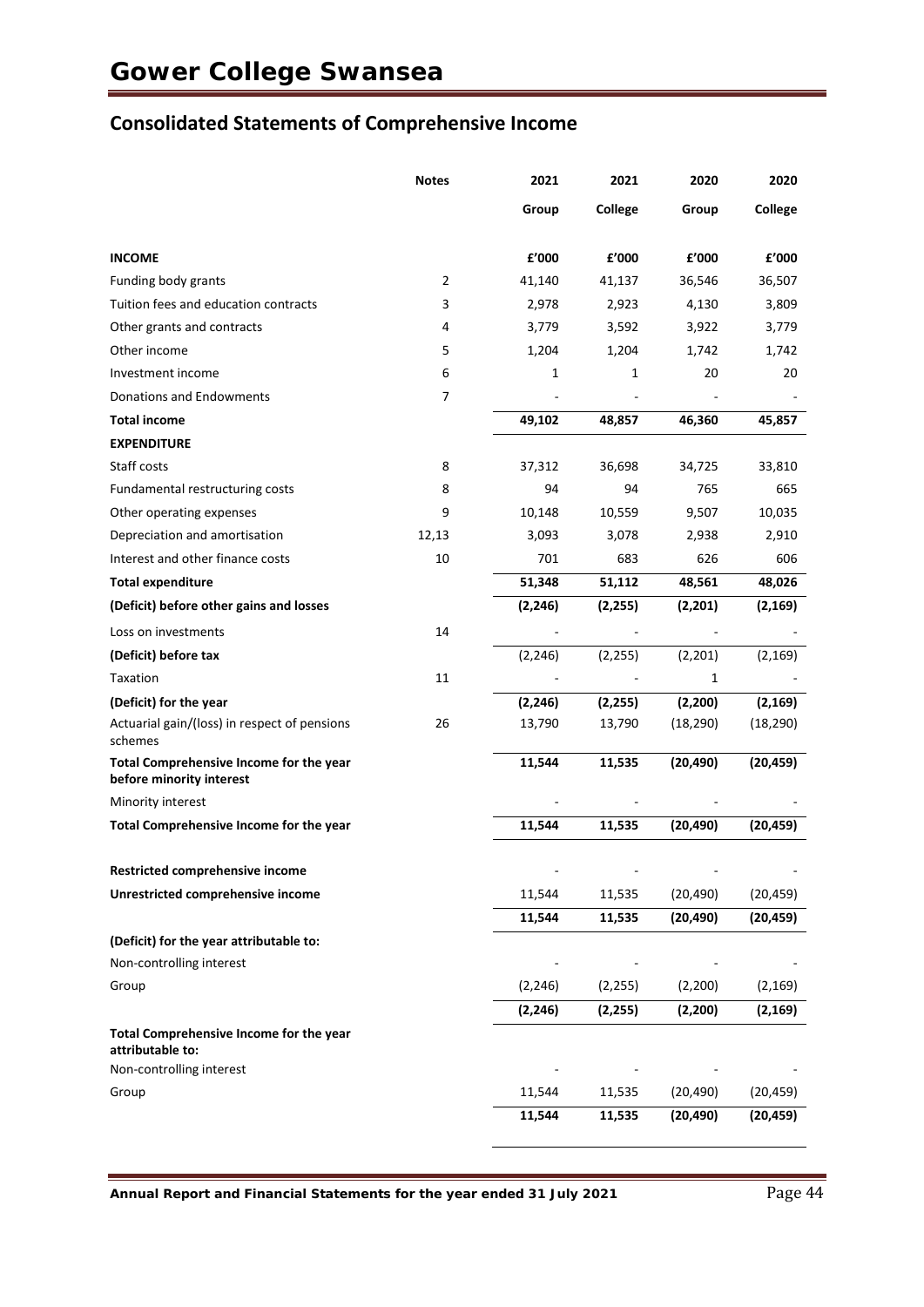# Gower College Swansea

## Consolidated Statements of Comprehensive Income

| | Notes | 2021 | 2021 | 2020 | 2020 |
|---|---|---|---|---|---|
| | | Group | College | Group | College |
| **INCOME** | | **£'000** | **£'000** | **£'000** | **£'000** |
| Funding body grants | 2 | 41,140 | 41,137 | 36,546 | 36,507 |
| Tuition fees and education contracts | 3 | 2,978 | 2,923 | 4,130 | 3,809 |
| Other grants and contracts | 4 | 3,779 | 3,592 | 3,922 | 3,779 |
| Other income | 5 | 1,204 | 1,204 | 1,742 | 1,742 |
| Investment income | 6 | 1 | 1 | 20 | 20 |
| Donations and Endowments | 7 | - | - | - | - |
| **Total income** | | **49,102** | **48,857** | **46,360** | **45,857** |
| **EXPENDITURE** | | | | | |
| Staff costs | 8 | 37,312 | 36,698 | 34,725 | 33,810 |
| Fundamental restructuring costs | 8 | 94 | 94 | 765 | 665 |
| Other operating expenses | 9 | 10,148 | 10,559 | 9,507 | 10,035 |
| Depreciation and amortisation | 12,13 | 3,093 | 3,078 | 2,938 | 2,910 |
| Interest and other finance costs | 10 | 701 | 683 | 626 | 606 |
| **Total expenditure** | | **51,348** | **51,112** | **48,561** | **48,026** |
| **(Deficit) before other gains and losses** | | **(2,246)** | **(2,255)** | **(2,201)** | **(2,169)** |
| Loss on investments | 14 | - | - | - | - |
| **(Deficit) before tax** | | (2,246) | (2,255) | (2,201) | (2,169) |
| Taxation | 11 | - | - | 1 | - |
| **(Deficit) for the year** | | **(2,246)** | **(2,255)** | **(2,200)** | **(2,169)** |
| Actuarial gain/(loss) in respect of pensions schemes | 26 | 13,790 | 13,790 | (18,290) | (18,290) |
| **Total Comprehensive Income for the year before minority interest** | | **11,544** | **11,535** | **(20,490)** | **(20,459)** |
| Minority interest | | - | - | - | - |
| **Total Comprehensive Income for the year** | | **11,544** | **11,535** | **(20,490)** | **(20,459)** |
| | | | | | |
| **Restricted comprehensive income** | | - | - | - | - |
| **Unrestricted comprehensive income** | | 11,544 | 11,535 | (20,490) | (20,459) |
| | | **11,544** | **11,535** | **(20,490)** | **(20,459)** |
| **(Deficit) for the year attributable to:** | | | | | |
| Non-controlling interest | | - | - | - | - |
| Group | | (2,246) | (2,255) | (2,200) | (2,169) |
| | | **(2,246)** | **(2,255)** | **(2,200)** | **(2,169)** |
| **Total Comprehensive Income for the year attributable to:** | | | | | |
| Non-controlling interest | | - | - | - | - |
| Group | | 11,544 | 11,535 | (20,490) | (20,459) |
| | | **11,544** | **11,535** | **(20,490)** | **(20,459)** |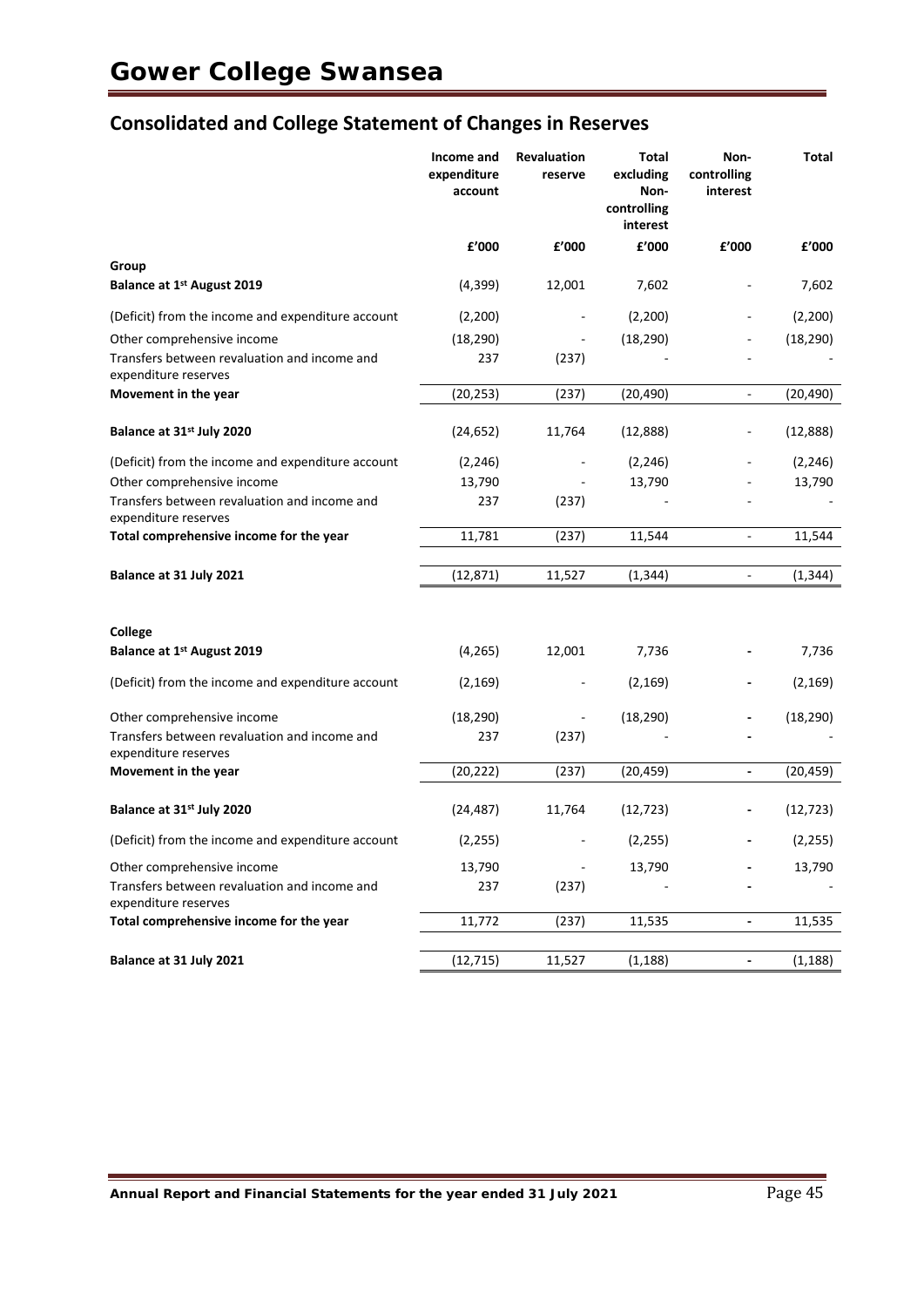## Consolidated and College Statement of Changes in Reserves

| | Income and expenditure account | Revaluation reserve | Total excluding Non-controlling interest | Non-controlling interest | Total |
|---|---|---|---|---|---|
| | £'000 | £'000 | £'000 | £'000 | £'000 |
| **Group** | | | | | |
| **Balance at 1st August 2019** | (4,399) | 12,001 | 7,602 | - | 7,602 |
| (Deficit) from the income and expenditure account | (2,200) | - | (2,200) | - | (2,200) |
| Other comprehensive income | (18,290) | - | (18,290) | - | (18,290) |
| Transfers between revaluation and income and expenditure reserves | 237 | (237) | - | - | - |
| **Movement in the year** | (20,253) | (237) | (20,490) | - | (20,490) |
| **Balance at 31st July 2020** | (24,652) | 11,764 | (12,888) | - | (12,888) |
| (Deficit) from the income and expenditure account | (2,246) | - | (2,246) | - | (2,246) |
| Other comprehensive income | 13,790 | - | 13,790 | - | 13,790 |
| Transfers between revaluation and income and expenditure reserves | 237 | (237) | - | - | - |
| **Total comprehensive income for the year** | 11,781 | (237) | 11,544 | - | 11,544 |
| **Balance at 31 July 2021** | (12,871) | 11,527 | (1,344) | - | (1,344) |
| | | | | | |
| **College** | | | | | |
| **Balance at 1st August 2019** | (4,265) | 12,001 | 7,736 | - | 7,736 |
| (Deficit) from the income and expenditure account | (2,169) | - | (2,169) | - | (2,169) |
| Other comprehensive income | (18,290) | - | (18,290) | - | (18,290) |
| Transfers between revaluation and income and expenditure reserves | 237 | (237) | - | - | - |
| **Movement in the year** | (20,222) | (237) | (20,459) | - | (20,459) |
| **Balance at 31st July 2020** | (24,487) | 11,764 | (12,723) | - | (12,723) |
| (Deficit) from the income and expenditure account | (2,255) | - | (2,255) | - | (2,255) |
| Other comprehensive income | 13,790 | - | 13,790 | - | 13,790 |
| Transfers between revaluation and income and expenditure reserves | 237 | (237) | - | - | - |
| **Total comprehensive income for the year** | 11,772 | (237) | 11,535 | - | 11,535 |
| **Balance at 31 July 2021** | (12,715) | 11,527 | (1,188) | - | (1,188) |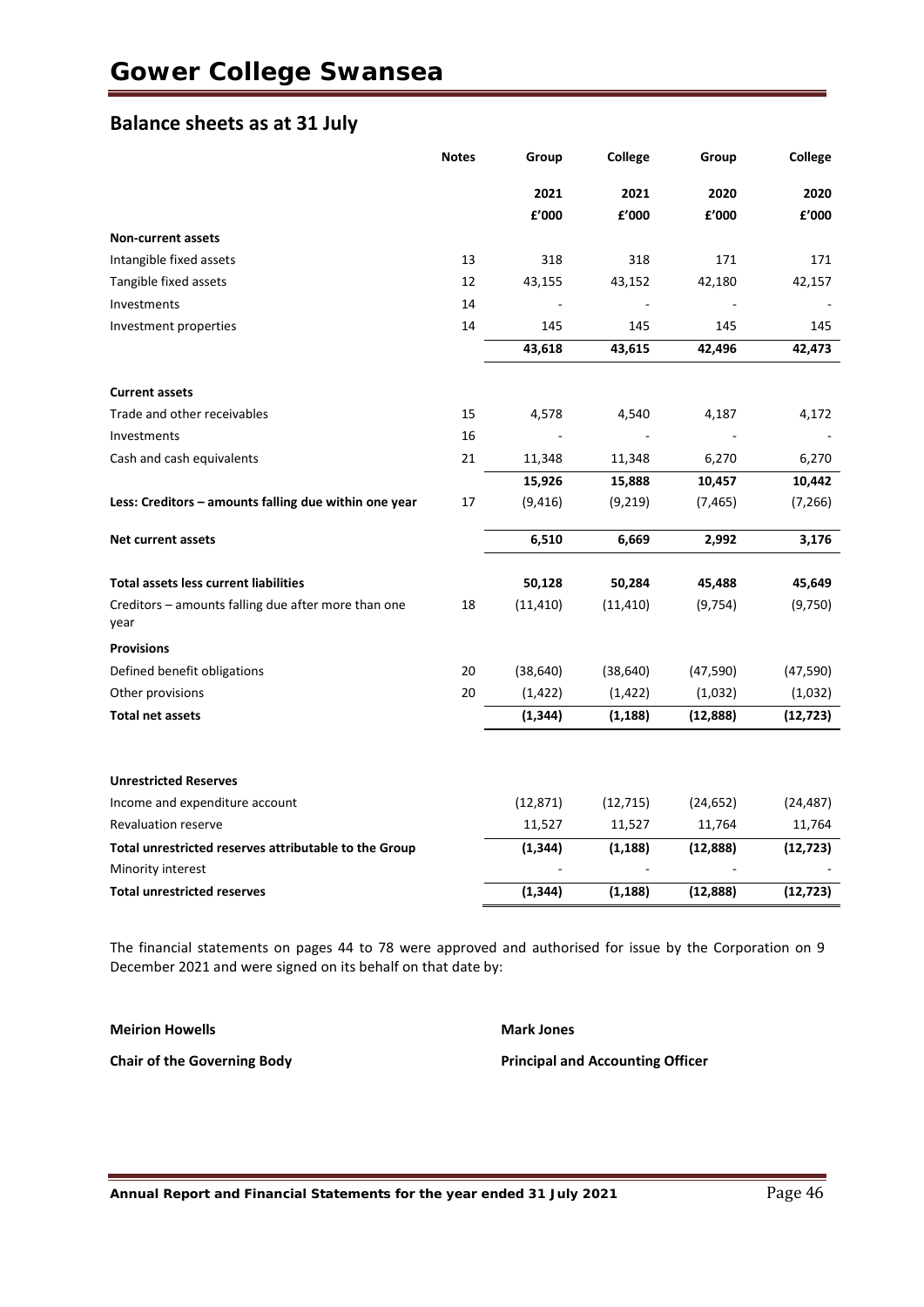# Gower College Swansea

## Balance sheets as at 31 July

| | Notes | Group | College | Group | College |
|---|---|---|---|---|---|
| | | 2021 | 2021 | 2020 | 2020 |
| | | £'000 | £'000 | £'000 | £'000 |
| **Non-current assets** | | | | | |
| Intangible fixed assets | 13 | 318 | 318 | 171 | 171 |
| Tangible fixed assets | 12 | 43,155 | 43,152 | 42,180 | 42,157 |
| Investments | 14 | - | - | - | - |
| Investment properties | 14 | 145 | 145 | 145 | 145 |
| | | **43,618** | **43,615** | **42,496** | **42,473** |
| **Current assets** | | | | | |
| Trade and other receivables | 15 | 4,578 | 4,540 | 4,187 | 4,172 |
| Investments | 16 | - | - | - | - |
| Cash and cash equivalents | 21 | 11,348 | 11,348 | 6,270 | 6,270 |
| | | **15,926** | **15,888** | **10,457** | **10,442** |
| **Less: Creditors – amounts falling due within one year** | 17 | (9,416) | (9,219) | (7,465) | (7,266) |
| **Net current assets** | | **6,510** | **6,669** | **2,992** | **3,176** |
| **Total assets less current liabilities** | | **50,128** | **50,284** | **45,488** | **45,649** |
| Creditors – amounts falling due after more than one year | 18 | (11,410) | (11,410) | (9,754) | (9,750) |
| **Provisions** | | | | | |
| Defined benefit obligations | 20 | (38,640) | (38,640) | (47,590) | (47,590) |
| Other provisions | 20 | (1,422) | (1,422) | (1,032) | (1,032) |
| **Total net assets** | | **(1,344)** | **(1,188)** | **(12,888)** | **(12,723)** |
| **Unrestricted Reserves** | | | | | |
| Income and expenditure account | | (12,871) | (12,715) | (24,652) | (24,487) |
| Revaluation reserve | | 11,527 | 11,527 | 11,764 | 11,764 |
| **Total unrestricted reserves attributable to the Group** | | **(1,344)** | **(1,188)** | **(12,888)** | **(12,723)** |
| Minority interest | | - | - | - | - |
| **Total unrestricted reserves** | | **(1,344)** | **(1,188)** | **(12,888)** | **(12,723)** |

The financial statements on pages 44 to 78 were approved and authorised for issue by the Corporation on 9 December 2021 and were signed on its behalf on that date by:

**Meirion Howells**
**Chair of the Governing Body**

**Mark Jones**
**Principal and Accounting Officer**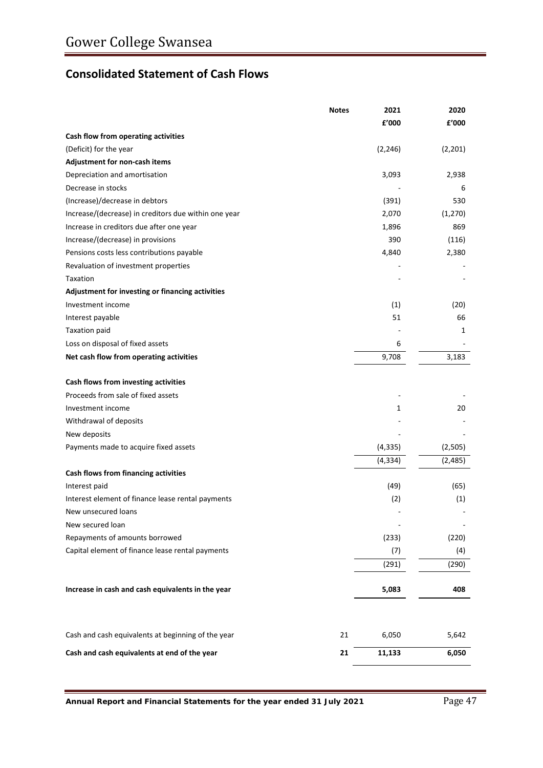## Consolidated Statement of Cash Flows

| | Notes | 2021 | 2020 |
|---|---|---|---|
| | | £'000 | £'000 |
| **Cash flow from operating activities** | | | |
| (Deficit) for the year | | (2,246) | (2,201) |
| **Adjustment for non-cash items** | | | |
| Depreciation and amortisation | | 3,093 | 2,938 |
| Decrease in stocks | | - | 6 |
| (Increase)/decrease in debtors | | (391) | 530 |
| Increase/(decrease) in creditors due within one year | | 2,070 | (1,270) |
| Increase in creditors due after one year | | 1,896 | 869 |
| Increase/(decrease) in provisions | | 390 | (116) |
| Pensions costs less contributions payable | | 4,840 | 2,380 |
| Revaluation of investment properties | | - | - |
| Taxation | | - | - |
| **Adjustment for investing or financing activities** | | | |
| Investment income | | (1) | (20) |
| Interest payable | | 51 | 66 |
| Taxation paid | | - | 1 |
| Loss on disposal of fixed assets | | 6 | - |
| **Net cash flow from operating activities** | | 9,708 | 3,183 |
| | | | |
| **Cash flows from investing activities** | | | |
| Proceeds from sale of fixed assets | | - | - |
| Investment income | | 1 | 20 |
| Withdrawal of deposits | | - | - |
| New deposits | | - | - |
| Payments made to acquire fixed assets | | (4,335) | (2,505) |
| | | (4,334) | (2,485) |
| **Cash flows from financing activities** | | | |
| Interest paid | | (49) | (65) |
| Interest element of finance lease rental payments | | (2) | (1) |
| New unsecured loans | | - | - |
| New secured loan | | - | - |
| Repayments of amounts borrowed | | (233) | (220) |
| Capital element of finance lease rental payments | | (7) | (4) |
| | | (291) | (290) |
| | | | |
| **Increase in cash and cash equivalents in the year** | | **5,083** | **408** |
| | | | |
| Cash and cash equivalents at beginning of the year | 21 | 6,050 | 5,642 |
| **Cash and cash equivalents at end of the year** | **21** | **11,133** | **6,050** |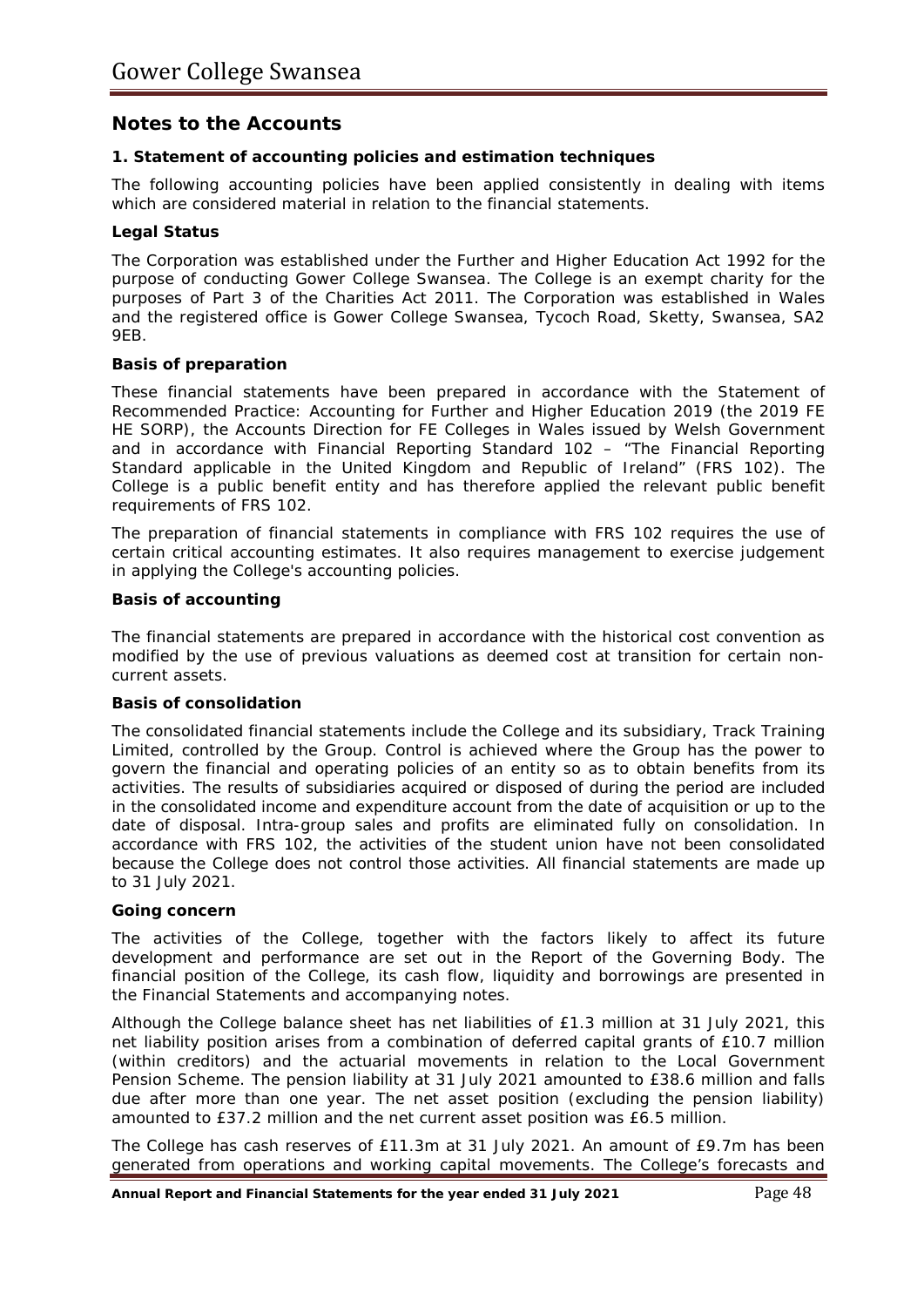## Notes to the Accounts

### 1. Statement of accounting policies and estimation techniques

The following accounting policies have been applied consistently in dealing with items which are considered material in relation to the financial statements.

#### Legal Status

The Corporation was established under the Further and Higher Education Act 1992 for the purpose of conducting Gower College Swansea. The College is an exempt charity for the purposes of Part 3 of the Charities Act 2011. The Corporation was established in Wales and the registered office is Gower College Swansea, Tycoch Road, Sketty, Swansea, SA2 9EB.

#### Basis of preparation

These financial statements have been prepared in accordance with the Statement of Recommended Practice: Accounting for Further and Higher Education 2019 (the 2019 FE HE SORP), the Accounts Direction for FE Colleges in Wales issued by Welsh Government and in accordance with Financial Reporting Standard 102 – "The Financial Reporting Standard applicable in the United Kingdom and Republic of Ireland" (FRS 102). The College is a public benefit entity and has therefore applied the relevant public benefit requirements of FRS 102.

The preparation of financial statements in compliance with FRS 102 requires the use of certain critical accounting estimates. It also requires management to exercise judgement in applying the College's accounting policies.

#### Basis of accounting

The financial statements are prepared in accordance with the historical cost convention as modified by the use of previous valuations as deemed cost at transition for certain non-current assets.

#### Basis of consolidation

The consolidated financial statements include the College and its subsidiary, Track Training Limited, controlled by the Group. Control is achieved where the Group has the power to govern the financial and operating policies of an entity so as to obtain benefits from its activities. The results of subsidiaries acquired or disposed of during the period are included in the consolidated income and expenditure account from the date of acquisition or up to the date of disposal. Intra-group sales and profits are eliminated fully on consolidation. In accordance with FRS 102, the activities of the student union have not been consolidated because the College does not control those activities. All financial statements are made up to 31 July 2021.

#### Going concern

The activities of the College, together with the factors likely to affect its future development and performance are set out in the Report of the Governing Body. The financial position of the College, its cash flow, liquidity and borrowings are presented in the Financial Statements and accompanying notes.

Although the College balance sheet has net liabilities of £1.3 million at 31 July 2021, this net liability position arises from a combination of deferred capital grants of £10.7 million (within creditors) and the actuarial movements in relation to the Local Government Pension Scheme. The pension liability at 31 July 2021 amounted to £38.6 million and falls due after more than one year. The net asset position (excluding the pension liability) amounted to £37.2 million and the net current asset position was £6.5 million.

The College has cash reserves of £11.3m at 31 July 2021. An amount of £9.7m has been generated from operations and working capital movements. The College's forecasts and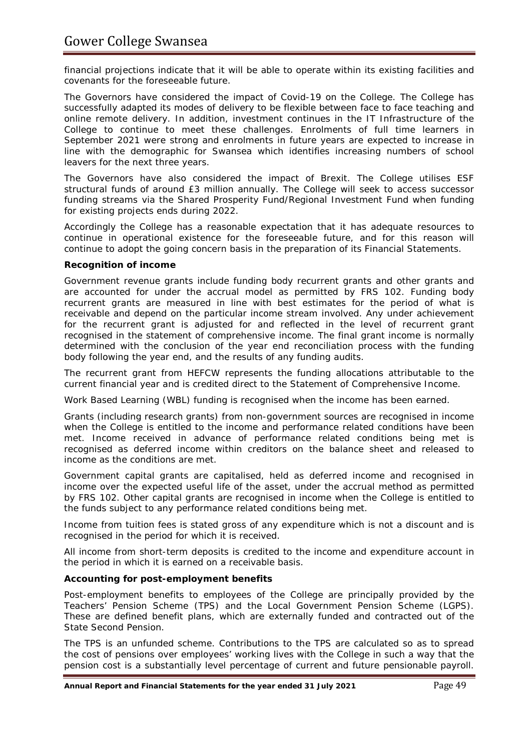financial projections indicate that it will be able to operate within its existing facilities and covenants for the foreseeable future.

The Governors have considered the impact of Covid-19 on the College. The College has successfully adapted its modes of delivery to be flexible between face to face teaching and online remote delivery. In addition, investment continues in the IT Infrastructure of the College to continue to meet these challenges. Enrolments of full time learners in September 2021 were strong and enrolments in future years are expected to increase in line with the demographic for Swansea which identifies increasing numbers of school leavers for the next three years.

The Governors have also considered the impact of Brexit. The College utilises ESF structural funds of around £3 million annually. The College will seek to access successor funding streams via the Shared Prosperity Fund/Regional Investment Fund when funding for existing projects ends during 2022.

Accordingly the College has a reasonable expectation that it has adequate resources to continue in operational existence for the foreseeable future, and for this reason will continue to adopt the going concern basis in the preparation of its Financial Statements.

**Recognition of income**

Government revenue grants include funding body recurrent grants and other grants and are accounted for under the accrual model as permitted by FRS 102. Funding body recurrent grants are measured in line with best estimates for the period of what is receivable and depend on the particular income stream involved. Any under achievement for the recurrent grant is adjusted for and reflected in the level of recurrent grant recognised in the statement of comprehensive income. The final grant income is normally determined with the conclusion of the year end reconciliation process with the funding body following the year end, and the results of any funding audits.

The recurrent grant from HEFCW represents the funding allocations attributable to the current financial year and is credited direct to the Statement of Comprehensive Income.

Work Based Learning (WBL) funding is recognised when the income has been earned.

Grants (including research grants) from non-government sources are recognised in income when the College is entitled to the income and performance related conditions have been met. Income received in advance of performance related conditions being met is recognised as deferred income within creditors on the balance sheet and released to income as the conditions are met.

Government capital grants are capitalised, held as deferred income and recognised in income over the expected useful life of the asset, under the accrual method as permitted by FRS 102. Other capital grants are recognised in income when the College is entitled to the funds subject to any performance related conditions being met.

Income from tuition fees is stated gross of any expenditure which is not a discount and is recognised in the period for which it is received.

All income from short-term deposits is credited to the income and expenditure account in the period in which it is earned on a receivable basis.

**Accounting for post-employment benefits**

Post-employment benefits to employees of the College are principally provided by the Teachers' Pension Scheme (TPS) and the Local Government Pension Scheme (LGPS). These are defined benefit plans, which are externally funded and contracted out of the State Second Pension.

The TPS is an unfunded scheme. Contributions to the TPS are calculated so as to spread the cost of pensions over employees' working lives with the College in such a way that the pension cost is a substantially level percentage of current and future pensionable payroll.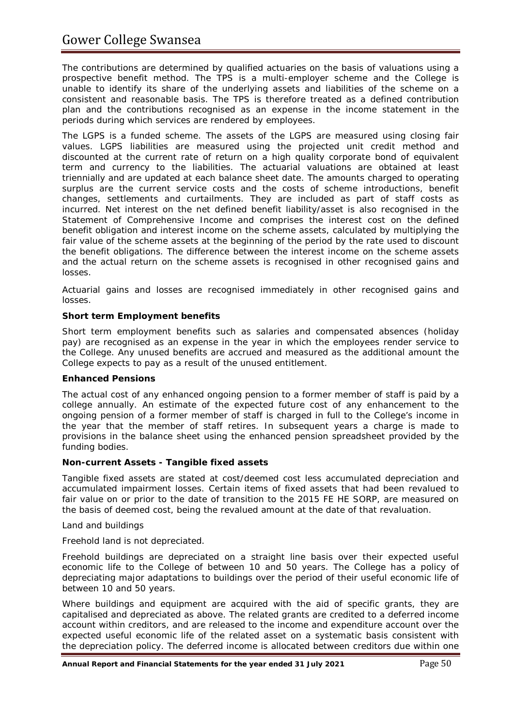The contributions are determined by qualified actuaries on the basis of valuations using a prospective benefit method. The TPS is a multi-employer scheme and the College is unable to identify its share of the underlying assets and liabilities of the scheme on a consistent and reasonable basis. The TPS is therefore treated as a defined contribution plan and the contributions recognised as an expense in the income statement in the periods during which services are rendered by employees.

The LGPS is a funded scheme. The assets of the LGPS are measured using closing fair values. LGPS liabilities are measured using the projected unit credit method and discounted at the current rate of return on a high quality corporate bond of equivalent term and currency to the liabilities. The actuarial valuations are obtained at least triennially and are updated at each balance sheet date. The amounts charged to operating surplus are the current service costs and the costs of scheme introductions, benefit changes, settlements and curtailments. They are included as part of staff costs as incurred. Net interest on the net defined benefit liability/asset is also recognised in the Statement of Comprehensive Income and comprises the interest cost on the defined benefit obligation and interest income on the scheme assets, calculated by multiplying the fair value of the scheme assets at the beginning of the period by the rate used to discount the benefit obligations. The difference between the interest income on the scheme assets and the actual return on the scheme assets is recognised in other recognised gains and losses.

Actuarial gains and losses are recognised immediately in other recognised gains and losses.

**Short term Employment benefits**

Short term employment benefits such as salaries and compensated absences (holiday pay) are recognised as an expense in the year in which the employees render service to the College. Any unused benefits are accrued and measured as the additional amount the College expects to pay as a result of the unused entitlement.

**Enhanced Pensions**

The actual cost of any enhanced ongoing pension to a former member of staff is paid by a college annually. An estimate of the expected future cost of any enhancement to the ongoing pension of a former member of staff is charged in full to the College's income in the year that the member of staff retires. In subsequent years a charge is made to provisions in the balance sheet using the enhanced pension spreadsheet provided by the funding bodies.

**Non-current Assets - Tangible fixed assets**

Tangible fixed assets are stated at cost/deemed cost less accumulated depreciation and accumulated impairment losses. Certain items of fixed assets that had been revalued to fair value on or prior to the date of transition to the 2015 FE HE SORP, are measured on the basis of deemed cost, being the revalued amount at the date of that revaluation.

Land and buildings

Freehold land is not depreciated.

Freehold buildings are depreciated on a straight line basis over their expected useful economic life to the College of between 10 and 50 years. The College has a policy of depreciating major adaptations to buildings over the period of their useful economic life of between 10 and 50 years.

Where buildings and equipment are acquired with the aid of specific grants, they are capitalised and depreciated as above. The related grants are credited to a deferred income account within creditors, and are released to the income and expenditure account over the expected useful economic life of the related asset on a systematic basis consistent with the depreciation policy. The deferred income is allocated between creditors due within one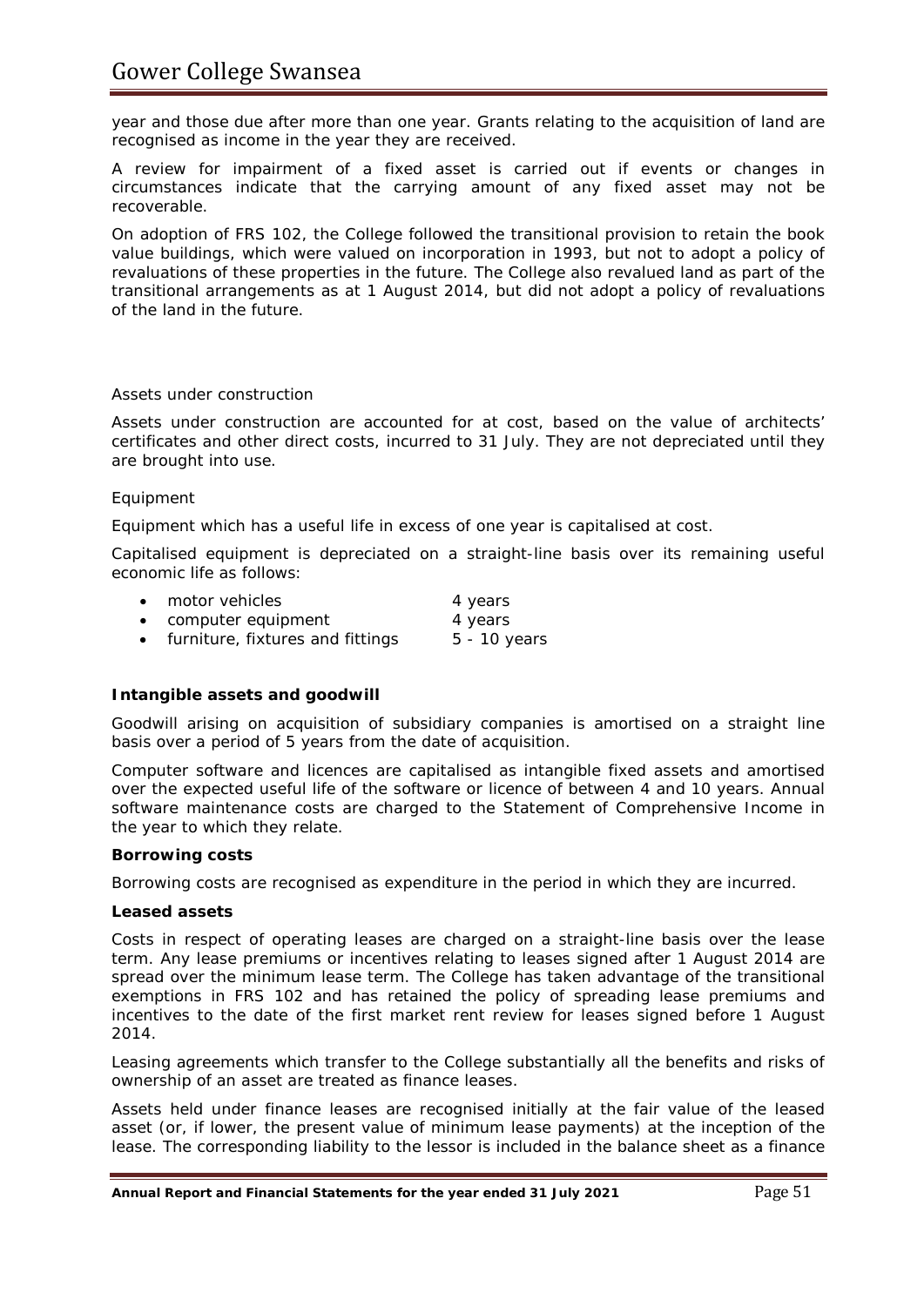year and those due after more than one year. Grants relating to the acquisition of land are recognised as income in the year they are received.

A review for impairment of a fixed asset is carried out if events or changes in circumstances indicate that the carrying amount of any fixed asset may not be recoverable.

On adoption of FRS 102, the College followed the transitional provision to retain the book value buildings, which were valued on incorporation in 1993, but not to adopt a policy of revaluations of these properties in the future. The College also revalued land as part of the transitional arrangements as at 1 August 2014, but did not adopt a policy of revaluations of the land in the future.

*Assets under construction*

Assets under construction are accounted for at cost, based on the value of architects' certificates and other direct costs, incurred to 31 July. They are not depreciated until they are brought into use.

*Equipment*

Equipment which has a useful life in excess of one year is capitalised at cost.

Capitalised equipment is depreciated on a straight-line basis over its remaining useful economic life as follows:

- motor vehicles 4 years
- computer equipment 4 years
- furniture, fixtures and fittings 5 - 10 years

**Intangible assets and goodwill**

Goodwill arising on acquisition of subsidiary companies is amortised on a straight line basis over a period of 5 years from the date of acquisition.

Computer software and licences are capitalised as intangible fixed assets and amortised over the expected useful life of the software or licence of between 4 and 10 years. Annual software maintenance costs are charged to the Statement of Comprehensive Income in the year to which they relate.

**Borrowing costs**

Borrowing costs are recognised as expenditure in the period in which they are incurred.

**Leased assets**

Costs in respect of operating leases are charged on a straight-line basis over the lease term. Any lease premiums or incentives relating to leases signed after 1 August 2014 are spread over the minimum lease term. The College has taken advantage of the transitional exemptions in FRS 102 and has retained the policy of spreading lease premiums and incentives to the date of the first market rent review for leases signed before 1 August 2014.

Leasing agreements which transfer to the College substantially all the benefits and risks of ownership of an asset are treated as finance leases.

Assets held under finance leases are recognised initially at the fair value of the leased asset (or, if lower, the present value of minimum lease payments) at the inception of the lease. The corresponding liability to the lessor is included in the balance sheet as a finance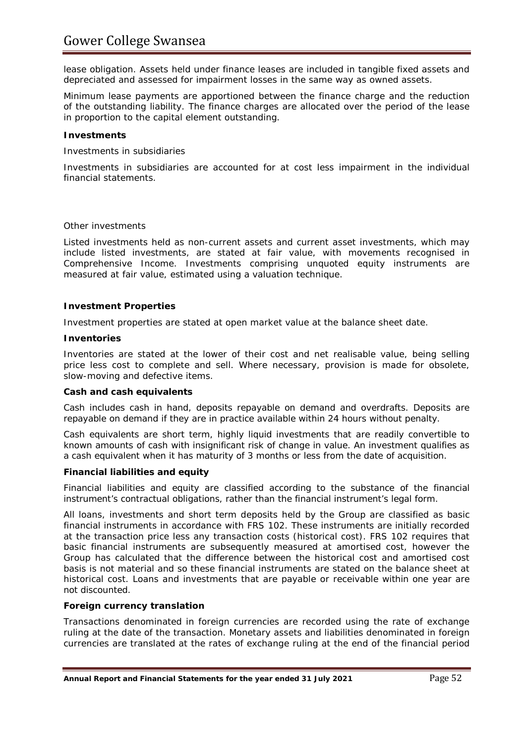lease obligation. Assets held under finance leases are included in tangible fixed assets and depreciated and assessed for impairment losses in the same way as owned assets.

Minimum lease payments are apportioned between the finance charge and the reduction of the outstanding liability. The finance charges are allocated over the period of the lease in proportion to the capital element outstanding.

**Investments**

Investments in subsidiaries

Investments in subsidiaries are accounted for at cost less impairment in the individual financial statements.

Other investments

Listed investments held as non-current assets and current asset investments, which may include listed investments, are stated at fair value, with movements recognised in Comprehensive Income. Investments comprising unquoted equity instruments are measured at fair value, estimated using a valuation technique.

**Investment Properties**

Investment properties are stated at open market value at the balance sheet date.

**Inventories**

Inventories are stated at the lower of their cost and net realisable value, being selling price less cost to complete and sell. Where necessary, provision is made for obsolete, slow-moving and defective items.

**Cash and cash equivalents**

Cash includes cash in hand, deposits repayable on demand and overdrafts. Deposits are repayable on demand if they are in practice available within 24 hours without penalty.

Cash equivalents are short term, highly liquid investments that are readily convertible to known amounts of cash with insignificant risk of change in value. An investment qualifies as a cash equivalent when it has maturity of 3 months or less from the date of acquisition.

**Financial liabilities and equity**

Financial liabilities and equity are classified according to the substance of the financial instrument's contractual obligations, rather than the financial instrument's legal form.

All loans, investments and short term deposits held by the Group are classified as basic financial instruments in accordance with FRS 102. These instruments are initially recorded at the transaction price less any transaction costs (historical cost). FRS 102 requires that basic financial instruments are subsequently measured at amortised cost, however the Group has calculated that the difference between the historical cost and amortised cost basis is not material and so these financial instruments are stated on the balance sheet at historical cost. Loans and investments that are payable or receivable within one year are not discounted.

**Foreign currency translation**

Transactions denominated in foreign currencies are recorded using the rate of exchange ruling at the date of the transaction. Monetary assets and liabilities denominated in foreign currencies are translated at the rates of exchange ruling at the end of the financial period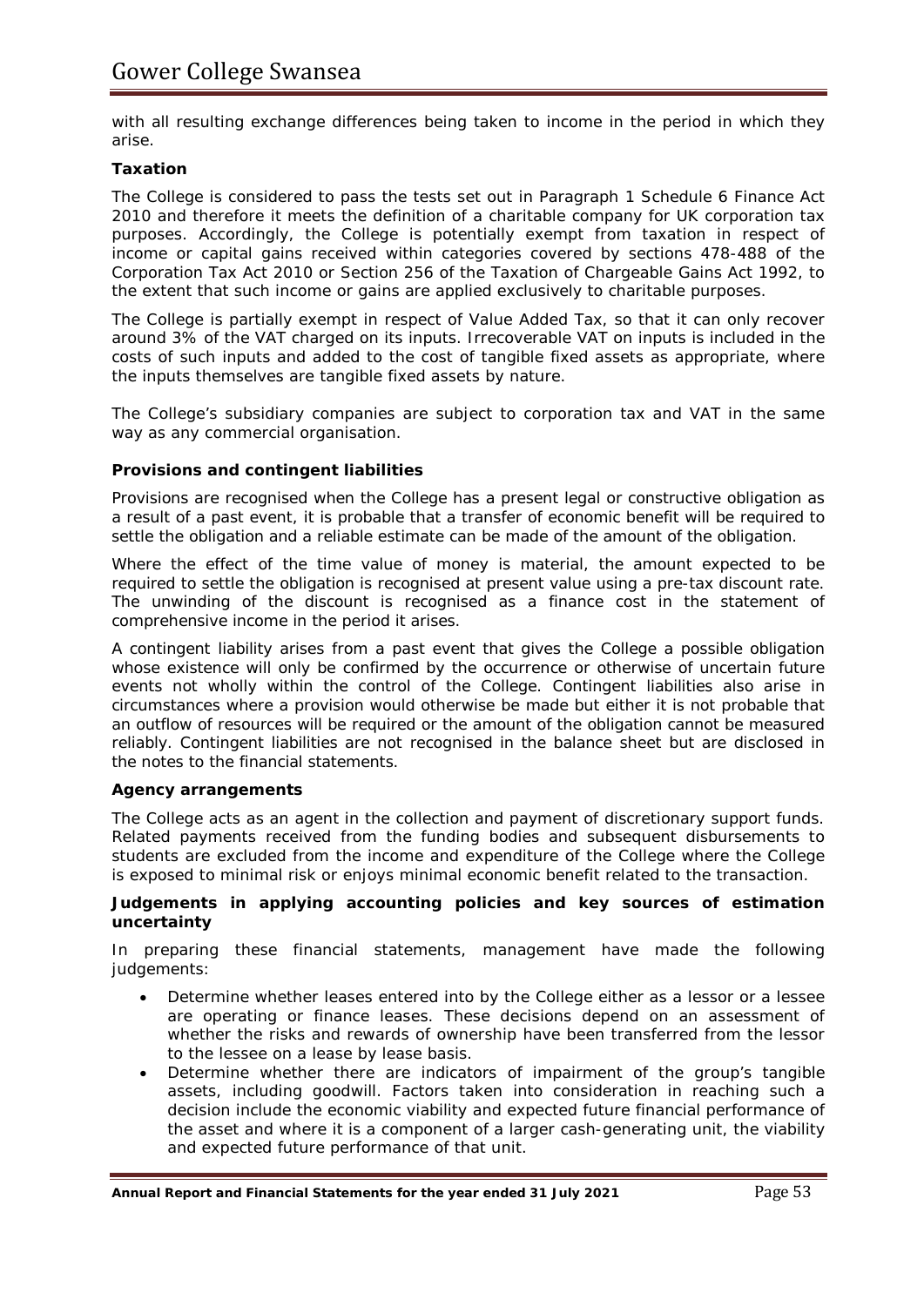with all resulting exchange differences being taken to income in the period in which they arise.

**Taxation**

The College is considered to pass the tests set out in Paragraph 1 Schedule 6 Finance Act 2010 and therefore it meets the definition of a charitable company for UK corporation tax purposes. Accordingly, the College is potentially exempt from taxation in respect of income or capital gains received within categories covered by sections 478-488 of the Corporation Tax Act 2010 or Section 256 of the Taxation of Chargeable Gains Act 1992, to the extent that such income or gains are applied exclusively to charitable purposes.

The College is partially exempt in respect of Value Added Tax, so that it can only recover around 3% of the VAT charged on its inputs. Irrecoverable VAT on inputs is included in the costs of such inputs and added to the cost of tangible fixed assets as appropriate, where the inputs themselves are tangible fixed assets by nature.

The College's subsidiary companies are subject to corporation tax and VAT in the same way as any commercial organisation.

**Provisions and contingent liabilities**

Provisions are recognised when the College has a present legal or constructive obligation as a result of a past event, it is probable that a transfer of economic benefit will be required to settle the obligation and a reliable estimate can be made of the amount of the obligation.

Where the effect of the time value of money is material, the amount expected to be required to settle the obligation is recognised at present value using a pre-tax discount rate. The unwinding of the discount is recognised as a finance cost in the statement of comprehensive income in the period it arises.

A contingent liability arises from a past event that gives the College a possible obligation whose existence will only be confirmed by the occurrence or otherwise of uncertain future events not wholly within the control of the College. Contingent liabilities also arise in circumstances where a provision would otherwise be made but either it is not probable that an outflow of resources will be required or the amount of the obligation cannot be measured reliably. Contingent liabilities are not recognised in the balance sheet but are disclosed in the notes to the financial statements.

**Agency arrangements**

The College acts as an agent in the collection and payment of discretionary support funds. Related payments received from the funding bodies and subsequent disbursements to students are excluded from the income and expenditure of the College where the College is exposed to minimal risk or enjoys minimal economic benefit related to the transaction.

**Judgements in applying accounting policies and key sources of estimation uncertainty**

In preparing these financial statements, management have made the following judgements:

- Determine whether leases entered into by the College either as a lessor or a lessee are operating or finance leases. These decisions depend on an assessment of whether the risks and rewards of ownership have been transferred from the lessor to the lessee on a lease by lease basis.
- Determine whether there are indicators of impairment of the group's tangible assets, including goodwill. Factors taken into consideration in reaching such a decision include the economic viability and expected future financial performance of the asset and where it is a component of a larger cash-generating unit, the viability and expected future performance of that unit.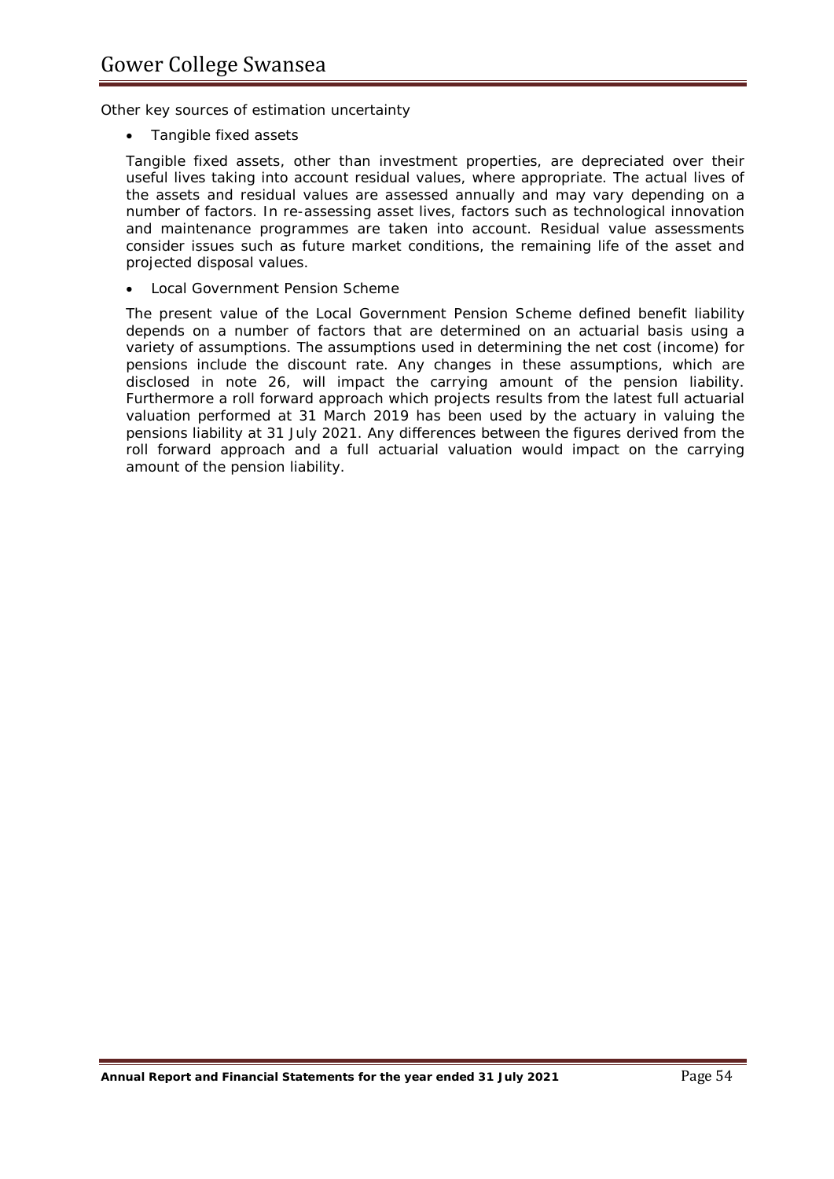Other key sources of estimation uncertainty

- Tangible fixed assets

Tangible fixed assets, other than investment properties, are depreciated over their useful lives taking into account residual values, where appropriate. The actual lives of the assets and residual values are assessed annually and may vary depending on a number of factors. In re-assessing asset lives, factors such as technological innovation and maintenance programmes are taken into account. Residual value assessments consider issues such as future market conditions, the remaining life of the asset and projected disposal values.

- Local Government Pension Scheme

The present value of the Local Government Pension Scheme defined benefit liability depends on a number of factors that are determined on an actuarial basis using a variety of assumptions. The assumptions used in determining the net cost (income) for pensions include the discount rate. Any changes in these assumptions, which are disclosed in note 26, will impact the carrying amount of the pension liability. Furthermore a roll forward approach which projects results from the latest full actuarial valuation performed at 31 March 2019 has been used by the actuary in valuing the pensions liability at 31 July 2021. Any differences between the figures derived from the roll forward approach and a full actuarial valuation would impact on the carrying amount of the pension liability.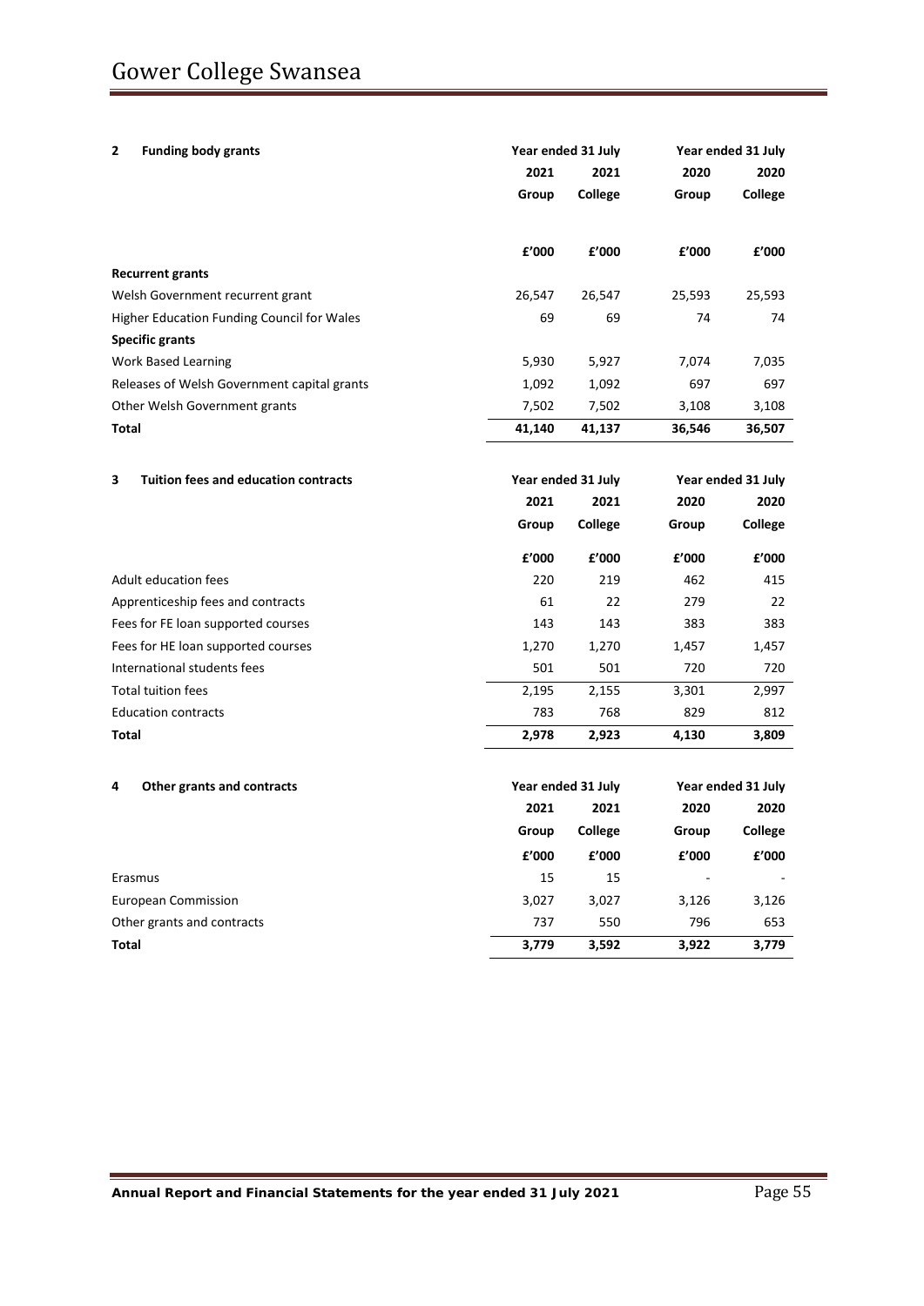## 2 Funding body grants

| | Year ended 31 July | | Year ended 31 July | |
|---|---|---|---|---|
| | 2021 | 2021 | 2020 | 2020 |
| | Group | College | Group | College |
| | £'000 | £'000 | £'000 | £'000 |
| **Recurrent grants** | | | | |
| Welsh Government recurrent grant | 26,547 | 26,547 | 25,593 | 25,593 |
| Higher Education Funding Council for Wales | 69 | 69 | 74 | 74 |
| **Specific grants** | | | | |
| Work Based Learning | 5,930 | 5,927 | 7,074 | 7,035 |
| Releases of Welsh Government capital grants | 1,092 | 1,092 | 697 | 697 |
| Other Welsh Government grants | 7,502 | 7,502 | 3,108 | 3,108 |
| **Total** | **41,140** | **41,137** | **36,546** | **36,507** |

## 3 Tuition fees and education contracts

| | Year ended 31 July | | Year ended 31 July | |
|---|---|---|---|---|
| | 2021 | 2021 | 2020 | 2020 |
| | Group | College | Group | College |
| | £'000 | £'000 | £'000 | £'000 |
| Adult education fees | 220 | 219 | 462 | 415 |
| Apprenticeship fees and contracts | 61 | 22 | 279 | 22 |
| Fees for FE loan supported courses | 143 | 143 | 383 | 383 |
| Fees for HE loan supported courses | 1,270 | 1,270 | 1,457 | 1,457 |
| International students fees | 501 | 501 | 720 | 720 |
| Total tuition fees | 2,195 | 2,155 | 3,301 | 2,997 |
| Education contracts | 783 | 768 | 829 | 812 |
| **Total** | **2,978** | **2,923** | **4,130** | **3,809** |

## 4 Other grants and contracts

| | Year ended 31 July | | Year ended 31 July | |
|---|---|---|---|---|
| | 2021 | 2021 | 2020 | 2020 |
| | Group | College | Group | College |
| | £'000 | £'000 | £'000 | £'000 |
| Erasmus | 15 | 15 | - | - |
| European Commission | 3,027 | 3,027 | 3,126 | 3,126 |
| Other grants and contracts | 737 | 550 | 796 | 653 |
| **Total** | **3,779** | **3,592** | **3,922** | **3,779** |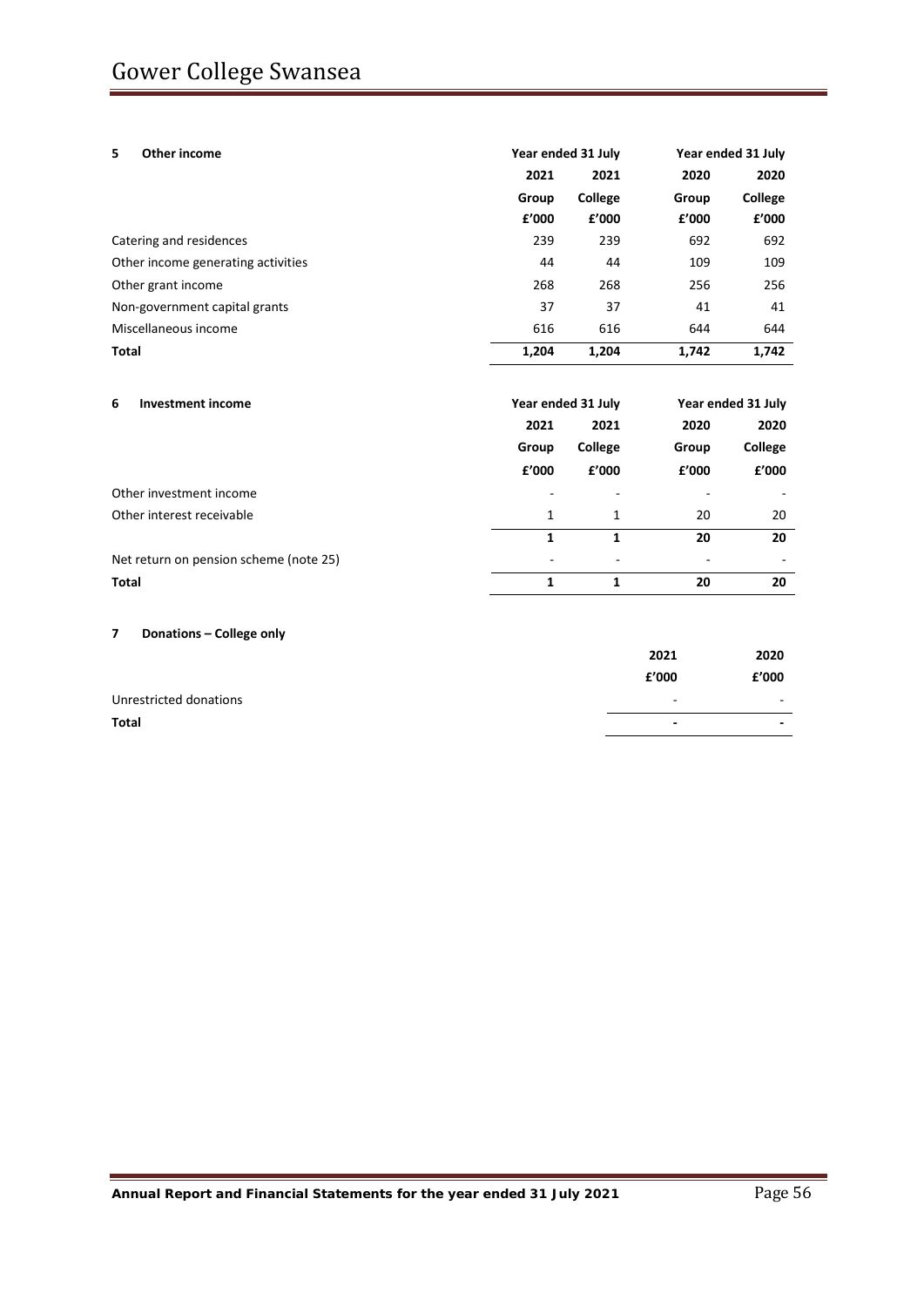## 5 Other income

| | Year ended 31 July | | Year ended 31 July | |
|---|---|---|---|---|
| | 2021 | 2021 | 2020 | 2020 |
| | Group | College | Group | College |
| | £'000 | £'000 | £'000 | £'000 |
| Catering and residences | 239 | 239 | 692 | 692 |
| Other income generating activities | 44 | 44 | 109 | 109 |
| Other grant income | 268 | 268 | 256 | 256 |
| Non-government capital grants | 37 | 37 | 41 | 41 |
| Miscellaneous income | 616 | 616 | 644 | 644 |
| **Total** | **1,204** | **1,204** | **1,742** | **1,742** |

## 6 Investment income

| | Year ended 31 July | | Year ended 31 July | |
|---|---|---|---|---|
| | 2021 | 2021 | 2020 | 2020 |
| | Group | College | Group | College |
| | £'000 | £'000 | £'000 | £'000 |
| Other investment income | - | - | - | - |
| Other interest receivable | 1 | 1 | 20 | 20 |
| | **1** | **1** | **20** | **20** |
| Net return on pension scheme (note 25) | - | - | - | - |
| **Total** | **1** | **1** | **20** | **20** |

## 7 Donations – College only

| | 2021 | 2020 |
|---|---|---|
| | £'000 | £'000 |
| Unrestricted donations | - | - |
| **Total** | **-** | **-** |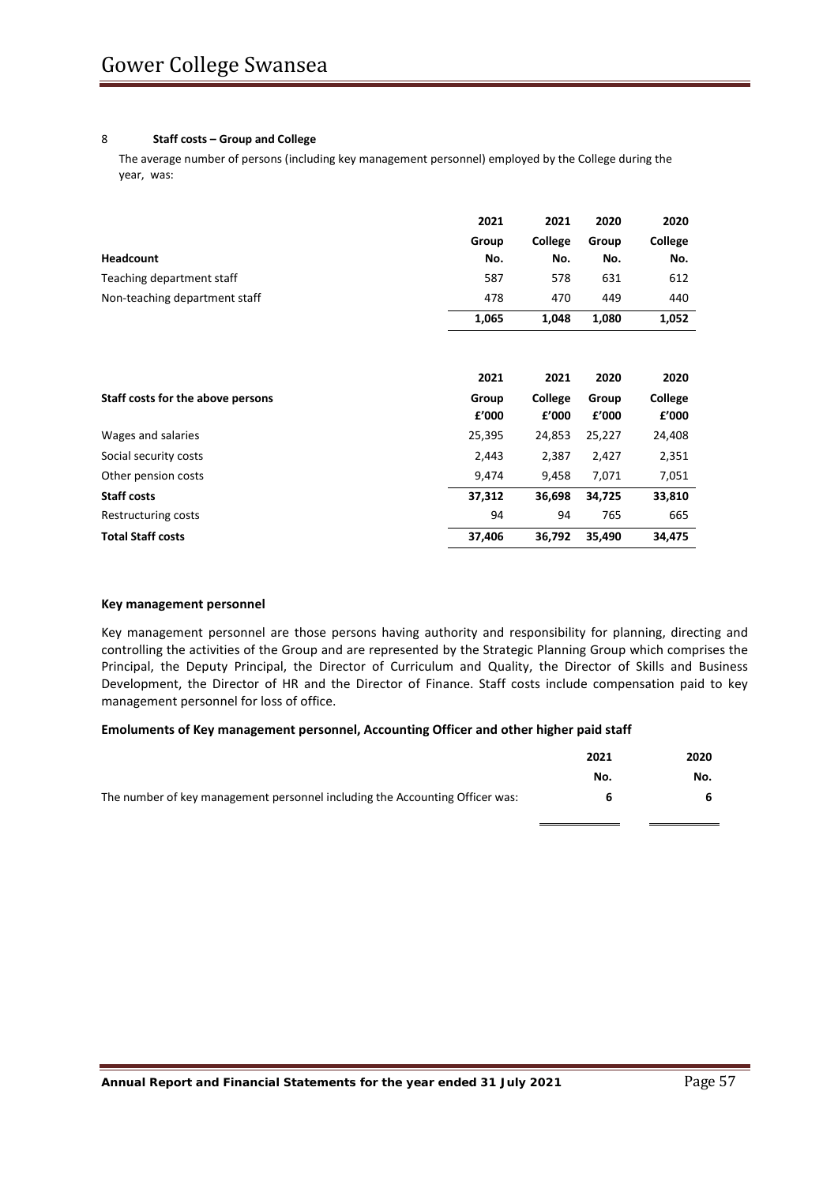## 8 Staff costs – Group and College

The average number of persons (including key management personnel) employed by the College during the year, was:

| | 2021 | 2021 | 2020 | 2020 |
|---|---|---|---|---|
| | Group | College | Group | College |
| **Headcount** | No. | No. | No. | No. |
| Teaching department staff | 587 | 578 | 631 | 612 |
| Non-teaching department staff | 478 | 470 | 449 | 440 |
| | **1,065** | **1,048** | **1,080** | **1,052** |

| | 2021 | 2021 | 2020 | 2020 |
|---|---|---|---|---|
| **Staff costs for the above persons** | Group | College | Group | College |
| | £'000 | £'000 | £'000 | £'000 |
| Wages and salaries | 25,395 | 24,853 | 25,227 | 24,408 |
| Social security costs | 2,443 | 2,387 | 2,427 | 2,351 |
| Other pension costs | 9,474 | 9,458 | 7,071 | 7,051 |
| **Staff costs** | **37,312** | **36,698** | **34,725** | **33,810** |
| Restructuring costs | 94 | 94 | 765 | 665 |
| **Total Staff costs** | **37,406** | **36,792** | **35,490** | **34,475** |

### Key management personnel

Key management personnel are those persons having authority and responsibility for planning, directing and controlling the activities of the Group and are represented by the Strategic Planning Group which comprises the Principal, the Deputy Principal, the Director of Curriculum and Quality, the Director of Skills and Business Development, the Director of HR and the Director of Finance. Staff costs include compensation paid to key management personnel for loss of office.

### Emoluments of Key management personnel, Accounting Officer and other higher paid staff

| | 2021 | 2020 |
|---|---|---|
| | No. | No. |
| The number of key management personnel including the Accounting Officer was: | **6** | **6** |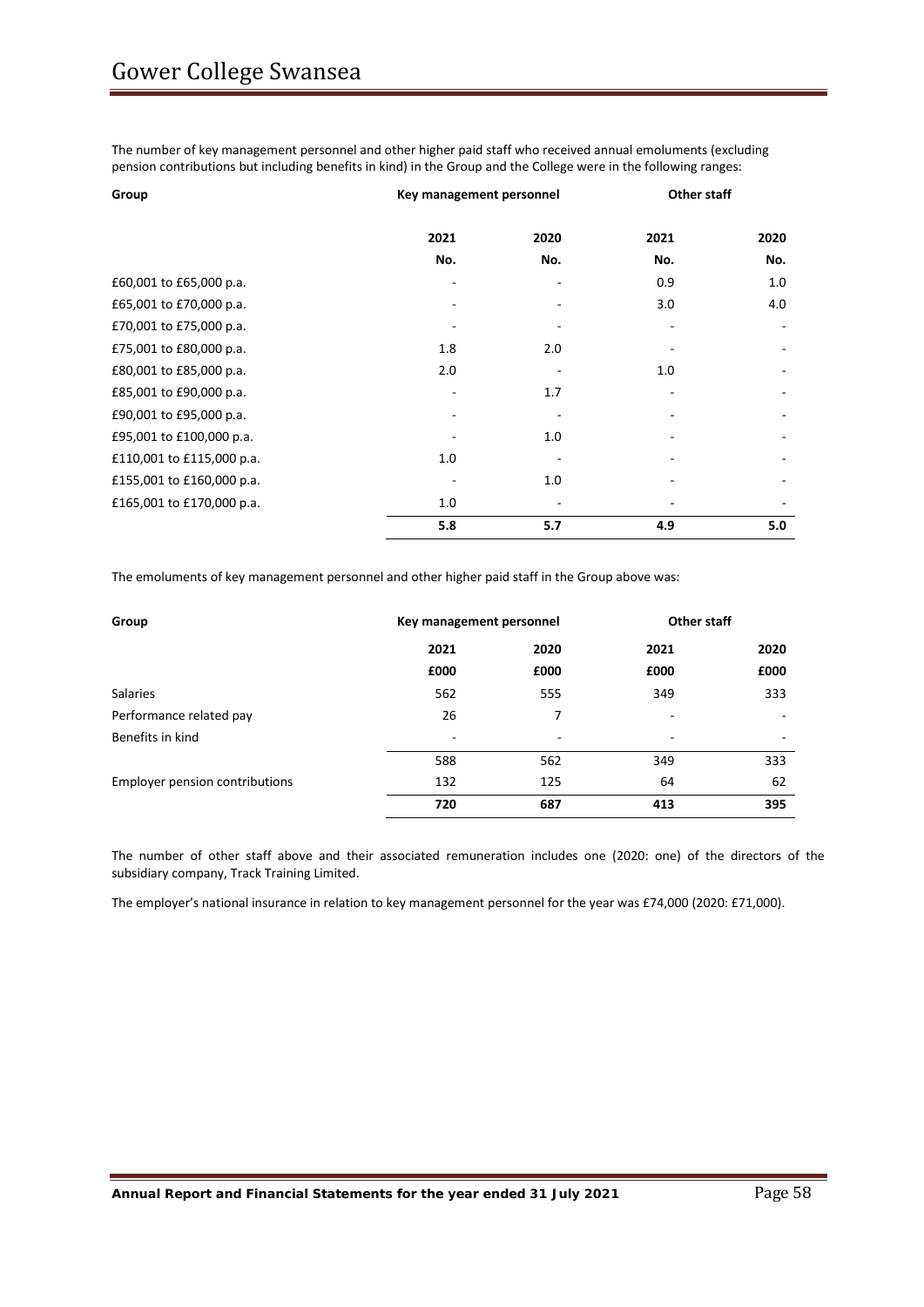The number of key management personnel and other higher paid staff who received annual emoluments (excluding pension contributions but including benefits in kind) in the Group and the College were in the following ranges:

| Group | Key management personnel | | Other staff | |
|---|---|---|---|---|
| | 2021 | 2020 | 2021 | 2020 |
| | No. | No. | No. | No. |
| £60,001 to £65,000 p.a. | - | - | 0.9 | 1.0 |
| £65,001 to £70,000 p.a. | - | - | 3.0 | 4.0 |
| £70,001 to £75,000 p.a. | - | - | - | - |
| £75,001 to £80,000 p.a. | 1.8 | 2.0 | - | - |
| £80,001 to £85,000 p.a. | 2.0 | - | 1.0 | - |
| £85,001 to £90,000 p.a. | - | 1.7 | - | - |
| £90,001 to £95,000 p.a. | - | - | - | - |
| £95,001 to £100,000 p.a. | - | 1.0 | - | - |
| £110,001 to £115,000 p.a. | 1.0 | - | - | - |
| £155,001 to £160,000 p.a. | - | 1.0 | - | - |
| £165,001 to £170,000 p.a. | 1.0 | - | - | - |
| | **5.8** | **5.7** | **4.9** | **5.0** |

The emoluments of key management personnel and other higher paid staff in the Group above was:

| Group | Key management personnel | | Other staff | |
|---|---|---|---|---|
| | 2021 | 2020 | 2021 | 2020 |
| | £000 | £000 | £000 | £000 |
| Salaries | 562 | 555 | 349 | 333 |
| Performance related pay | 26 | 7 | - | - |
| Benefits in kind | - | - | - | - |
| | 588 | 562 | 349 | 333 |
| Employer pension contributions | 132 | 125 | 64 | 62 |
| | **720** | **687** | **413** | **395** |

The number of other staff above and their associated remuneration includes one (2020: one) of the directors of the subsidiary company, Track Training Limited.

The employer's national insurance in relation to key management personnel for the year was £74,000 (2020: £71,000).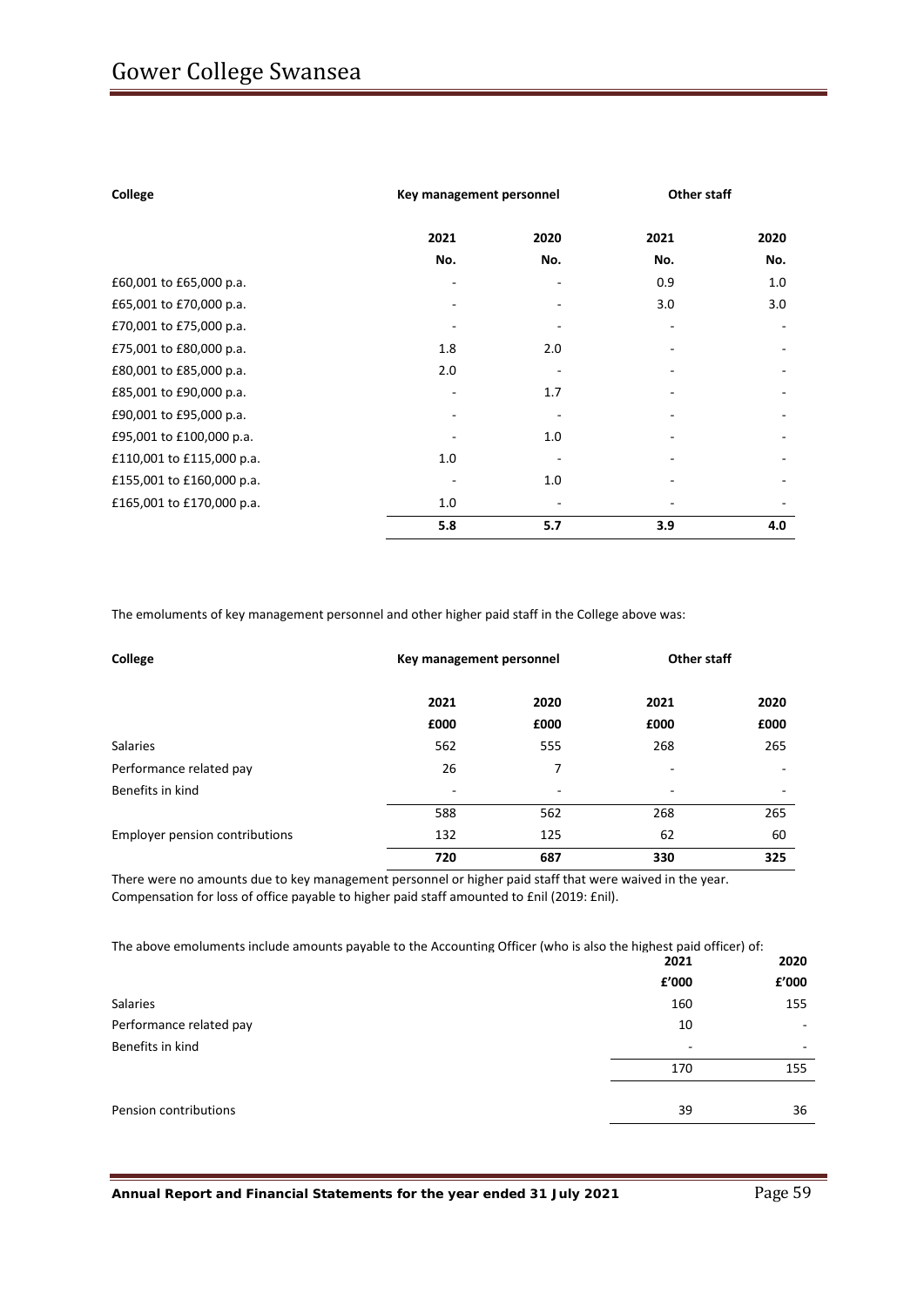| College | Key management personnel | | Other staff | |
|---|---|---|---|---|
| | 2021 | 2020 | 2021 | 2020 |
| | No. | No. | No. | No. |
| £60,001 to £65,000 p.a. | - | - | 0.9 | 1.0 |
| £65,001 to £70,000 p.a. | - | - | 3.0 | 3.0 |
| £70,001 to £75,000 p.a. | - | - | - | - |
| £75,001 to £80,000 p.a. | 1.8 | 2.0 | - | - |
| £80,001 to £85,000 p.a. | 2.0 | - | - | - |
| £85,001 to £90,000 p.a. | - | 1.7 | - | - |
| £90,001 to £95,000 p.a. | - | - | - | - |
| £95,001 to £100,000 p.a. | - | 1.0 | - | - |
| £110,001 to £115,000 p.a. | 1.0 | - | - | - |
| £155,001 to £160,000 p.a. | - | 1.0 | - | - |
| £165,001 to £170,000 p.a. | 1.0 | - | - | - |
| | **5.8** | **5.7** | **3.9** | **4.0** |

The emoluments of key management personnel and other higher paid staff in the College above was:

| College | Key management personnel | | Other staff | |
|---|---|---|---|---|
| | 2021 | 2020 | 2021 | 2020 |
| | £000 | £000 | £000 | £000 |
| Salaries | 562 | 555 | 268 | 265 |
| Performance related pay | 26 | 7 | - | - |
| Benefits in kind | - | - | - | - |
| | 588 | 562 | 268 | 265 |
| Employer pension contributions | 132 | 125 | 62 | 60 |
| | **720** | **687** | **330** | **325** |

There were no amounts due to key management personnel or higher paid staff that were waived in the year.
Compensation for loss of office payable to higher paid staff amounted to £nil (2019: £nil).

The above emoluments include amounts payable to the Accounting Officer (who is also the highest paid officer) of:

| | 2021 | 2020 |
|---|---|---|
| | £'000 | £'000 |
| Salaries | 160 | 155 |
| Performance related pay | 10 | - |
| Benefits in kind | - | - |
| | 170 | 155 |
| Pension contributions | 39 | 36 |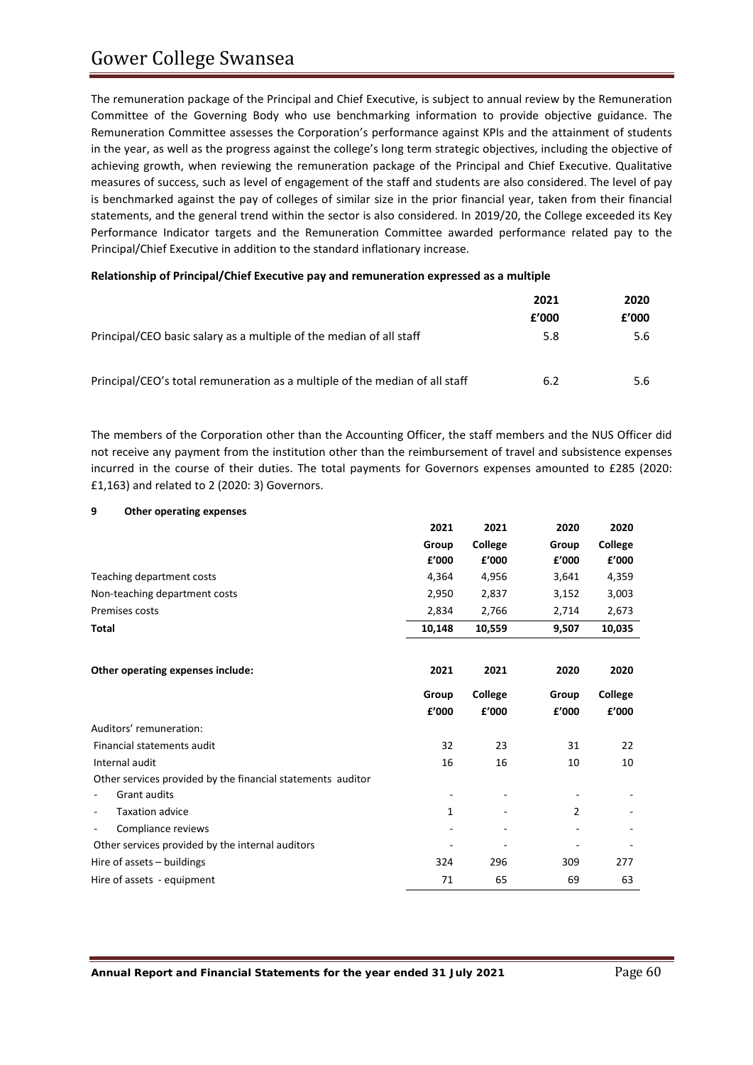The remuneration package of the Principal and Chief Executive, is subject to annual review by the Remuneration Committee of the Governing Body who use benchmarking information to provide objective guidance. The Remuneration Committee assesses the Corporation's performance against KPIs and the attainment of students in the year, as well as the progress against the college's long term strategic objectives, including the objective of achieving growth, when reviewing the remuneration package of the Principal and Chief Executive. Qualitative measures of success, such as level of engagement of the staff and students are also considered. The level of pay is benchmarked against the pay of colleges of similar size in the prior financial year, taken from their financial statements, and the general trend within the sector is also considered. In 2019/20, the College exceeded its Key Performance Indicator targets and the Remuneration Committee awarded performance related pay to the Principal/Chief Executive in addition to the standard inflationary increase.

**Relationship of Principal/Chief Executive pay and remuneration expressed as a multiple**

| | 2021 | 2020 |
|---|---|---|
| | £'000 | £'000 |
| Principal/CEO basic salary as a multiple of the median of all staff | 5.8 | 5.6 |
| Principal/CEO's total remuneration as a multiple of the median of all staff | 6.2 | 5.6 |

The members of the Corporation other than the Accounting Officer, the staff members and the NUS Officer did not receive any payment from the institution other than the reimbursement of travel and subsistence expenses incurred in the course of their duties. The total payments for Governors expenses amounted to £285 (2020: £1,163) and related to 2 (2020: 3) Governors.

## 9 Other operating expenses

| | 2021 | 2021 | 2020 | 2020 |
|---|---|---|---|---|
| | Group | College | Group | College |
| | £'000 | £'000 | £'000 | £'000 |
| Teaching department costs | 4,364 | 4,956 | 3,641 | 4,359 |
| Non-teaching department costs | 2,950 | 2,837 | 3,152 | 3,003 |
| Premises costs | 2,834 | 2,766 | 2,714 | 2,673 |
| **Total** | **10,148** | **10,559** | **9,507** | **10,035** |

| **Other operating expenses include:** | 2021 | 2021 | 2020 | 2020 |
|---|---|---|---|---|
| | Group | College | Group | College |
| | £'000 | £'000 | £'000 | £'000 |
| Auditors' remuneration: | | | | |
| Financial statements audit | 32 | 23 | 31 | 22 |
| Internal audit | 16 | 16 | 10 | 10 |
| Other services provided by the financial statements auditor | | | | |
| - Grant audits | - | - | - | - |
| - Taxation advice | 1 | - | 2 | - |
| - Compliance reviews | - | - | - | - |
| Other services provided by the internal auditors | - | - | - | - |
| Hire of assets – buildings | 324 | 296 | 309 | 277 |
| Hire of assets - equipment | 71 | 65 | 69 | 63 |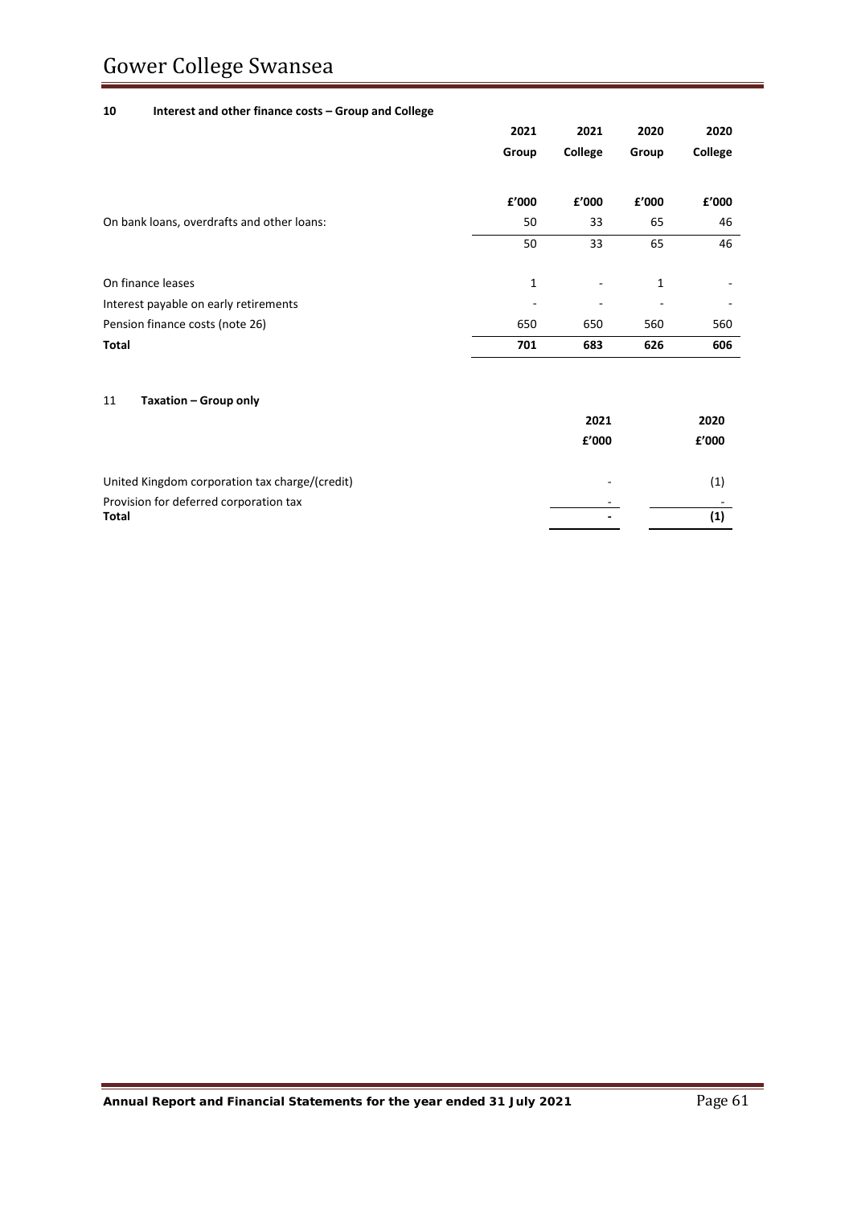### 10 Interest and other finance costs – Group and College

| | 2021 | 2021 | 2020 | 2020 |
|---|---|---|---|---|
| | Group | College | Group | College |
| | £'000 | £'000 | £'000 | £'000 |
| On bank loans, overdrafts and other loans: | 50 | 33 | 65 | 46 |
| | 50 | 33 | 65 | 46 |
| On finance leases | 1 | - | 1 | - |
| Interest payable on early retirements | - | - | - | - |
| Pension finance costs (note 26) | 650 | 650 | 560 | 560 |
| **Total** | **701** | **683** | **626** | **606** |

### 11 Taxation – Group only

| | 2021 | 2020 |
|---|---|---|
| | £'000 | £'000 |
| United Kingdom corporation tax charge/(credit) | - | (1) |
| Provision for deferred corporation tax | - | - |
| **Total** | **-** | **(1)** |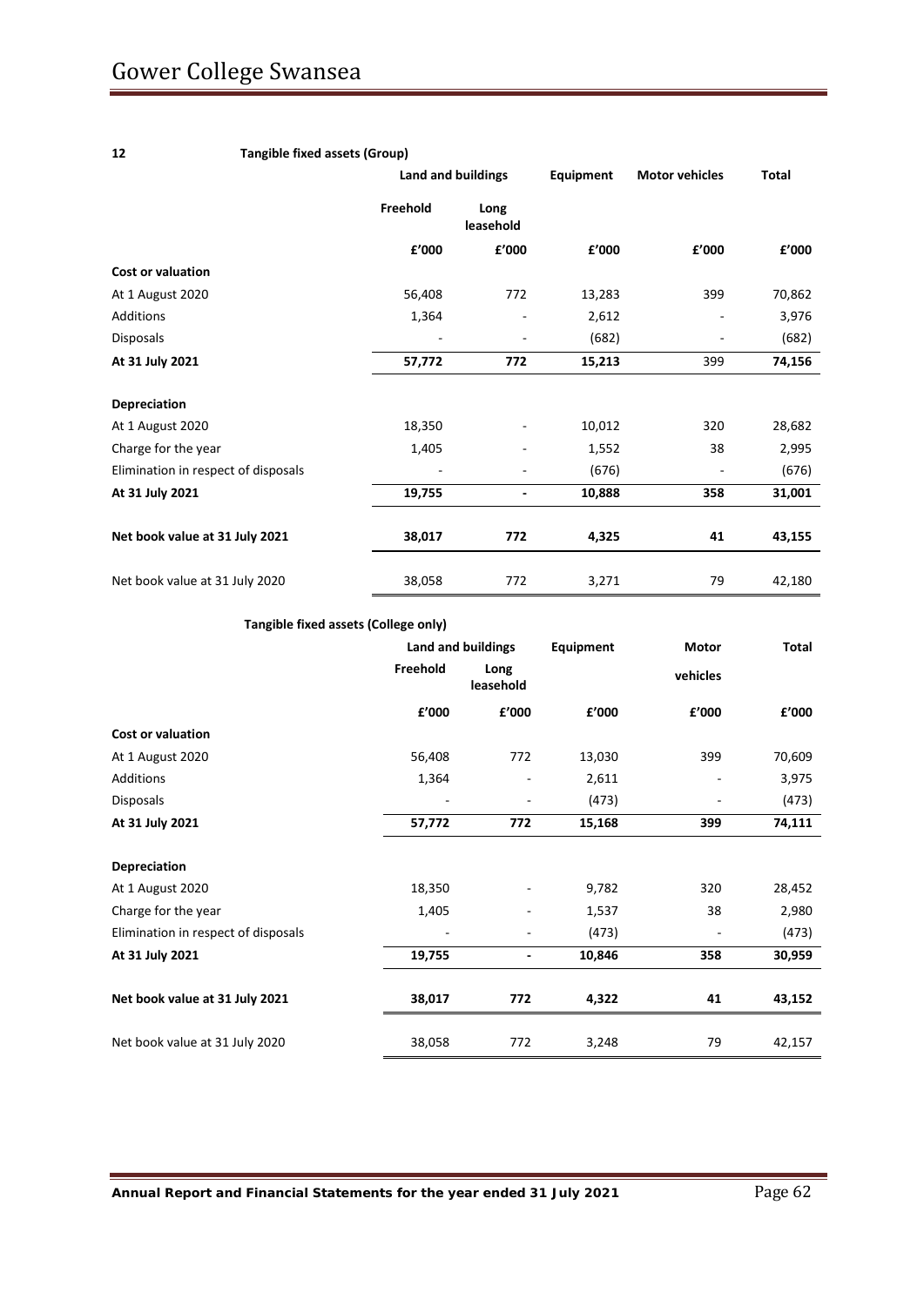## 12 Tangible fixed assets (Group)

| | Land and buildings | | Equipment | Motor vehicles | Total |
|---|---|---|---|---|---|
| | Freehold | Long leasehold | | | |
| | £'000 | £'000 | £'000 | £'000 | £'000 |
| **Cost or valuation** | | | | | |
| At 1 August 2020 | 56,408 | 772 | 13,283 | 399 | 70,862 |
| Additions | 1,364 | - | 2,612 | - | 3,976 |
| Disposals | - | - | (682) | - | (682) |
| **At 31 July 2021** | **57,772** | **772** | **15,213** | 399 | **74,156** |
| **Depreciation** | | | | | |
| At 1 August 2020 | 18,350 | - | 10,012 | 320 | 28,682 |
| Charge for the year | 1,405 | - | 1,552 | 38 | 2,995 |
| Elimination in respect of disposals | - | - | (676) | - | (676) |
| **At 31 July 2021** | **19,755** | **-** | **10,888** | **358** | **31,001** |
| **Net book value at 31 July 2021** | **38,017** | **772** | **4,325** | **41** | **43,155** |
| Net book value at 31 July 2020 | 38,058 | 772 | 3,271 | 79 | 42,180 |

### Tangible fixed assets (College only)

| | Land and buildings | | Equipment | Motor vehicles | Total |
|---|---|---|---|---|---|
| | Freehold | Long leasehold | | | |
| | £'000 | £'000 | £'000 | £'000 | £'000 |
| **Cost or valuation** | | | | | |
| At 1 August 2020 | 56,408 | 772 | 13,030 | 399 | 70,609 |
| Additions | 1,364 | - | 2,611 | - | 3,975 |
| Disposals | - | - | (473) | - | (473) |
| **At 31 July 2021** | **57,772** | **772** | **15,168** | **399** | **74,111** |
| **Depreciation** | | | | | |
| At 1 August 2020 | 18,350 | - | 9,782 | 320 | 28,452 |
| Charge for the year | 1,405 | - | 1,537 | 38 | 2,980 |
| Elimination in respect of disposals | - | - | (473) | - | (473) |
| **At 31 July 2021** | **19,755** | **-** | **10,846** | **358** | **30,959** |
| **Net book value at 31 July 2021** | **38,017** | **772** | **4,322** | **41** | **43,152** |
| Net book value at 31 July 2020 | 38,058 | 772 | 3,248 | 79 | 42,157 |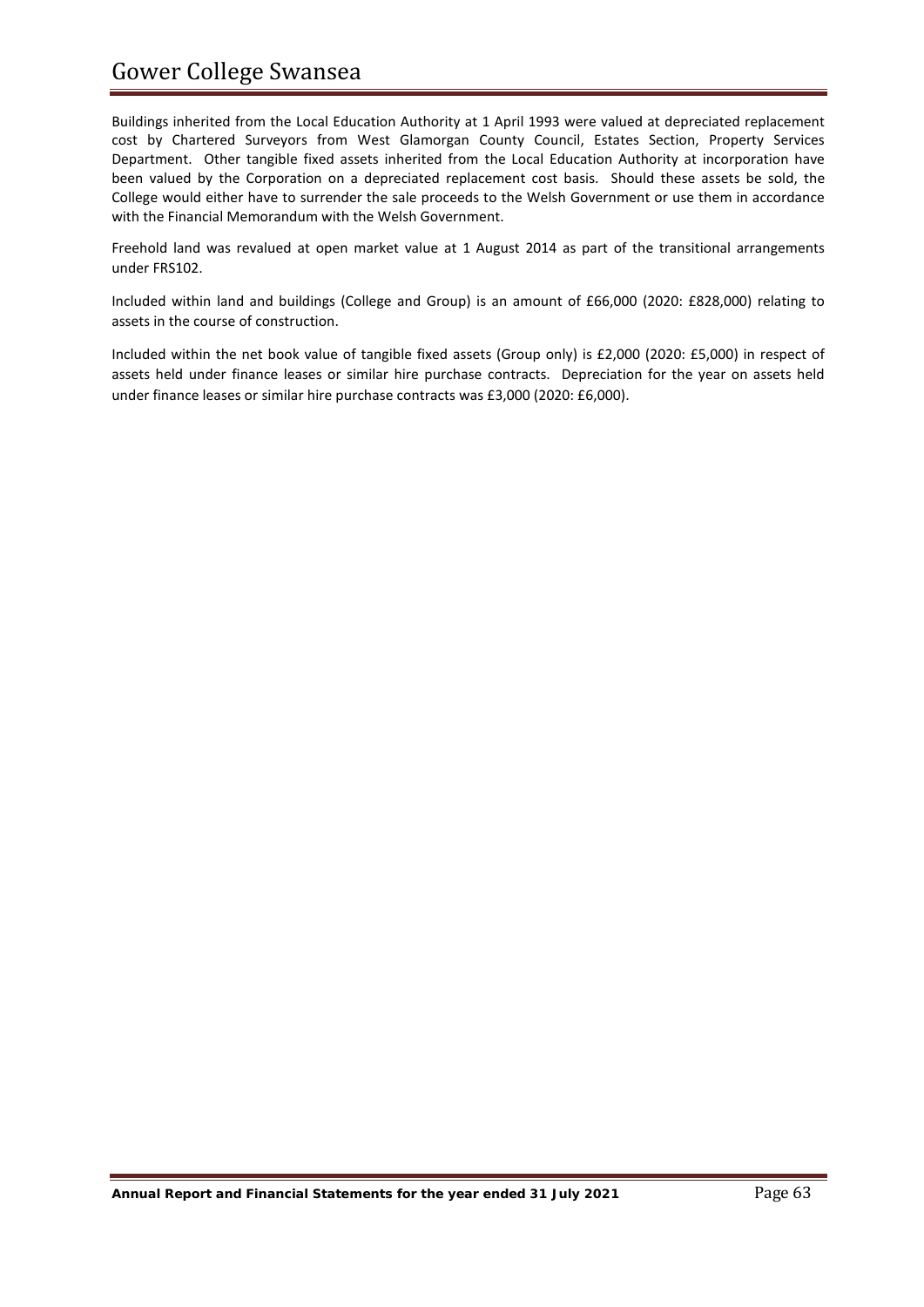Buildings inherited from the Local Education Authority at 1 April 1993 were valued at depreciated replacement cost by Chartered Surveyors from West Glamorgan County Council, Estates Section, Property Services Department. Other tangible fixed assets inherited from the Local Education Authority at incorporation have been valued by the Corporation on a depreciated replacement cost basis. Should these assets be sold, the College would either have to surrender the sale proceeds to the Welsh Government or use them in accordance with the Financial Memorandum with the Welsh Government.

Freehold land was revalued at open market value at 1 August 2014 as part of the transitional arrangements under FRS102.

Included within land and buildings (College and Group) is an amount of £66,000 (2020: £828,000) relating to assets in the course of construction.

Included within the net book value of tangible fixed assets (Group only) is £2,000 (2020: £5,000) in respect of assets held under finance leases or similar hire purchase contracts. Depreciation for the year on assets held under finance leases or similar hire purchase contracts was £3,000 (2020: £6,000).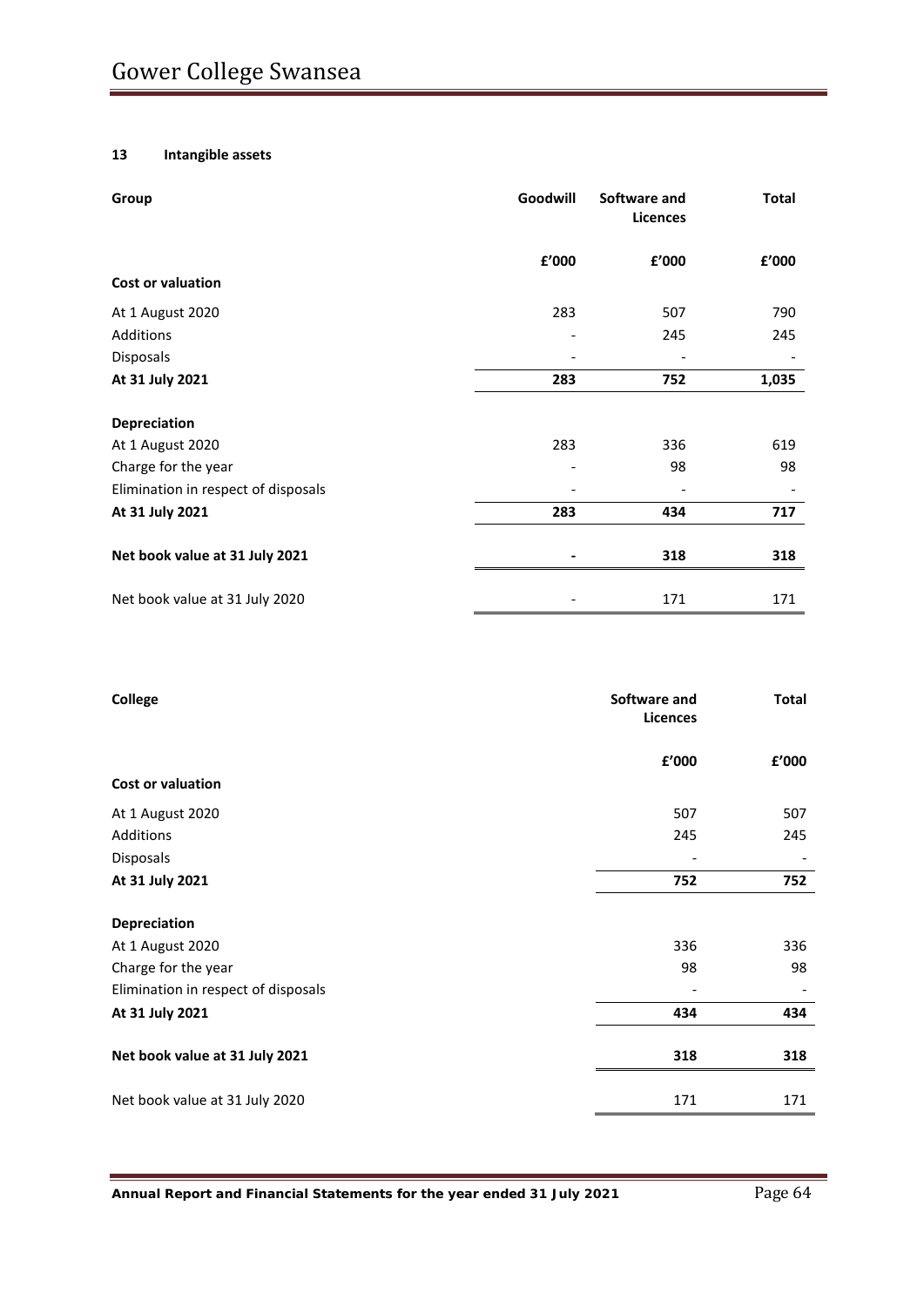## 13 Intangible assets

| Group | Goodwill | Software and Licences | Total |
|---|---|---|---|
| | £'000 | £'000 | £'000 |
| **Cost or valuation** | | | |
| At 1 August 2020 | 283 | 507 | 790 |
| Additions | - | 245 | 245 |
| Disposals | - | - | - |
| **At 31 July 2021** | **283** | **752** | **1,035** |
| **Depreciation** | | | |
| At 1 August 2020 | 283 | 336 | 619 |
| Charge for the year | - | 98 | 98 |
| Elimination in respect of disposals | - | - | - |
| **At 31 July 2021** | **283** | **434** | **717** |
| **Net book value at 31 July 2021** | **-** | **318** | **318** |
| Net book value at 31 July 2020 | - | 171 | 171 |

| College | Software and Licences | Total |
|---|---|---|
| | £'000 | £'000 |
| **Cost or valuation** | | |
| At 1 August 2020 | 507 | 507 |
| Additions | 245 | 245 |
| Disposals | - | - |
| **At 31 July 2021** | **752** | **752** |
| **Depreciation** | | |
| At 1 August 2020 | 336 | 336 |
| Charge for the year | 98 | 98 |
| Elimination in respect of disposals | - | - |
| **At 31 July 2021** | **434** | **434** |
| **Net book value at 31 July 2021** | **318** | **318** |
| Net book value at 31 July 2020 | 171 | 171 |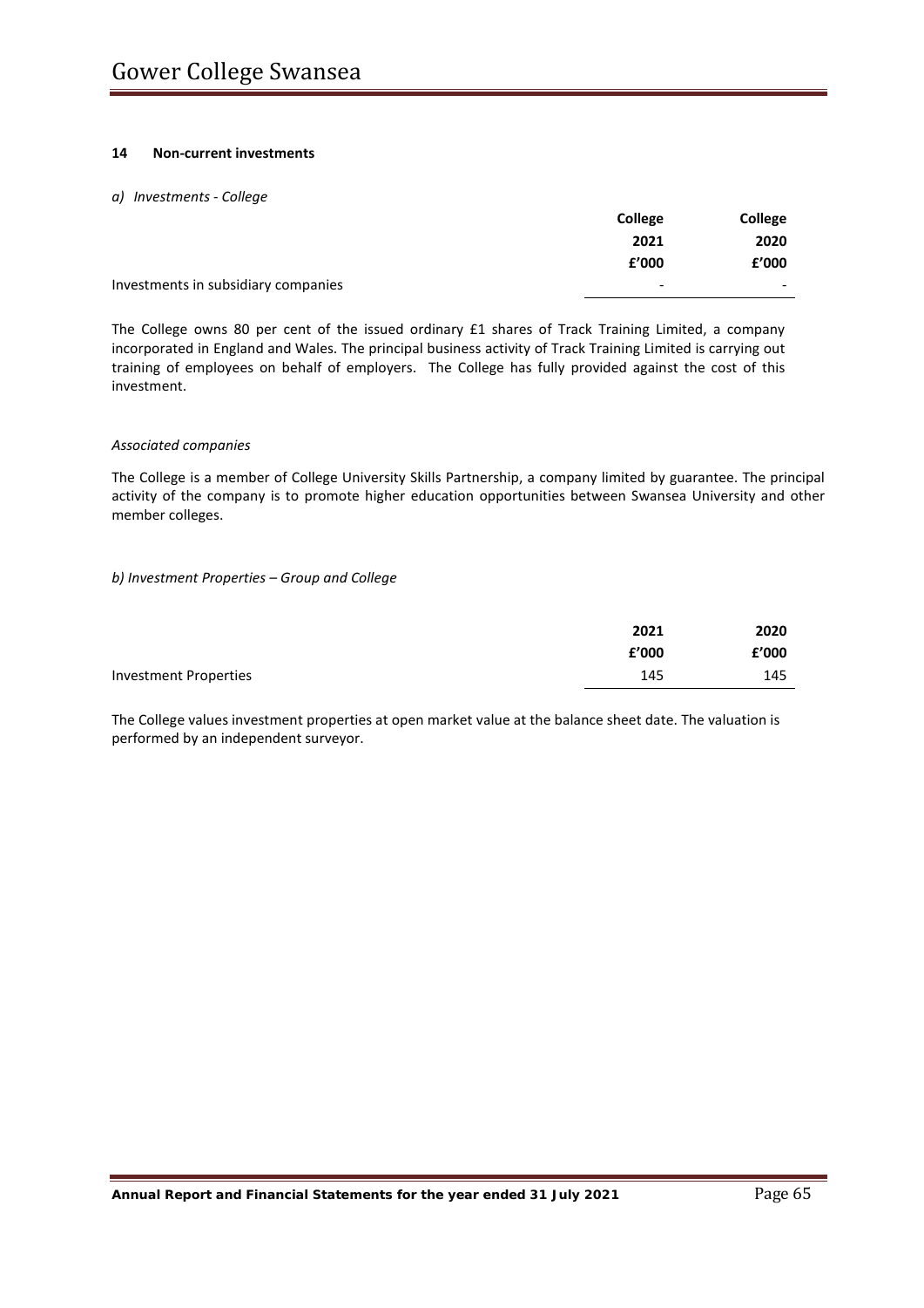### 14 Non-current investments

*a) Investments - College*

| | College 2021 £'000 | College 2020 £'000 |
|---|---|---|
| Investments in subsidiary companies | - | - |

The College owns 80 per cent of the issued ordinary £1 shares of Track Training Limited, a company incorporated in England and Wales. The principal business activity of Track Training Limited is carrying out training of employees on behalf of employers. The College has fully provided against the cost of this investment.

*Associated companies*

The College is a member of College University Skills Partnership, a company limited by guarantee. The principal activity of the company is to promote higher education opportunities between Swansea University and other member colleges.

*b) Investment Properties – Group and College*

| | 2021 £'000 | 2020 £'000 |
|---|---|---|
| Investment Properties | 145 | 145 |

The College values investment properties at open market value at the balance sheet date. The valuation is performed by an independent surveyor.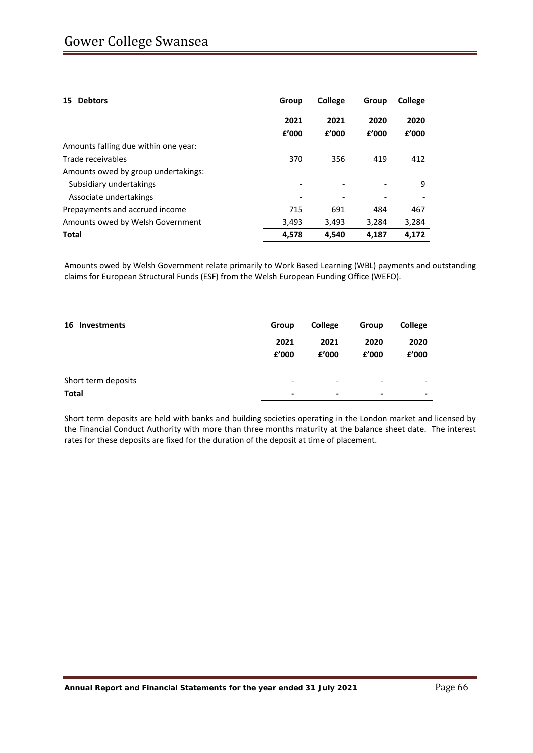## 15 Debtors

| | Group 2021 £'000 | College 2021 £'000 | Group 2020 £'000 | College 2020 £'000 |
|---|---|---|---|---|
| Amounts falling due within one year: | | | | |
| Trade receivables | 370 | 356 | 419 | 412 |
| Amounts owed by group undertakings: | | | | |
| Subsidiary undertakings | - | - | - | 9 |
| Associate undertakings | - | - | - | - |
| Prepayments and accrued income | 715 | 691 | 484 | 467 |
| Amounts owed by Welsh Government | 3,493 | 3,493 | 3,284 | 3,284 |
| **Total** | **4,578** | **4,540** | **4,187** | **4,172** |

Amounts owed by Welsh Government relate primarily to Work Based Learning (WBL) payments and outstanding claims for European Structural Funds (ESF) from the Welsh European Funding Office (WEFO).

## 16 Investments

| | Group 2021 £'000 | College 2021 £'000 | Group 2020 £'000 | College 2020 £'000 |
|---|---|---|---|---|
| Short term deposits | - | - | - | - |
| **Total** | **-** | **-** | **-** | **-** |

Short term deposits are held with banks and building societies operating in the London market and licensed by the Financial Conduct Authority with more than three months maturity at the balance sheet date. The interest rates for these deposits are fixed for the duration of the deposit at time of placement.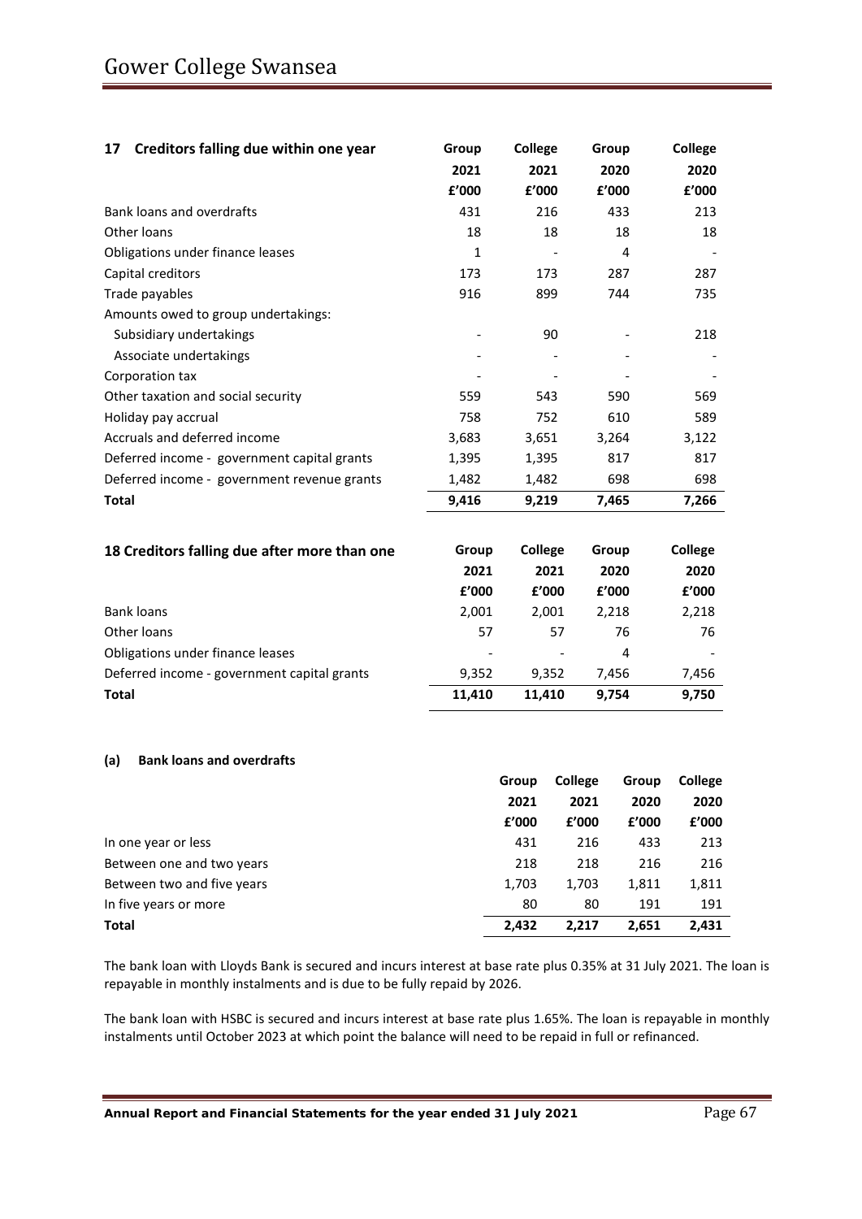## 17 Creditors falling due within one year

| | Group 2021 £'000 | College 2021 £'000 | Group 2020 £'000 | College 2020 £'000 |
|---|---|---|---|---|
| Bank loans and overdrafts | 431 | 216 | 433 | 213 |
| Other loans | 18 | 18 | 18 | 18 |
| Obligations under finance leases | 1 | - | 4 | - |
| Capital creditors | 173 | 173 | 287 | 287 |
| Trade payables | 916 | 899 | 744 | 735 |
| Amounts owed to group undertakings: | | | | |
| Subsidiary undertakings | - | 90 | - | 218 |
| Associate undertakings | - | - | - | - |
| Corporation tax | - | - | - | - |
| Other taxation and social security | 559 | 543 | 590 | 569 |
| Holiday pay accrual | 758 | 752 | 610 | 589 |
| Accruals and deferred income | 3,683 | 3,651 | 3,264 | 3,122 |
| Deferred income - government capital grants | 1,395 | 1,395 | 817 | 817 |
| Deferred income - government revenue grants | 1,482 | 1,482 | 698 | 698 |
| **Total** | **9,416** | **9,219** | **7,465** | **7,266** |

## 18 Creditors falling due after more than one

| | Group 2021 £'000 | College 2021 £'000 | Group 2020 £'000 | College 2020 £'000 |
|---|---|---|---|---|
| Bank loans | 2,001 | 2,001 | 2,218 | 2,218 |
| Other loans | 57 | 57 | 76 | 76 |
| Obligations under finance leases | - | - | 4 | - |
| Deferred income - government capital grants | 9,352 | 9,352 | 7,456 | 7,456 |
| **Total** | **11,410** | **11,410** | **9,754** | **9,750** |

### (a) Bank loans and overdrafts

| | Group 2021 £'000 | College 2021 £'000 | Group 2020 £'000 | College 2020 £'000 |
|---|---|---|---|---|
| In one year or less | 431 | 216 | 433 | 213 |
| Between one and two years | 218 | 218 | 216 | 216 |
| Between two and five years | 1,703 | 1,703 | 1,811 | 1,811 |
| In five years or more | 80 | 80 | 191 | 191 |
| **Total** | **2,432** | **2,217** | **2,651** | **2,431** |

The bank loan with Lloyds Bank is secured and incurs interest at base rate plus 0.35% at 31 July 2021. The loan is repayable in monthly instalments and is due to be fully repaid by 2026.

The bank loan with HSBC is secured and incurs interest at base rate plus 1.65%. The loan is repayable in monthly instalments until October 2023 at which point the balance will need to be repaid in full or refinanced.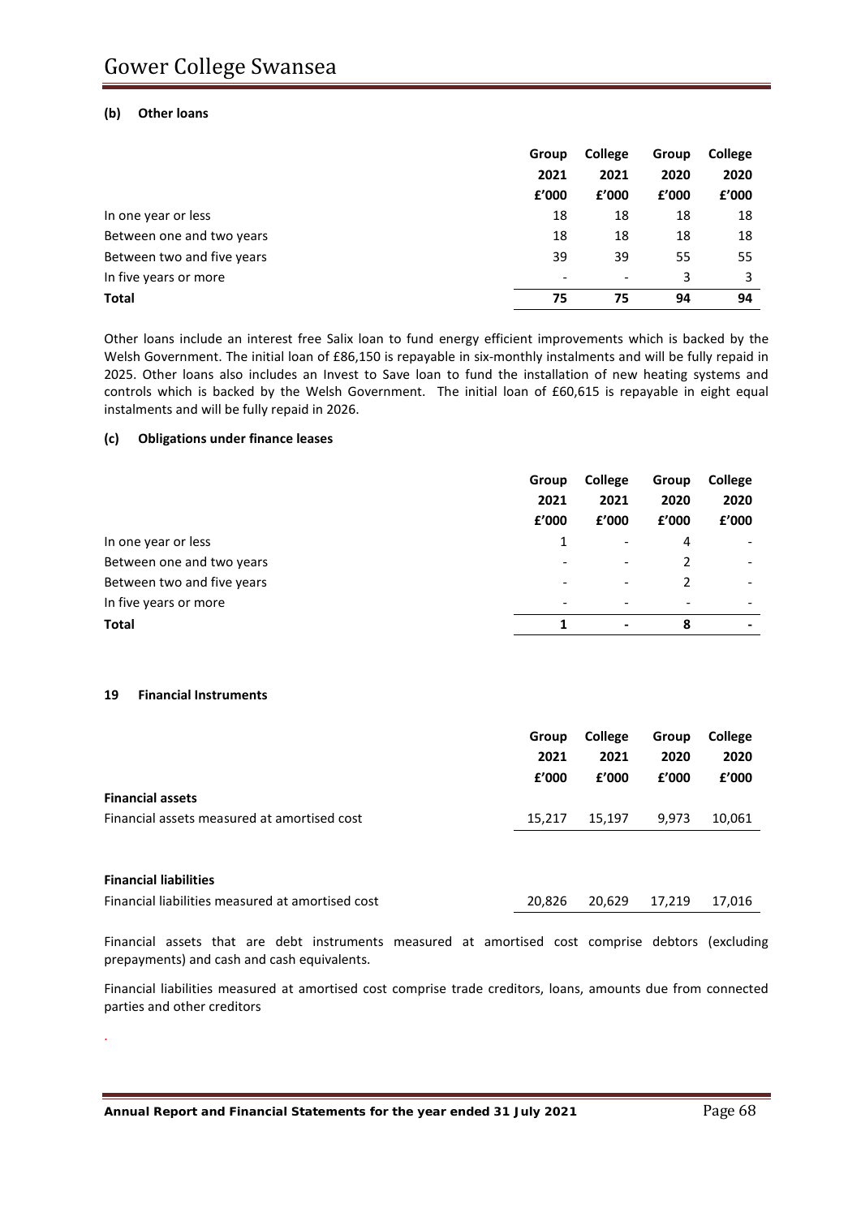### (b) Other loans

| | Group 2021 £'000 | College 2021 £'000 | Group 2020 £'000 | College 2020 £'000 |
|---|---|---|---|---|
| In one year or less | 18 | 18 | 18 | 18 |
| Between one and two years | 18 | 18 | 18 | 18 |
| Between two and five years | 39 | 39 | 55 | 55 |
| In five years or more | - | - | 3 | 3 |
| **Total** | **75** | **75** | **94** | **94** |

Other loans include an interest free Salix loan to fund energy efficient improvements which is backed by the Welsh Government. The initial loan of £86,150 is repayable in six-monthly instalments and will be fully repaid in 2025. Other loans also includes an Invest to Save loan to fund the installation of new heating systems and controls which is backed by the Welsh Government. The initial loan of £60,615 is repayable in eight equal instalments and will be fully repaid in 2026.

### (c) Obligations under finance leases

| | Group 2021 £'000 | College 2021 £'000 | Group 2020 £'000 | College 2020 £'000 |
|---|---|---|---|---|
| In one year or less | 1 | - | 4 | - |
| Between one and two years | - | - | 2 | - |
| Between two and five years | - | - | 2 | - |
| In five years or more | - | - | - | - |
| **Total** | **1** | **-** | **8** | **-** |

## 19 Financial Instruments

| | Group 2021 £'000 | College 2021 £'000 | Group 2020 £'000 | College 2020 £'000 |
|---|---|---|---|---|
| **Financial assets** | | | | |
| Financial assets measured at amortised cost | 15,217 | 15,197 | 9,973 | 10,061 |
| | | | | |
| **Financial liabilities** | | | | |
| Financial liabilities measured at amortised cost | 20,826 | 20,629 | 17,219 | 17,016 |

Financial assets that are debt instruments measured at amortised cost comprise debtors (excluding prepayments) and cash and cash equivalents.

Financial liabilities measured at amortised cost comprise trade creditors, loans, amounts due from connected parties and other creditors

.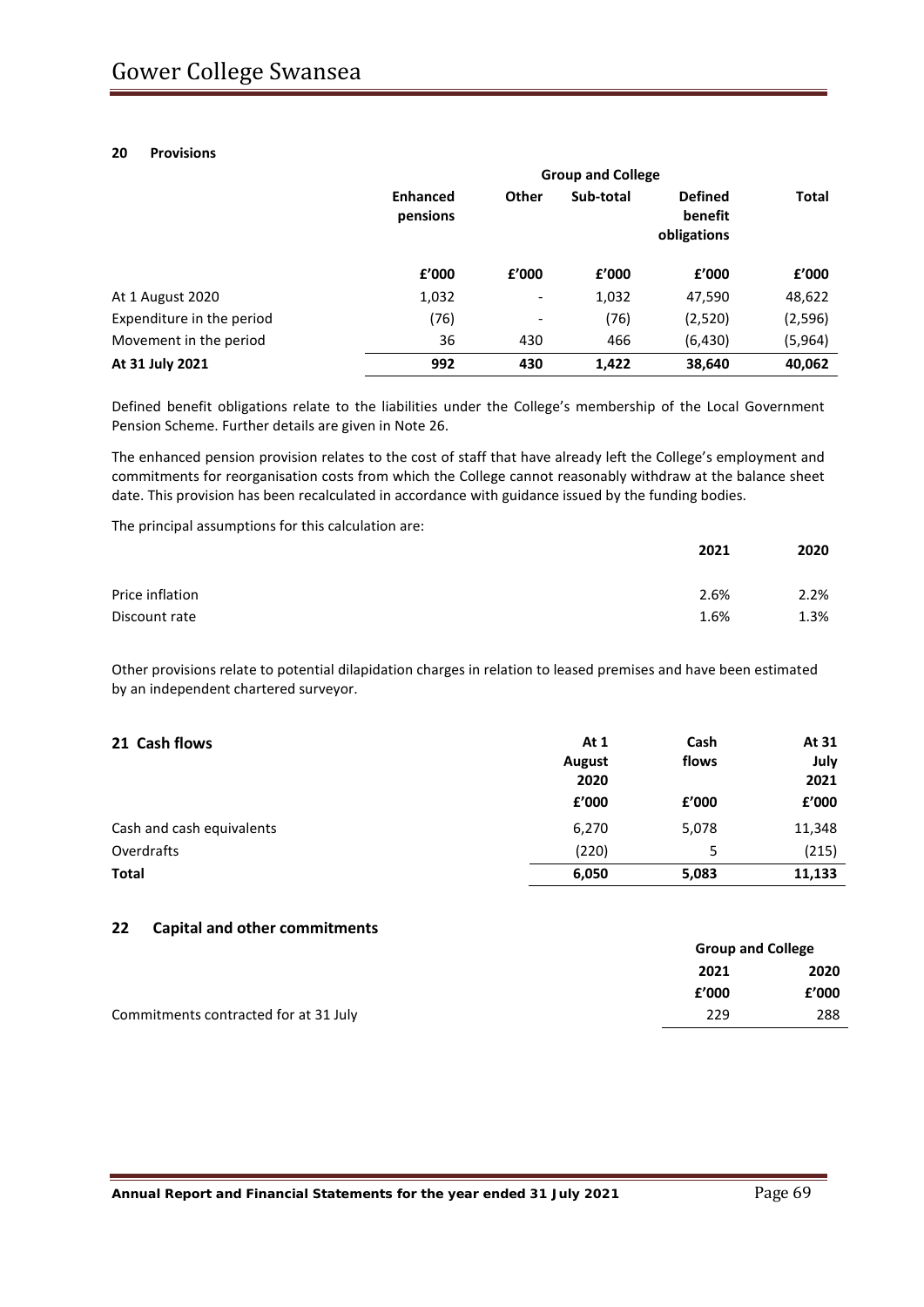## 20 Provisions

| | Group and College | | | | |
|---|---|---|---|---|---|
| | **Enhanced pensions** | **Other** | **Sub-total** | **Defined benefit obligations** | **Total** |
| | **£'000** | **£'000** | **£'000** | **£'000** | **£'000** |
| At 1 August 2020 | 1,032 | - | 1,032 | 47,590 | 48,622 |
| Expenditure in the period | (76) | - | (76) | (2,520) | (2,596) |
| Movement in the period | 36 | 430 | 466 | (6,430) | (5,964) |
| **At 31 July 2021** | **992** | **430** | **1,422** | **38,640** | **40,062** |

Defined benefit obligations relate to the liabilities under the College's membership of the Local Government Pension Scheme. Further details are given in Note 26.

The enhanced pension provision relates to the cost of staff that have already left the College's employment and commitments for reorganisation costs from which the College cannot reasonably withdraw at the balance sheet date. This provision has been recalculated in accordance with guidance issued by the funding bodies.

The principal assumptions for this calculation are:

| | **2021** | **2020** |
|---|---|---|
| Price inflation | 2.6% | 2.2% |
| Discount rate | 1.6% | 1.3% |

Other provisions relate to potential dilapidation charges in relation to leased premises and have been estimated by an independent chartered surveyor.

## 21 Cash flows

| | **At 1 August 2020** | **Cash flows** | **At 31 July 2021** |
|---|---|---|---|
| | **£'000** | **£'000** | **£'000** |
| Cash and cash equivalents | 6,270 | 5,078 | 11,348 |
| Overdrafts | (220) | 5 | (215) |
| **Total** | **6,050** | **5,083** | **11,133** |

## 22 Capital and other commitments

| | Group and College | |
|---|---|---|
| | **2021** | **2020** |
| | **£'000** | **£'000** |
| Commitments contracted for at 31 July | 229 | 288 |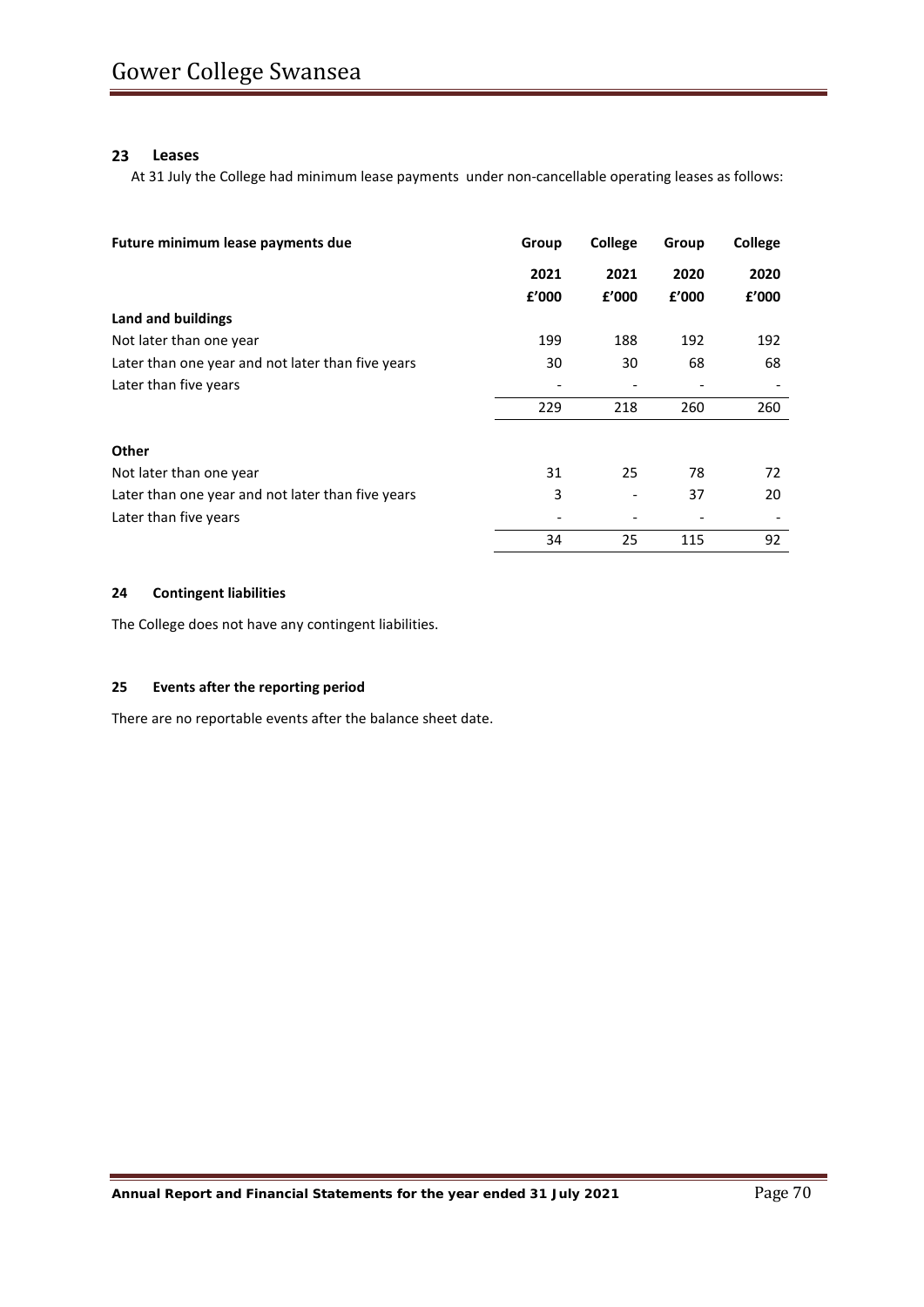## 23 Leases

At 31 July the College had minimum lease payments under non-cancellable operating leases as follows:

| Future minimum lease payments due | Group | College | Group | College |
|---|---|---|---|---|
| | 2021 | 2021 | 2020 | 2020 |
| | £'000 | £'000 | £'000 | £'000 |
| **Land and buildings** | | | | |
| Not later than one year | 199 | 188 | 192 | 192 |
| Later than one year and not later than five years | 30 | 30 | 68 | 68 |
| Later than five years | - | - | - | - |
| | 229 | 218 | 260 | 260 |
| **Other** | | | | |
| Not later than one year | 31 | 25 | 78 | 72 |
| Later than one year and not later than five years | 3 | - | 37 | 20 |
| Later than five years | - | - | - | - |
| | 34 | 25 | 115 | 92 |

## 24 Contingent liabilities

The College does not have any contingent liabilities.

## 25 Events after the reporting period

There are no reportable events after the balance sheet date.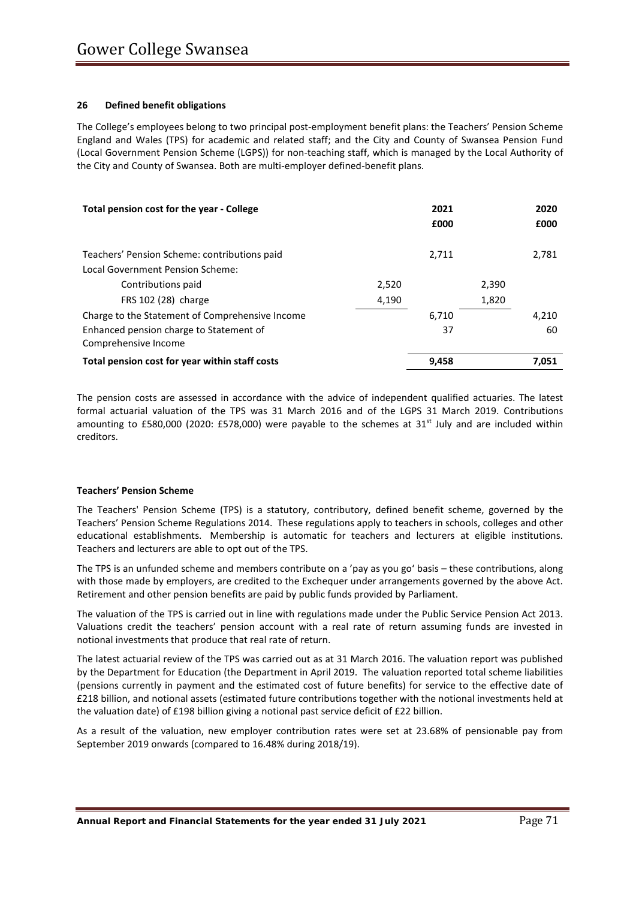### 26 Defined benefit obligations

The College's employees belong to two principal post-employment benefit plans: the Teachers' Pension Scheme England and Wales (TPS) for academic and related staff; and the City and County of Swansea Pension Fund (Local Government Pension Scheme (LGPS)) for non-teaching staff, which is managed by the Local Authority of the City and County of Swansea. Both are multi-employer defined-benefit plans.

| **Total pension cost for the year - College** | | **2021** | | **2020** |
|---|---|---|---|---|
| | | **£000** | | **£000** |
| Teachers' Pension Scheme: contributions paid | | 2,711 | | 2,781 |
| Local Government Pension Scheme: | | | | |
| Contributions paid | 2,520 | | 2,390 | |
| FRS 102 (28) charge | 4,190 | | 1,820 | |
| Charge to the Statement of Comprehensive Income | | 6,710 | | 4,210 |
| Enhanced pension charge to Statement of Comprehensive Income | | 37 | | 60 |
| **Total pension cost for year within staff costs** | | **9,458** | | **7,051** |

The pension costs are assessed in accordance with the advice of independent qualified actuaries. The latest formal actuarial valuation of the TPS was 31 March 2016 and of the LGPS 31 March 2019. Contributions amounting to £580,000 (2020: £578,000) were payable to the schemes at 31st July and are included within creditors.

**Teachers' Pension Scheme**

The Teachers' Pension Scheme (TPS) is a statutory, contributory, defined benefit scheme, governed by the Teachers' Pension Scheme Regulations 2014. These regulations apply to teachers in schools, colleges and other educational establishments. Membership is automatic for teachers and lecturers at eligible institutions. Teachers and lecturers are able to opt out of the TPS.

The TPS is an unfunded scheme and members contribute on a 'pay as you go' basis – these contributions, along with those made by employers, are credited to the Exchequer under arrangements governed by the above Act. Retirement and other pension benefits are paid by public funds provided by Parliament.

The valuation of the TPS is carried out in line with regulations made under the Public Service Pension Act 2013. Valuations credit the teachers' pension account with a real rate of return assuming funds are invested in notional investments that produce that real rate of return.

The latest actuarial review of the TPS was carried out as at 31 March 2016. The valuation report was published by the Department for Education (the Department in April 2019. The valuation reported total scheme liabilities (pensions currently in payment and the estimated cost of future benefits) for service to the effective date of £218 billion, and notional assets (estimated future contributions together with the notional investments held at the valuation date) of £198 billion giving a notional past service deficit of £22 billion.

As a result of the valuation, new employer contribution rates were set at 23.68% of pensionable pay from September 2019 onwards (compared to 16.48% during 2018/19).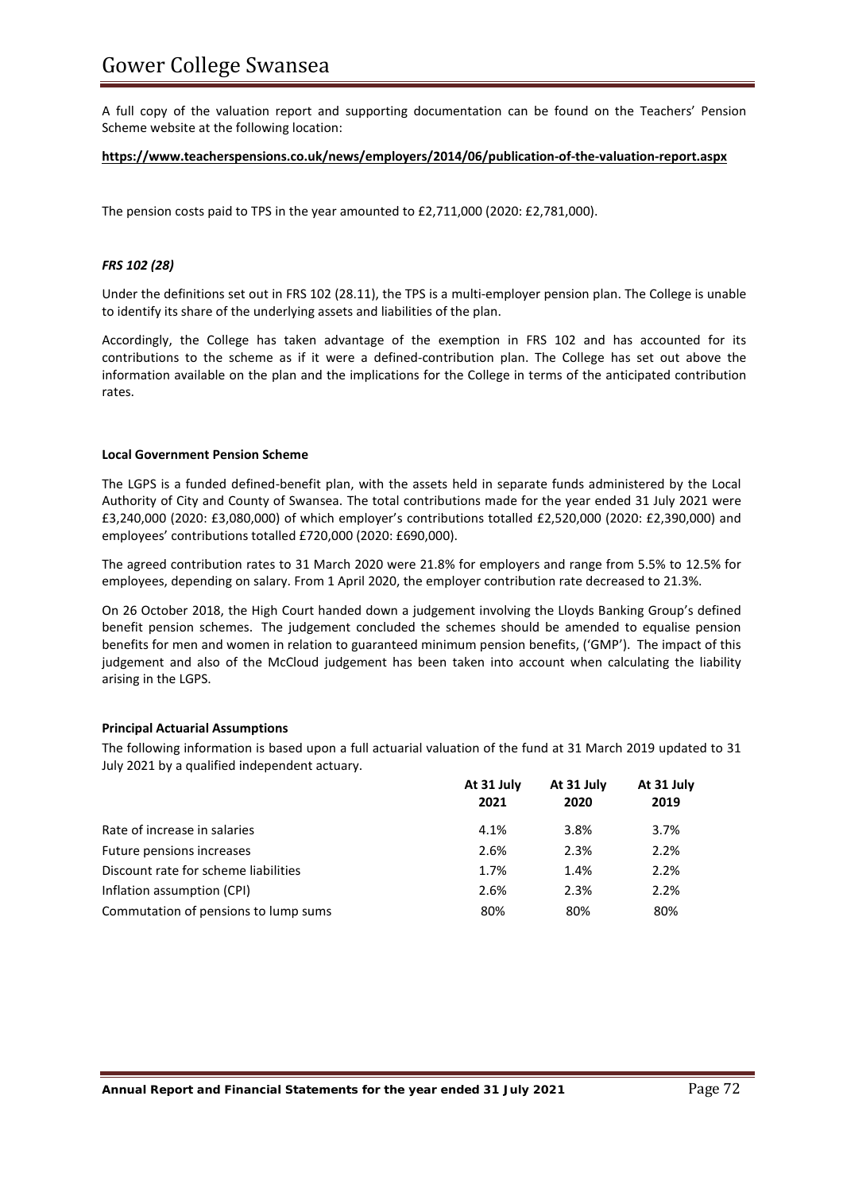A full copy of the valuation report and supporting documentation can be found on the Teachers' Pension Scheme website at the following location:

**https://www.teacherspensions.co.uk/news/employers/2014/06/publication-of-the-valuation-report.aspx**

The pension costs paid to TPS in the year amounted to £2,711,000 (2020: £2,781,000).

***FRS 102 (28)***

Under the definitions set out in FRS 102 (28.11), the TPS is a multi-employer pension plan. The College is unable to identify its share of the underlying assets and liabilities of the plan.

Accordingly, the College has taken advantage of the exemption in FRS 102 and has accounted for its contributions to the scheme as if it were a defined-contribution plan. The College has set out above the information available on the plan and the implications for the College in terms of the anticipated contribution rates.

**Local Government Pension Scheme**

The LGPS is a funded defined-benefit plan, with the assets held in separate funds administered by the Local Authority of City and County of Swansea. The total contributions made for the year ended 31 July 2021 were £3,240,000 (2020: £3,080,000) of which employer's contributions totalled £2,520,000 (2020: £2,390,000) and employees' contributions totalled £720,000 (2020: £690,000).

The agreed contribution rates to 31 March 2020 were 21.8% for employers and range from 5.5% to 12.5% for employees, depending on salary. From 1 April 2020, the employer contribution rate decreased to 21.3%.

On 26 October 2018, the High Court handed down a judgement involving the Lloyds Banking Group's defined benefit pension schemes. The judgement concluded the schemes should be amended to equalise pension benefits for men and women in relation to guaranteed minimum pension benefits, ('GMP'). The impact of this judgement and also of the McCloud judgement has been taken into account when calculating the liability arising in the LGPS.

**Principal Actuarial Assumptions**

The following information is based upon a full actuarial valuation of the fund at 31 March 2019 updated to 31 July 2021 by a qualified independent actuary.

| | At 31 July 2021 | At 31 July 2020 | At 31 July 2019 |
|---|---|---|---|
| Rate of increase in salaries | 4.1% | 3.8% | 3.7% |
| Future pensions increases | 2.6% | 2.3% | 2.2% |
| Discount rate for scheme liabilities | 1.7% | 1.4% | 2.2% |
| Inflation assumption (CPI) | 2.6% | 2.3% | 2.2% |
| Commutation of pensions to lump sums | 80% | 80% | 80% |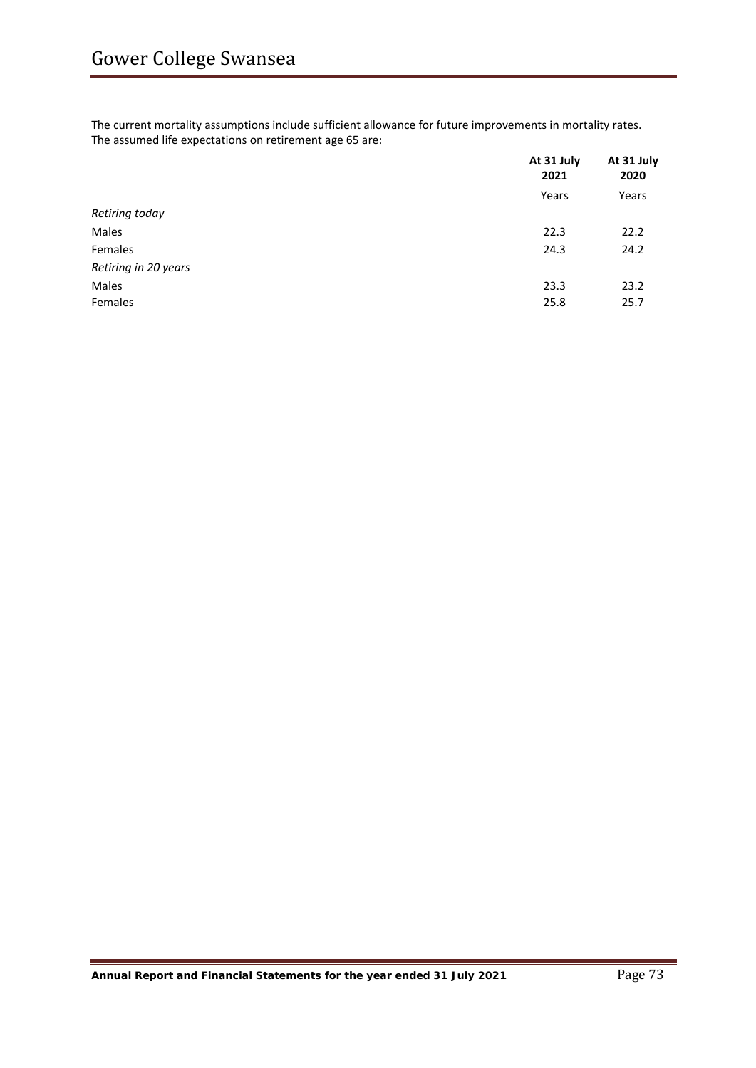The current mortality assumptions include sufficient allowance for future improvements in mortality rates. The assumed life expectations on retirement age 65 are:

| | **At 31 July 2021** | **At 31 July 2020** |
|---|---|---|
| | Years | Years |
| *Retiring today* | | |
| Males | 22.3 | 22.2 |
| Females | 24.3 | 24.2 |
| *Retiring in 20 years* | | |
| Males | 23.3 | 23.2 |
| Females | 25.8 | 25.7 |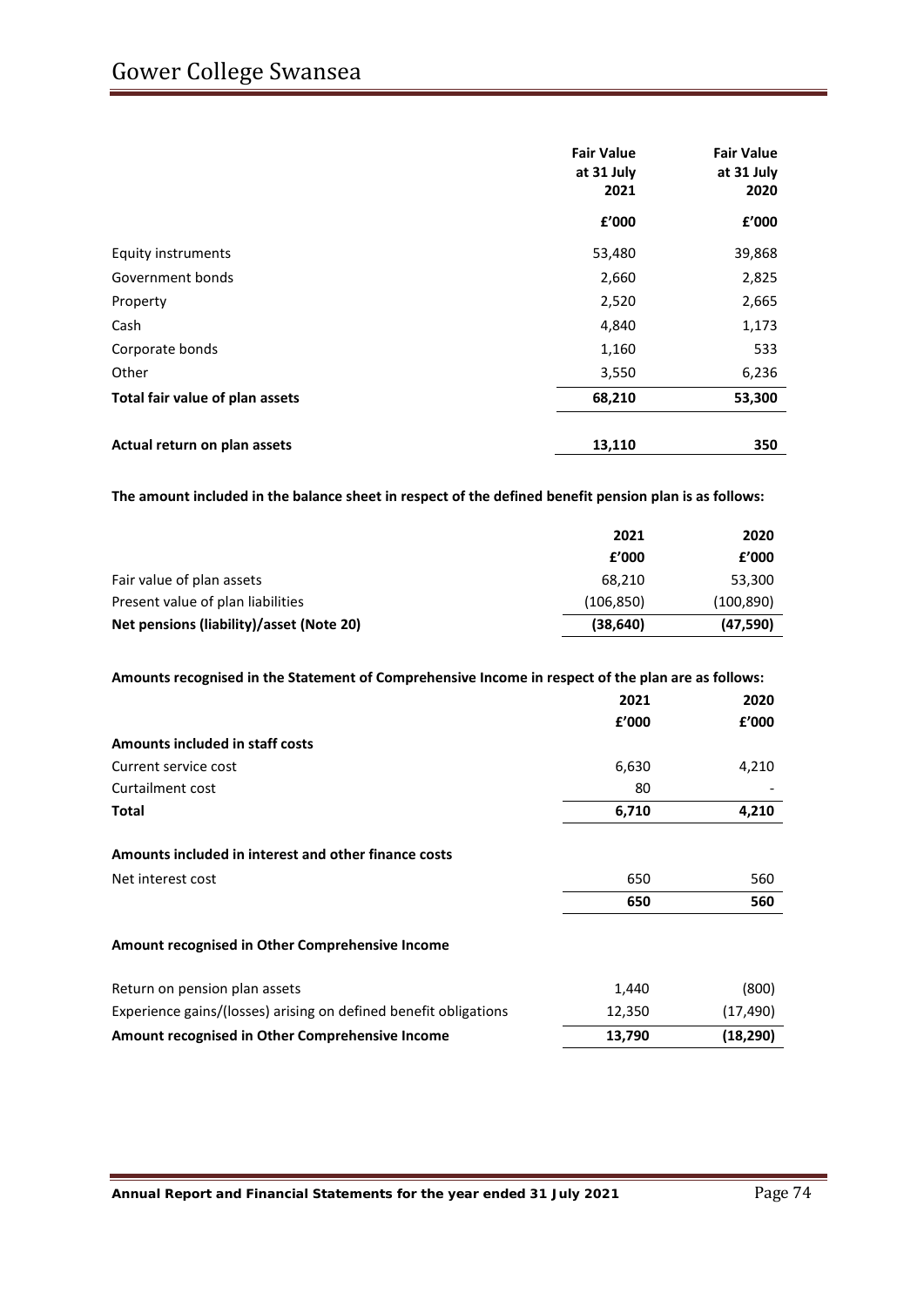| | Fair Value at 31 July 2021 | Fair Value at 31 July 2020 |
|---|---|---|
| | £'000 | £'000 |
| Equity instruments | 53,480 | 39,868 |
| Government bonds | 2,660 | 2,825 |
| Property | 2,520 | 2,665 |
| Cash | 4,840 | 1,173 |
| Corporate bonds | 1,160 | 533 |
| Other | 3,550 | 6,236 |
| **Total fair value of plan assets** | **68,210** | **53,300** |
| | | |
| **Actual return on plan assets** | **13,110** | **350** |

**The amount included in the balance sheet in respect of the defined benefit pension plan is as follows:**

| | 2021 | 2020 |
|---|---|---|
| | £'000 | £'000 |
| Fair value of plan assets | 68,210 | 53,300 |
| Present value of plan liabilities | (106,850) | (100,890) |
| **Net pensions (liability)/asset (Note 20)** | **(38,640)** | **(47,590)** |

**Amounts recognised in the Statement of Comprehensive Income in respect of the plan are as follows:**

| | 2021 | 2020 |
|---|---|---|
| | £'000 | £'000 |
| **Amounts included in staff costs** | | |
| Current service cost | 6,630 | 4,210 |
| Curtailment cost | 80 | - |
| **Total** | **6,710** | **4,210** |
| | | |
| **Amounts included in interest and other finance costs** | | |
| Net interest cost | 650 | 560 |
| | **650** | **560** |
| | | |
| **Amount recognised in Other Comprehensive Income** | | |
| Return on pension plan assets | 1,440 | (800) |
| Experience gains/(losses) arising on defined benefit obligations | 12,350 | (17,490) |
| **Amount recognised in Other Comprehensive Income** | **13,790** | **(18,290)** |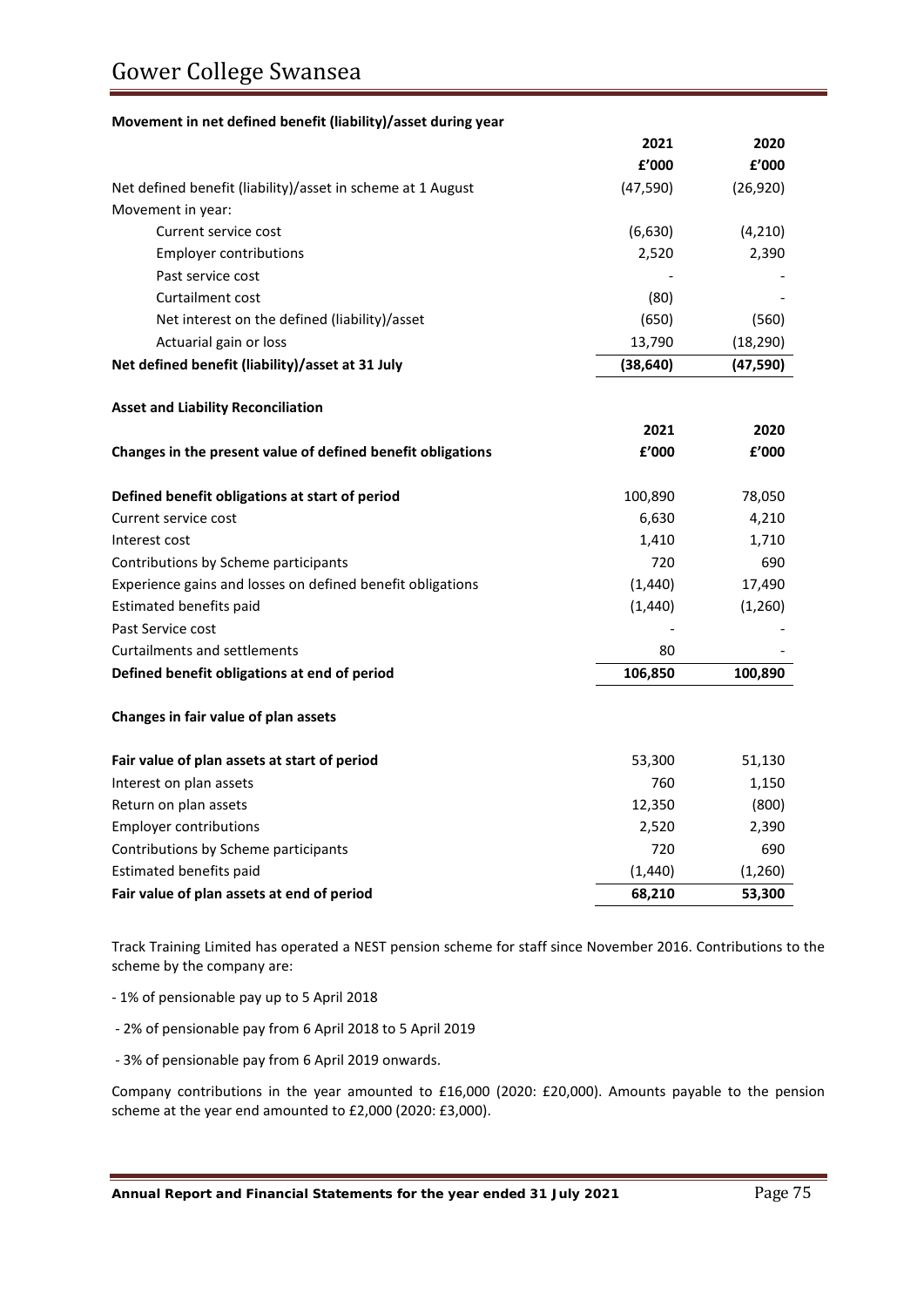**Movement in net defined benefit (liability)/asset during year**

| | 2021 | 2020 |
|---|---|---|
| | £'000 | £'000 |
| Net defined benefit (liability)/asset in scheme at 1 August | (47,590) | (26,920) |
| Movement in year: | | |
| Current service cost | (6,630) | (4,210) |
| Employer contributions | 2,520 | 2,390 |
| Past service cost | - | - |
| Curtailment cost | (80) | - |
| Net interest on the defined (liability)/asset | (650) | (560) |
| Actuarial gain or loss | 13,790 | (18,290) |
| **Net defined benefit (liability)/asset at 31 July** | **(38,640)** | **(47,590)** |

**Asset and Liability Reconciliation**

| | 2021 | 2020 |
|---|---|---|
| **Changes in the present value of defined benefit obligations** | **£'000** | **£'000** |
| **Defined benefit obligations at start of period** | 100,890 | 78,050 |
| Current service cost | 6,630 | 4,210 |
| Interest cost | 1,410 | 1,710 |
| Contributions by Scheme participants | 720 | 690 |
| Experience gains and losses on defined benefit obligations | (1,440) | 17,490 |
| Estimated benefits paid | (1,440) | (1,260) |
| Past Service cost | - | - |
| Curtailments and settlements | 80 | - |
| **Defined benefit obligations at end of period** | **106,850** | **100,890** |

**Changes in fair value of plan assets**

| | 2021 | 2020 |
|---|---|---|
| **Fair value of plan assets at start of period** | 53,300 | 51,130 |
| Interest on plan assets | 760 | 1,150 |
| Return on plan assets | 12,350 | (800) |
| Employer contributions | 2,520 | 2,390 |
| Contributions by Scheme participants | 720 | 690 |
| Estimated benefits paid | (1,440) | (1,260) |
| **Fair value of plan assets at end of period** | **68,210** | **53,300** |

Track Training Limited has operated a NEST pension scheme for staff since November 2016. Contributions to the scheme by the company are:

- 1% of pensionable pay up to 5 April 2018
- 2% of pensionable pay from 6 April 2018 to 5 April 2019
- 3% of pensionable pay from 6 April 2019 onwards.

Company contributions in the year amounted to £16,000 (2020: £20,000). Amounts payable to the pension scheme at the year end amounted to £2,000 (2020: £3,000).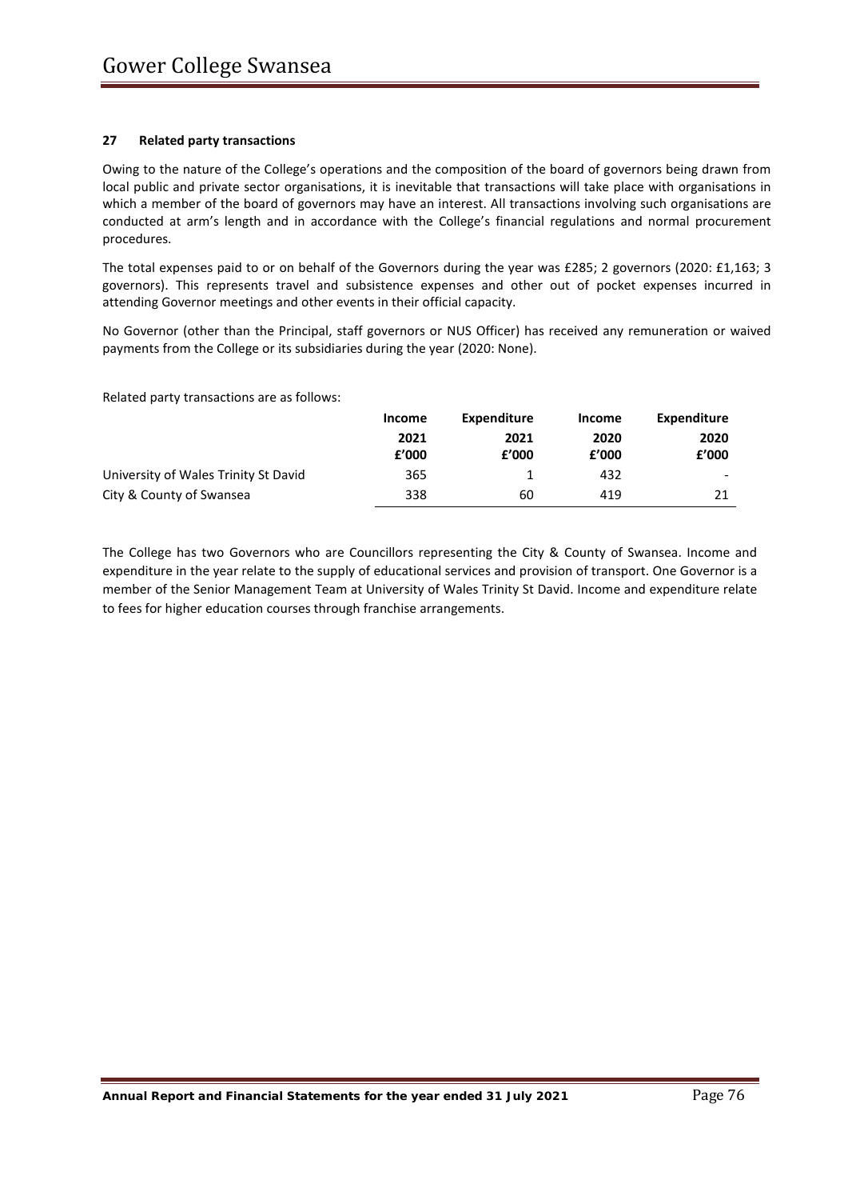## 27 Related party transactions

Owing to the nature of the College's operations and the composition of the board of governors being drawn from local public and private sector organisations, it is inevitable that transactions will take place with organisations in which a member of the board of governors may have an interest. All transactions involving such organisations are conducted at arm's length and in accordance with the College's financial regulations and normal procurement procedures.

The total expenses paid to or on behalf of the Governors during the year was £285; 2 governors (2020: £1,163; 3 governors). This represents travel and subsistence expenses and other out of pocket expenses incurred in attending Governor meetings and other events in their official capacity.

No Governor (other than the Principal, staff governors or NUS Officer) has received any remuneration or waived payments from the College or its subsidiaries during the year (2020: None).

Related party transactions are as follows:

| | **Income** | **Expenditure** | **Income** | **Expenditure** |
|---|---|---|---|---|
| | **2021** | **2021** | **2020** | **2020** |
| | **£'000** | **£'000** | **£'000** | **£'000** |
| University of Wales Trinity St David | 365 | 1 | 432 | - |
| City & County of Swansea | 338 | 60 | 419 | 21 |

The College has two Governors who are Councillors representing the City & County of Swansea. Income and expenditure in the year relate to the supply of educational services and provision of transport. One Governor is a member of the Senior Management Team at University of Wales Trinity St David. Income and expenditure relate to fees for higher education courses through franchise arrangements.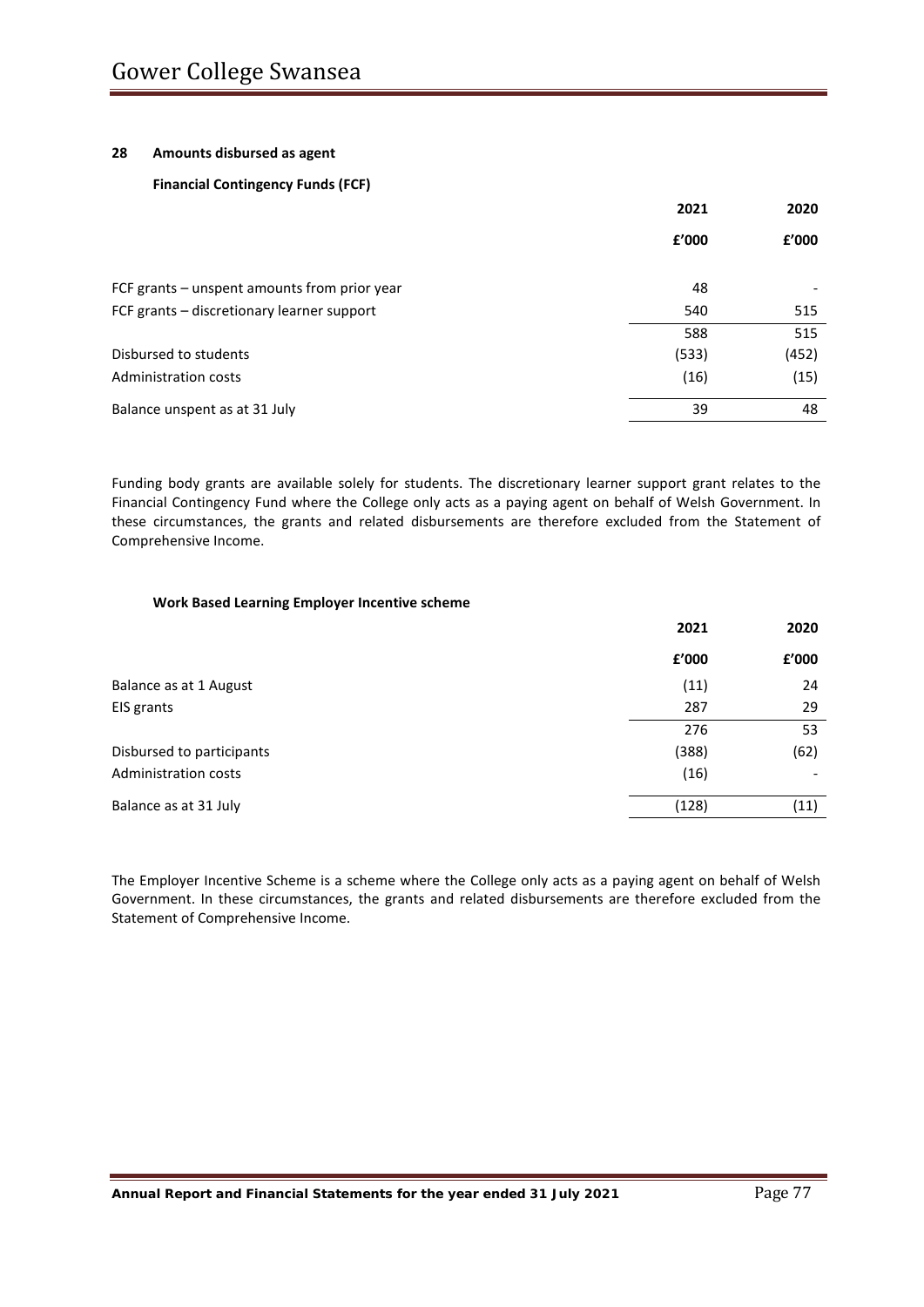## 28 Amounts disbursed as agent

### Financial Contingency Funds (FCF)

| | 2021 | 2020 |
|---|---|---|
| | £'000 | £'000 |
| FCF grants – unspent amounts from prior year | 48 | - |
| FCF grants – discretionary learner support | 540 | 515 |
| | 588 | 515 |
| Disbursed to students | (533) | (452) |
| Administration costs | (16) | (15) |
| Balance unspent as at 31 July | 39 | 48 |

Funding body grants are available solely for students. The discretionary learner support grant relates to the Financial Contingency Fund where the College only acts as a paying agent on behalf of Welsh Government. In these circumstances, the grants and related disbursements are therefore excluded from the Statement of Comprehensive Income.

### Work Based Learning Employer Incentive scheme

| | 2021 | 2020 |
|---|---|---|
| | £'000 | £'000 |
| Balance as at 1 August | (11) | 24 |
| EIS grants | 287 | 29 |
| | 276 | 53 |
| Disbursed to participants | (388) | (62) |
| Administration costs | (16) | - |
| Balance as at 31 July | (128) | (11) |

The Employer Incentive Scheme is a scheme where the College only acts as a paying agent on behalf of Welsh Government. In these circumstances, the grants and related disbursements are therefore excluded from the Statement of Comprehensive Income.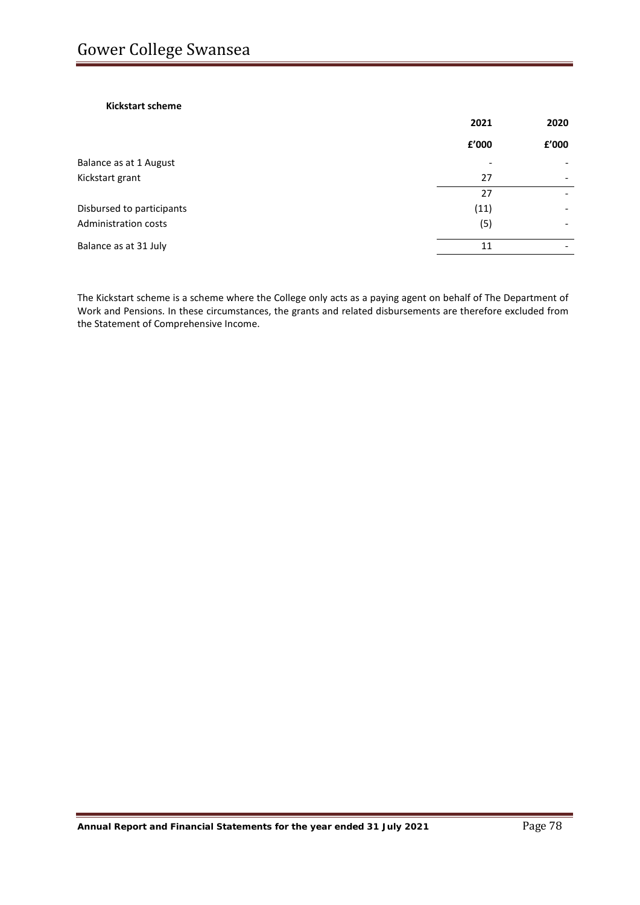**Kickstart scheme**

| | 2021 | 2020 |
|---|---|---|
| | £'000 | £'000 |
| Balance as at 1 August | - | - |
| Kickstart grant | 27 | - |
| | 27 | - |
| Disbursed to participants | (11) | - |
| Administration costs | (5) | - |
| Balance as at 31 July | 11 | - |

The Kickstart scheme is a scheme where the College only acts as a paying agent on behalf of The Department of Work and Pensions. In these circumstances, the grants and related disbursements are therefore excluded from the Statement of Comprehensive Income.